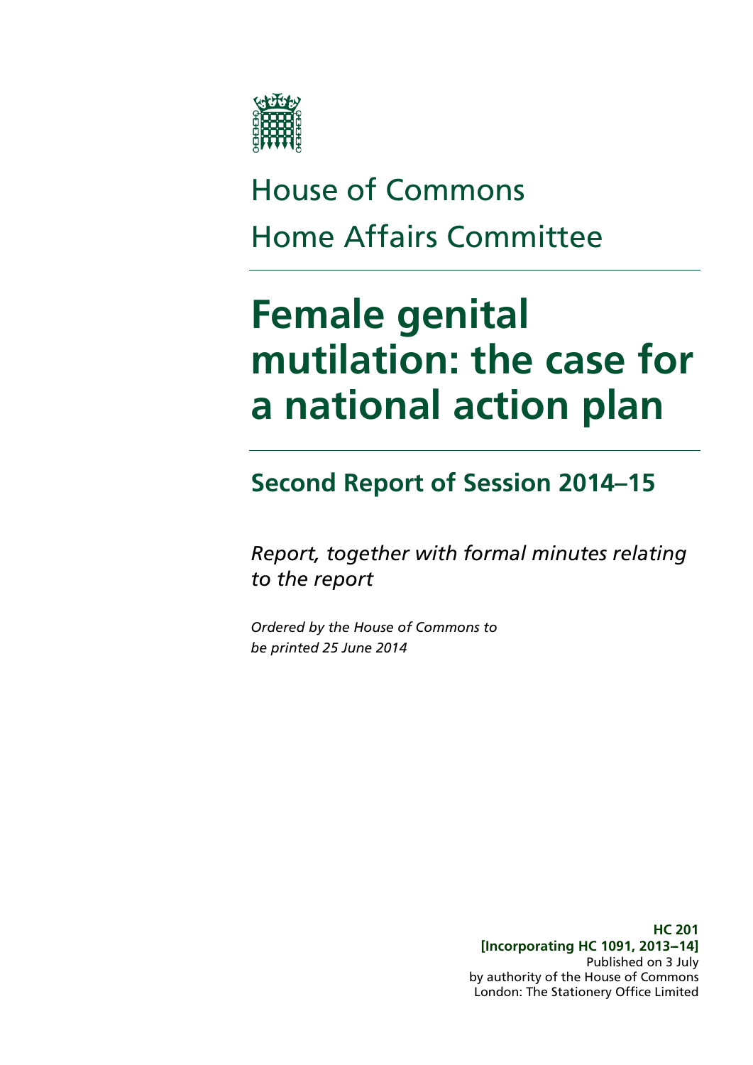House of Commons

Home Affairs Committee

# Female genital mutilation: the case for a national action plan

## Second Report of Session 2014–15

*Report, together with formal minutes relating to the report*

*Ordered by the House of Commons to be printed 25 June 2014*

**HC 201**
**[Incorporating HC 1091, 2013–14]**
Published on 3 July
by authority of the House of Commons
London: The Stationery Office Limited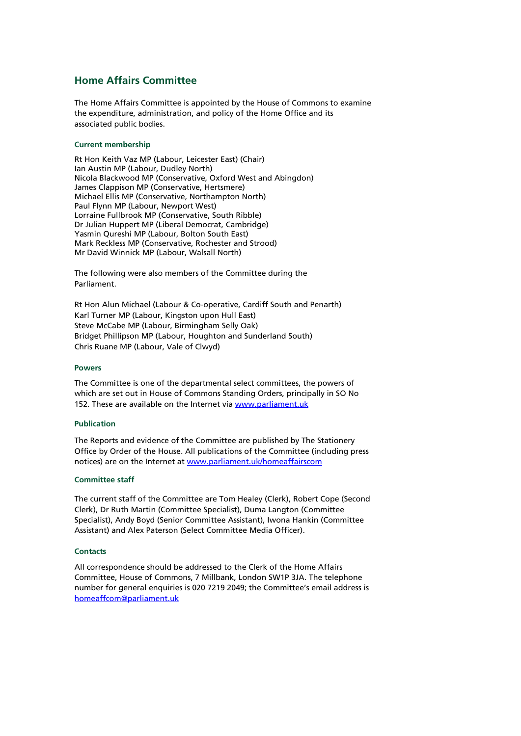## Home Affairs Committee

The Home Affairs Committee is appointed by the House of Commons to examine the expenditure, administration, and policy of the Home Office and its associated public bodies.

### Current membership

Rt Hon Keith Vaz MP (Labour, Leicester East) (Chair)
Ian Austin MP (Labour, Dudley North)
Nicola Blackwood MP (Conservative, Oxford West and Abingdon)
James Clappison MP (Conservative, Hertsmere)
Michael Ellis MP (Conservative, Northampton North)
Paul Flynn MP (Labour, Newport West)
Lorraine Fullbrook MP (Conservative, South Ribble)
Dr Julian Huppert MP (Liberal Democrat, Cambridge)
Yasmin Qureshi MP (Labour, Bolton South East)
Mark Reckless MP (Conservative, Rochester and Strood)
Mr David Winnick MP (Labour, Walsall North)

The following were also members of the Committee during the Parliament.

Rt Hon Alun Michael (Labour & Co-operative, Cardiff South and Penarth)
Karl Turner MP (Labour, Kingston upon Hull East)
Steve McCabe MP (Labour, Birmingham Selly Oak)
Bridget Phillipson MP (Labour, Houghton and Sunderland South)
Chris Ruane MP (Labour, Vale of Clwyd)

### Powers

The Committee is one of the departmental select committees, the powers of which are set out in House of Commons Standing Orders, principally in SO No 152. These are available on the Internet via [www.parliament.uk](www.parliament.uk)

### Publication

The Reports and evidence of the Committee are published by The Stationery Office by Order of the House. All publications of the Committee (including press notices) are on the Internet at [www.parliament.uk/homeaffairscom](www.parliament.uk/homeaffairscom)

### Committee staff

The current staff of the Committee are Tom Healey (Clerk), Robert Cope (Second Clerk), Dr Ruth Martin (Committee Specialist), Duma Langton (Committee Specialist), Andy Boyd (Senior Committee Assistant), Iwona Hankin (Committee Assistant) and Alex Paterson (Select Committee Media Officer).

### Contacts

All correspondence should be addressed to the Clerk of the Home Affairs Committee, House of Commons, 7 Millbank, London SW1P 3JA. The telephone number for general enquiries is 020 7219 2049; the Committee's email address is [homeaffcom@parliament.uk](mailto:homeaffcom@parliament.uk)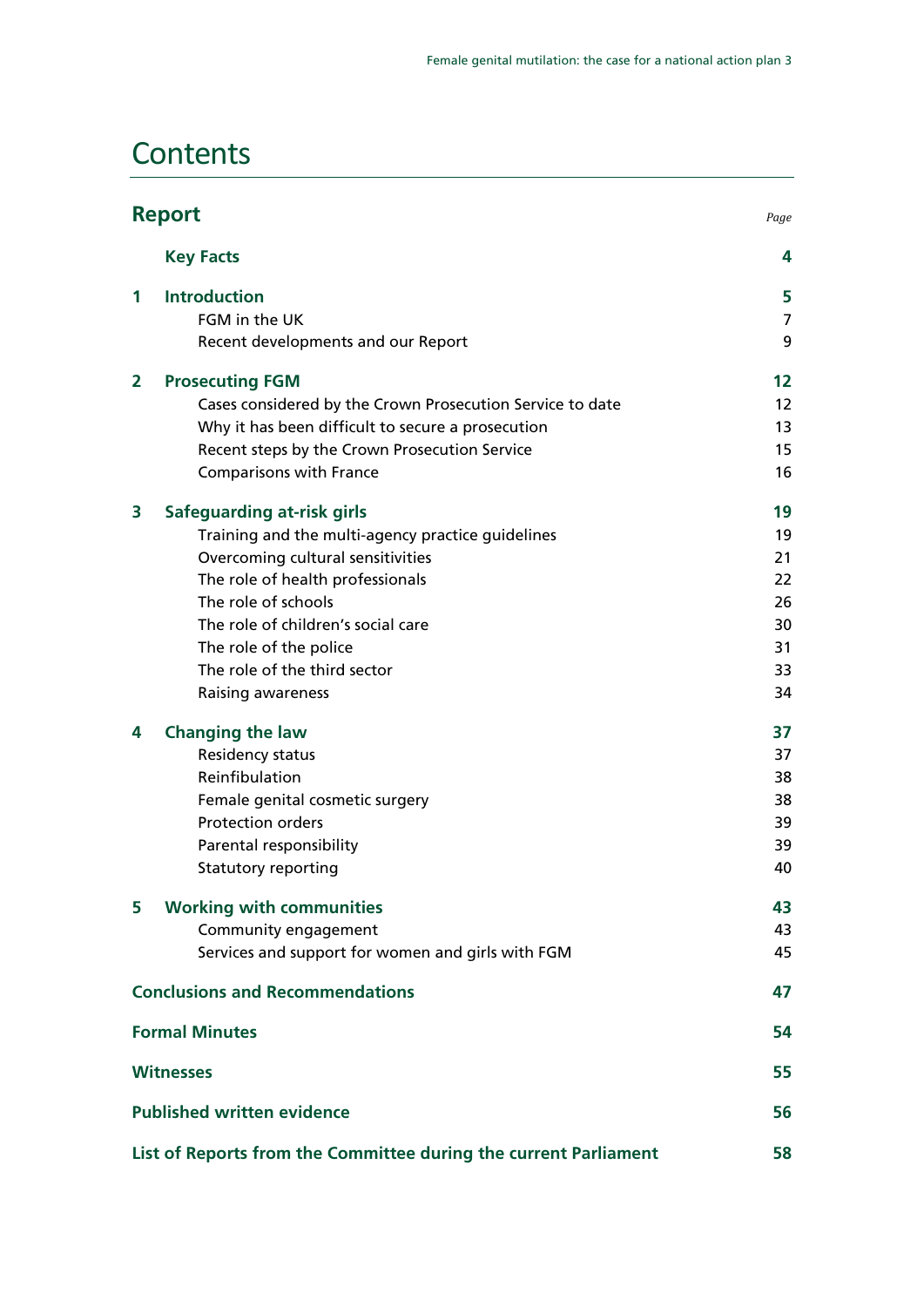# Contents

| **Report** | | *Page* |
|---|---|---|
| | **Key Facts** | **4** |
| **1** | **Introduction** | **5** |
| | FGM in the UK | 7 |
| | Recent developments and our Report | 9 |
| **2** | **Prosecuting FGM** | **12** |
| | Cases considered by the Crown Prosecution Service to date | 12 |
| | Why it has been difficult to secure a prosecution | 13 |
| | Recent steps by the Crown Prosecution Service | 15 |
| | Comparisons with France | 16 |
| **3** | **Safeguarding at-risk girls** | **19** |
| | Training and the multi-agency practice guidelines | 19 |
| | Overcoming cultural sensitivities | 21 |
| | The role of health professionals | 22 |
| | The role of schools | 26 |
| | The role of children's social care | 30 |
| | The role of the police | 31 |
| | The role of the third sector | 33 |
| | Raising awareness | 34 |
| **4** | **Changing the law** | **37** |
| | Residency status | 37 |
| | Reinfibulation | 38 |
| | Female genital cosmetic surgery | 38 |
| | Protection orders | 39 |
| | Parental responsibility | 39 |
| | Statutory reporting | 40 |
| **5** | **Working with communities** | **43** |
| | Community engagement | 43 |
| | Services and support for women and girls with FGM | 45 |
| **Conclusions and Recommendations** | | **47** |
| **Formal Minutes** | | **54** |
| **Witnesses** | | **55** |
| **Published written evidence** | | **56** |
| **List of Reports from the Committee during the current Parliament** | | **58** |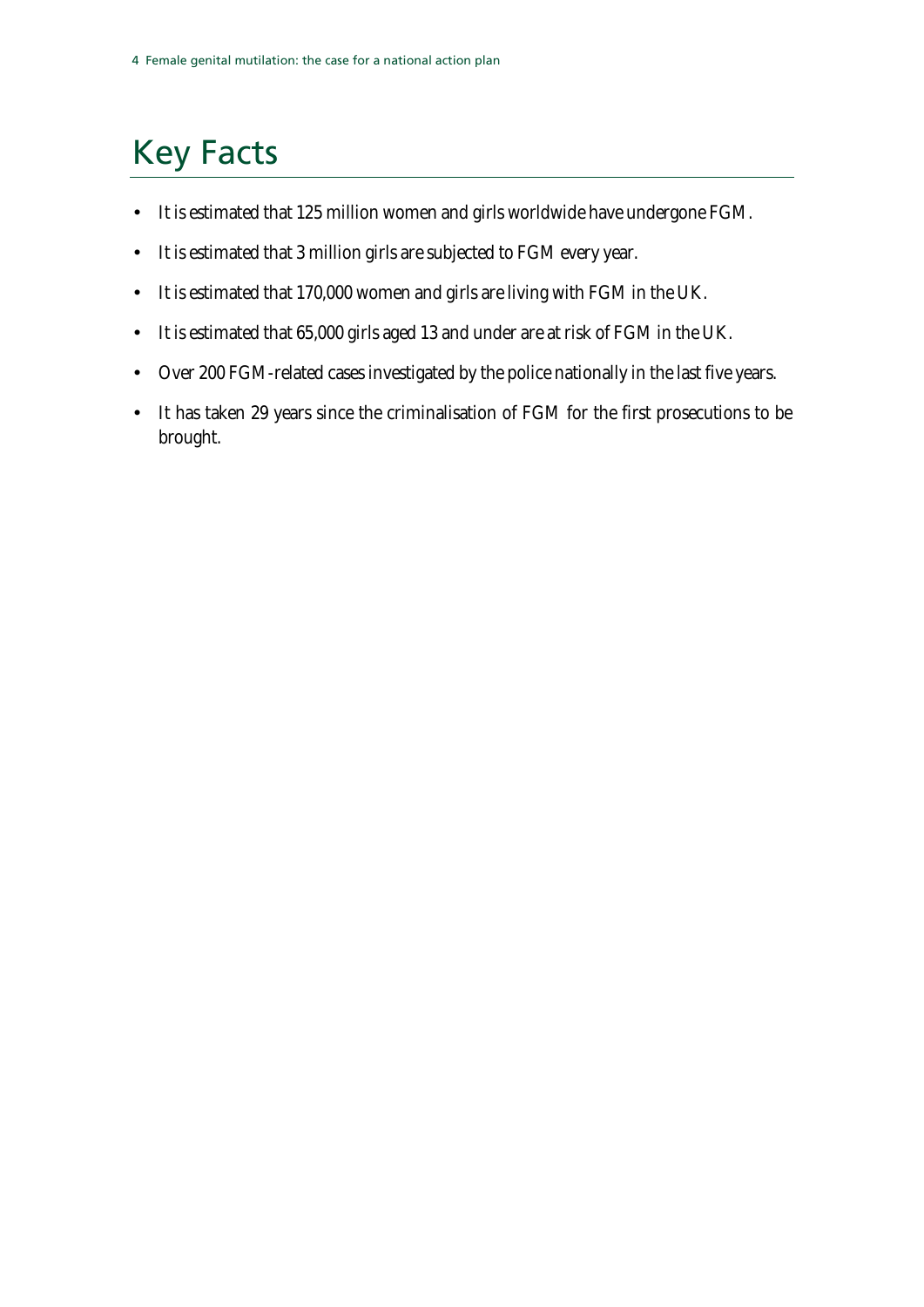# Key Facts

- It is estimated that 125 million women and girls worldwide have undergone FGM.
- It is estimated that 3 million girls are subjected to FGM every year.
- It is estimated that 170,000 women and girls are living with FGM in the UK.
- It is estimated that 65,000 girls aged 13 and under are at risk of FGM in the UK.
- Over 200 FGM-related cases investigated by the police nationally in the last five years.
- It has taken 29 years since the criminalisation of FGM for the first prosecutions to be brought.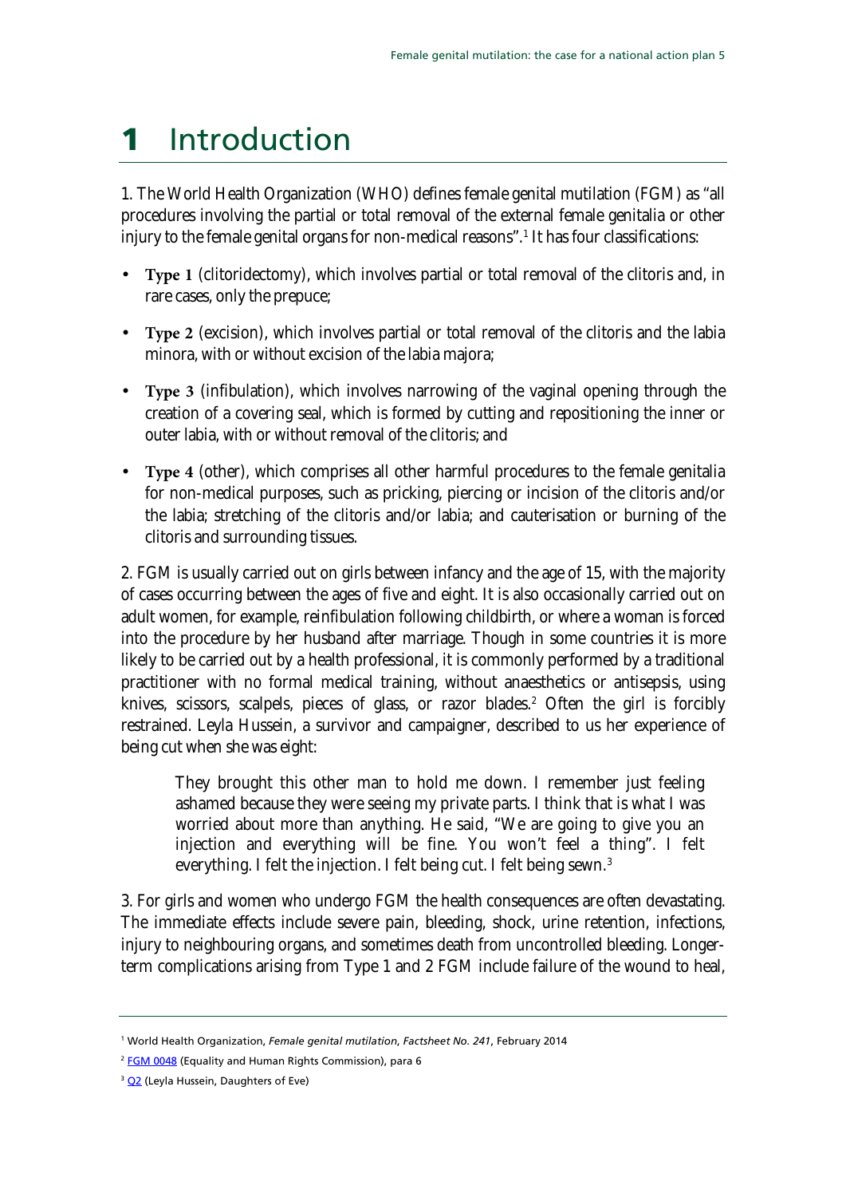# 1 Introduction

1. The World Health Organization (WHO) defines female genital mutilation (FGM) as "all procedures involving the partial or total removal of the external female genitalia or other injury to the female genital organs for non-medical reasons".[1] It has four classifications:

- **Type 1** (clitoridectomy), which involves partial or total removal of the clitoris and, in rare cases, only the prepuce;
- **Type 2** (excision), which involves partial or total removal of the clitoris and the labia minora, with or without excision of the labia majora;
- **Type 3** (infibulation), which involves narrowing of the vaginal opening through the creation of a covering seal, which is formed by cutting and repositioning the inner or outer labia, with or without removal of the clitoris; and
- **Type 4** (other), which comprises all other harmful procedures to the female genitalia for non-medical purposes, such as pricking, piercing or incision of the clitoris and/or the labia; stretching of the clitoris and/or labia; and cauterisation or burning of the clitoris and surrounding tissues.

2. FGM is usually carried out on girls between infancy and the age of 15, with the majority of cases occurring between the ages of five and eight. It is also occasionally carried out on adult women, for example, reinfibulation following childbirth, or where a woman is forced into the procedure by her husband after marriage. Though in some countries it is more likely to be carried out by a health professional, it is commonly performed by a traditional practitioner with no formal medical training, without anaesthetics or antisepsis, using knives, scissors, scalpels, pieces of glass, or razor blades.[2] Often the girl is forcibly restrained. Leyla Hussein, a survivor and campaigner, described to us her experience of being cut when she was eight:

> They brought this other man to hold me down. I remember just feeling ashamed because they were seeing my private parts. I think that is what I was worried about more than anything. He said, "We are going to give you an injection and everything will be fine. You won't feel a thing". I felt everything. I felt the injection. I felt being cut. I felt being sewn.[3]

3. For girls and women who undergo FGM the health consequences are often devastating. The immediate effects include severe pain, bleeding, shock, urine retention, infections, injury to neighbouring organs, and sometimes death from uncontrolled bleeding. Longer-term complications arising from Type 1 and 2 FGM include failure of the wound to heal,

---

[1] World Health Organization, *Female genital mutilation*, *Factsheet No. 241*, February 2014

[2] FGM 0048 (Equality and Human Rights Commission), para 6

[3] Q2 (Leyla Hussein, Daughters of Eve)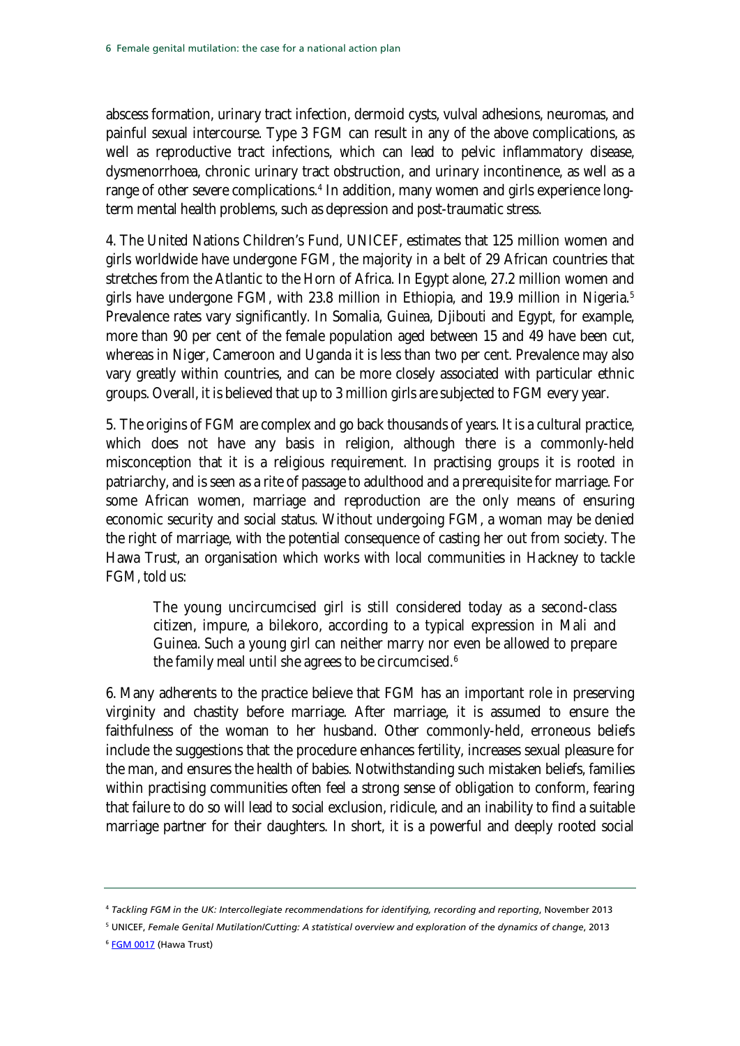abscess formation, urinary tract infection, dermoid cysts, vulval adhesions, neuromas, and painful sexual intercourse. Type 3 FGM can result in any of the above complications, as well as reproductive tract infections, which can lead to pelvic inflammatory disease, dysmenorrhoea, chronic urinary tract obstruction, and urinary incontinence, as well as a range of other severe complications.[4] In addition, many women and girls experience long-term mental health problems, such as depression and post-traumatic stress.

4. The United Nations Children's Fund, UNICEF, estimates that 125 million women and girls worldwide have undergone FGM, the majority in a belt of 29 African countries that stretches from the Atlantic to the Horn of Africa. In Egypt alone, 27.2 million women and girls have undergone FGM, with 23.8 million in Ethiopia, and 19.9 million in Nigeria.[5] Prevalence rates vary significantly. In Somalia, Guinea, Djibouti and Egypt, for example, more than 90 per cent of the female population aged between 15 and 49 have been cut, whereas in Niger, Cameroon and Uganda it is less than two per cent. Prevalence may also vary greatly within countries, and can be more closely associated with particular ethnic groups. Overall, it is believed that up to 3 million girls are subjected to FGM every year.

5. The origins of FGM are complex and go back thousands of years. It is a cultural practice, which does not have any basis in religion, although there is a commonly-held misconception that it is a religious requirement. In practising groups it is rooted in patriarchy, and is seen as a rite of passage to adulthood and a prerequisite for marriage. For some African women, marriage and reproduction are the only means of ensuring economic security and social status. Without undergoing FGM, a woman may be denied the right of marriage, with the potential consequence of casting her out from society. The Hawa Trust, an organisation which works with local communities in Hackney to tackle FGM, told us:

> The young uncircumcised girl is still considered today as a second-class citizen, impure, a bilekoro, according to a typical expression in Mali and Guinea. Such a young girl can neither marry nor even be allowed to prepare the family meal until she agrees to be circumcised.[6]

6. Many adherents to the practice believe that FGM has an important role in preserving virginity and chastity before marriage. After marriage, it is assumed to ensure the faithfulness of the woman to her husband. Other commonly-held, erroneous beliefs include the suggestions that the procedure enhances fertility, increases sexual pleasure for the man, and ensures the health of babies. Notwithstanding such mistaken beliefs, families within practising communities often feel a strong sense of obligation to conform, fearing that failure to do so will lead to social exclusion, ridicule, and an inability to find a suitable marriage partner for their daughters. In short, it is a powerful and deeply rooted social

---

[4] *Tackling FGM in the UK: Intercollegiate recommendations for identifying, recording and reporting*, November 2013

[5] UNICEF, *Female Genital Mutilation/Cutting: A statistical overview and exploration of the dynamics of change*, 2013

[6] FGM 0017 (Hawa Trust)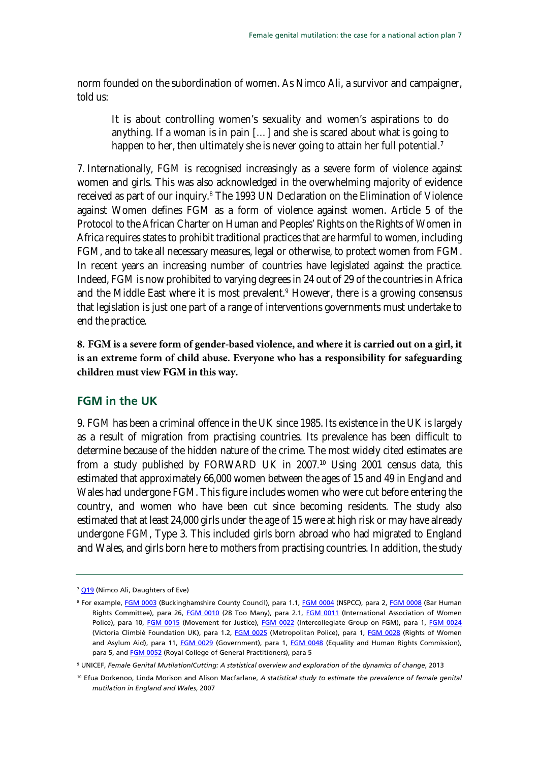norm founded on the subordination of women. As Nimco Ali, a survivor and campaigner, told us:

> It is about controlling women's sexuality and women's aspirations to do anything. If a woman is in pain [...] and she is scared about what is going to happen to her, then ultimately she is never going to attain her full potential.[7]

7. Internationally, FGM is recognised increasingly as a severe form of violence against women and girls. This was also acknowledged in the overwhelming majority of evidence received as part of our inquiry.[8] The 1993 UN Declaration on the Elimination of Violence against Women defines FGM as a form of violence against women. Article 5 of the Protocol to the African Charter on Human and Peoples' Rights on the Rights of Women in Africa requires states to prohibit traditional practices that are harmful to women, including FGM, and to take all necessary measures, legal or otherwise, to protect women from FGM. In recent years an increasing number of countries have legislated against the practice. Indeed, FGM is now prohibited to varying degrees in 24 out of 29 of the countries in Africa and the Middle East where it is most prevalent.[9] However, there is a growing consensus that legislation is just one part of a range of interventions governments must undertake to end the practice.

**8. FGM is a severe form of gender-based violence, and where it is carried out on a girl, it is an extreme form of child abuse. Everyone who has a responsibility for safeguarding children must view FGM in this way.**

## FGM in the UK

9. FGM has been a criminal offence in the UK since 1985. Its existence in the UK is largely as a result of migration from practising countries. Its prevalence has been difficult to determine because of the hidden nature of the crime. The most widely cited estimates are from a study published by FORWARD UK in 2007.[10] Using 2001 census data, this estimated that approximately 66,000 women between the ages of 15 and 49 in England and Wales had undergone FGM. This figure includes women who were cut before entering the country, and women who have been cut since becoming residents. The study also estimated that at least 24,000 girls under the age of 15 were at high risk or may have already undergone FGM, Type 3. This included girls born abroad who had migrated to England and Wales, and girls born here to mothers from practising countries. In addition, the study

---

[7] Q19 (Nimco Ali, Daughters of Eve)

[8] For example, FGM 0003 (Buckinghamshire County Council), para 1.1, FGM 0004 (NSPCC), para 2, FGM 0008 (Bar Human Rights Committee), para 26, FGM 0010 (28 Too Many), para 2.1, FGM 0011 (International Association of Women Police), para 10, FGM 0015 (Movement for Justice), FGM 0022 (Intercollegiate Group on FGM), para 1, FGM 0024 (Victoria Climbié Foundation UK), para 1.2, FGM 0025 (Metropolitan Police), para 1, FGM 0028 (Rights of Women and Asylum Aid), para 11, FGM 0029 (Government), para 1, FGM 0048 (Equality and Human Rights Commission), para 5, and FGM 0052 (Royal College of General Practitioners), para 5

[9] UNICEF, *Female Genital Mutilation/Cutting: A statistical overview and exploration of the dynamics of change*, 2013

[10] Efua Dorkenoo, Linda Morison and Alison Macfarlane, *A statistical study to estimate the prevalence of female genital mutilation in England and Wales*, 2007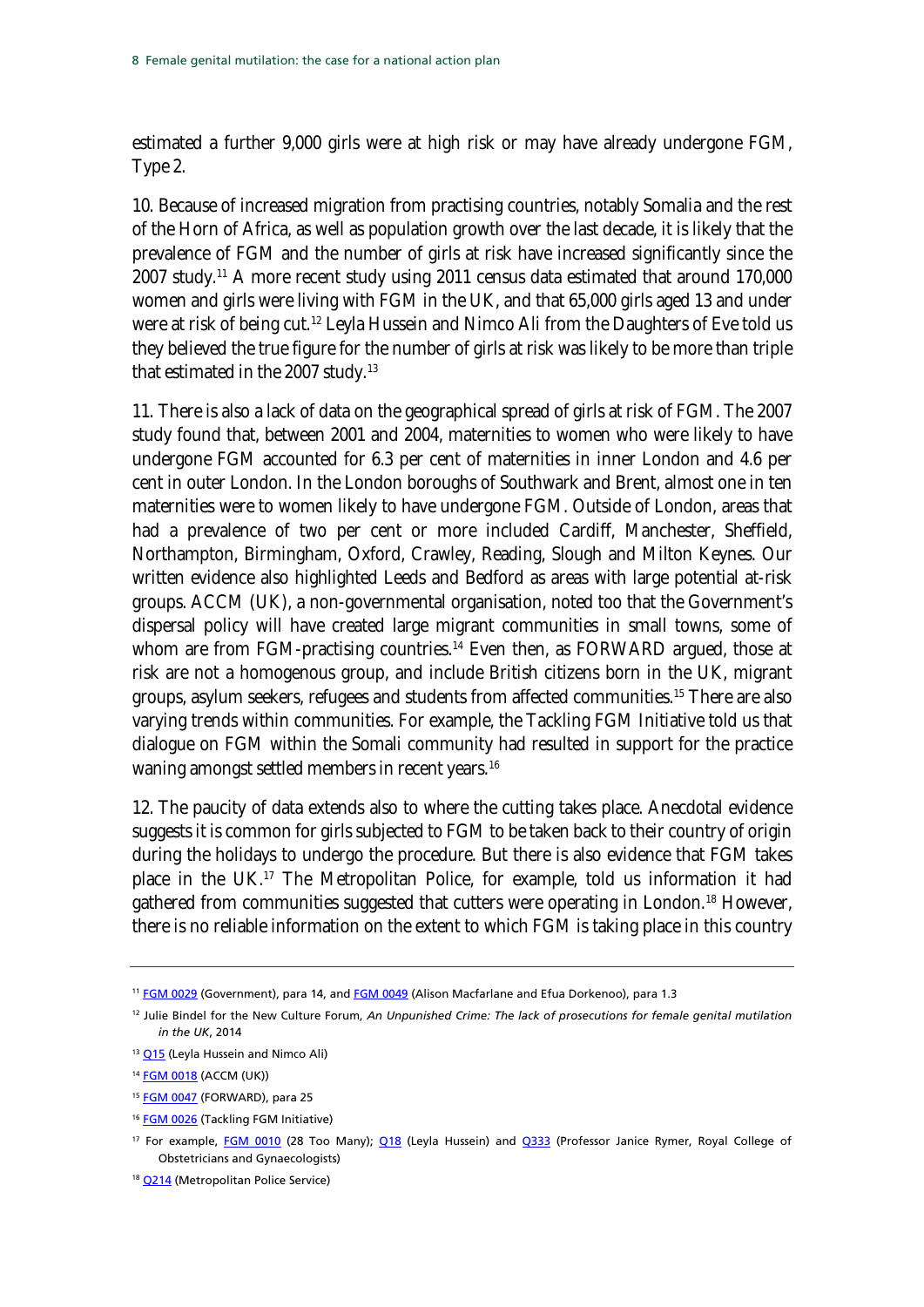estimated a further 9,000 girls were at high risk or may have already undergone FGM, Type 2.

10. Because of increased migration from practising countries, notably Somalia and the rest of the Horn of Africa, as well as population growth over the last decade, it is likely that the prevalence of FGM and the number of girls at risk have increased significantly since the 2007 study.[11] A more recent study using 2011 census data estimated that around 170,000 women and girls were living with FGM in the UK, and that 65,000 girls aged 13 and under were at risk of being cut.[12] Leyla Hussein and Nimco Ali from the Daughters of Eve told us they believed the true figure for the number of girls at risk was likely to be more than triple that estimated in the 2007 study.[13]

11. There is also a lack of data on the geographical spread of girls at risk of FGM. The 2007 study found that, between 2001 and 2004, maternities to women who were likely to have undergone FGM accounted for 6.3 per cent of maternities in inner London and 4.6 per cent in outer London. In the London boroughs of Southwark and Brent, almost one in ten maternities were to women likely to have undergone FGM. Outside of London, areas that had a prevalence of two per cent or more included Cardiff, Manchester, Sheffield, Northampton, Birmingham, Oxford, Crawley, Reading, Slough and Milton Keynes. Our written evidence also highlighted Leeds and Bedford as areas with large potential at-risk groups. ACCM (UK), a non-governmental organisation, noted too that the Government's dispersal policy will have created large migrant communities in small towns, some of whom are from FGM-practising countries.[14] Even then, as FORWARD argued, those at risk are not a homogenous group, and include British citizens born in the UK, migrant groups, asylum seekers, refugees and students from affected communities.[15] There are also varying trends within communities. For example, the Tackling FGM Initiative told us that dialogue on FGM within the Somali community had resulted in support for the practice waning amongst settled members in recent years.[16]

12. The paucity of data extends also to where the cutting takes place. Anecdotal evidence suggests it is common for girls subjected to FGM to be taken back to their country of origin during the holidays to undergo the procedure. But there is also evidence that FGM takes place in the UK.[17] The Metropolitan Police, for example, told us information it had gathered from communities suggested that cutters were operating in London.[18] However, there is no reliable information on the extent to which FGM is taking place in this country

---

[11] FGM 0029 (Government), para 14, and FGM 0049 (Alison Macfarlane and Efua Dorkenoo), para 1.3

[12] Julie Bindel for the New Culture Forum, *An Unpunished Crime: The lack of prosecutions for female genital mutilation in the UK*, 2014

[13] Q15 (Leyla Hussein and Nimco Ali)

[14] FGM 0018 (ACCM (UK))

[15] FGM 0047 (FORWARD), para 25

[16] FGM 0026 (Tackling FGM Initiative)

[17] For example, FGM 0010 (28 Too Many); Q18 (Leyla Hussein) and Q333 (Professor Janice Rymer, Royal College of Obstetricians and Gynaecologists)

[18] Q214 (Metropolitan Police Service)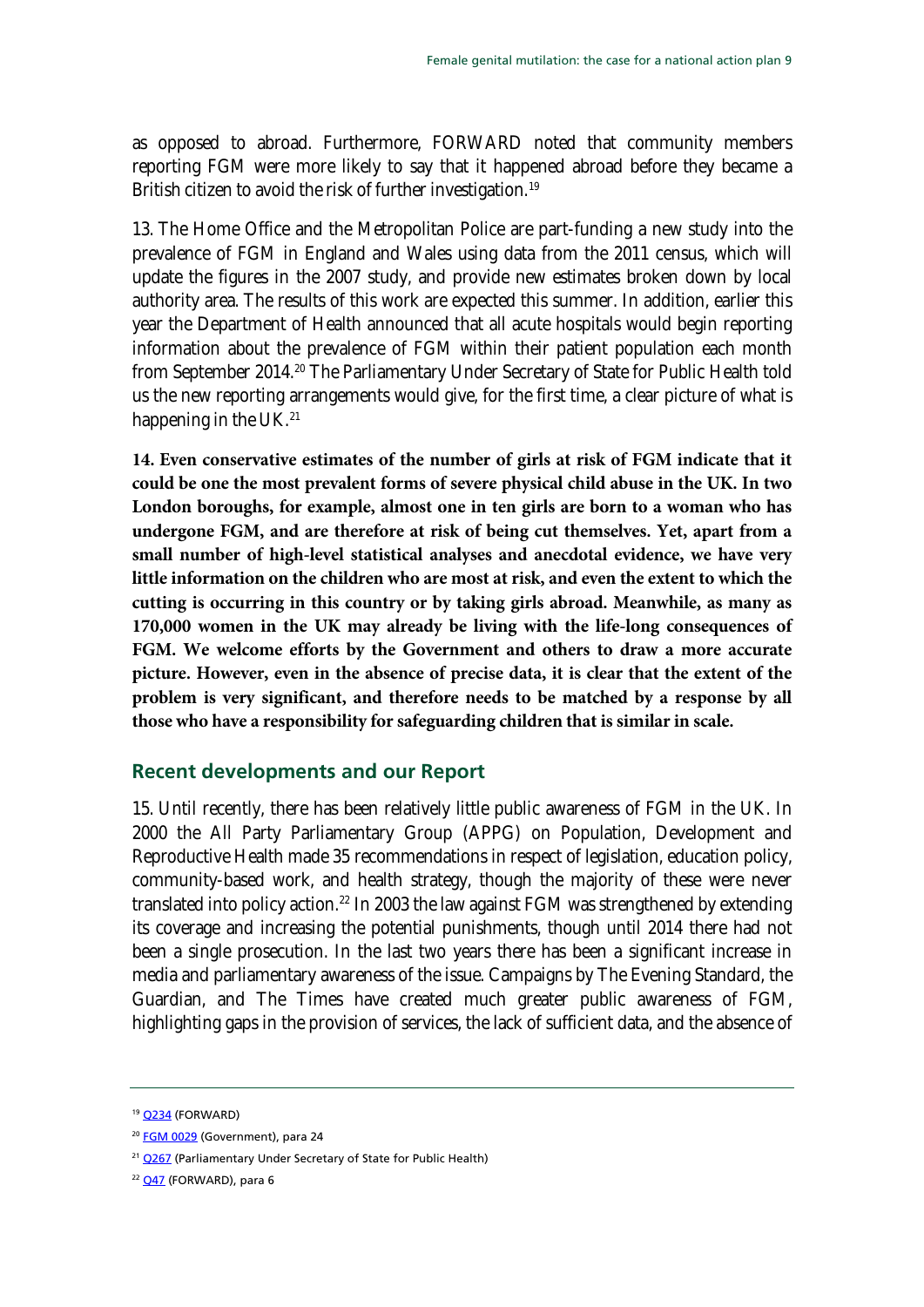as opposed to abroad. Furthermore, FORWARD noted that community members reporting FGM were more likely to say that it happened abroad before they became a British citizen to avoid the risk of further investigation.[19]

13. The Home Office and the Metropolitan Police are part-funding a new study into the prevalence of FGM in England and Wales using data from the 2011 census, which will update the figures in the 2007 study, and provide new estimates broken down by local authority area. The results of this work are expected this summer. In addition, earlier this year the Department of Health announced that all acute hospitals would begin reporting information about the prevalence of FGM within their patient population each month from September 2014.[20] The Parliamentary Under Secretary of State for Public Health told us the new reporting arrangements would give, for the first time, a clear picture of what is happening in the UK.[21]

**14. Even conservative estimates of the number of girls at risk of FGM indicate that it could be one the most prevalent forms of severe physical child abuse in the UK. In two London boroughs, for example, almost one in ten girls are born to a woman who has undergone FGM, and are therefore at risk of being cut themselves. Yet, apart from a small number of high-level statistical analyses and anecdotal evidence, we have very little information on the children who are most at risk, and even the extent to which the cutting is occurring in this country or by taking girls abroad. Meanwhile, as many as 170,000 women in the UK may already be living with the life-long consequences of FGM. We welcome efforts by the Government and others to draw a more accurate picture. However, even in the absence of precise data, it is clear that the extent of the problem is very significant, and therefore needs to be matched by a response by all those who have a responsibility for safeguarding children that is similar in scale.**

## Recent developments and our Report

15. Until recently, there has been relatively little public awareness of FGM in the UK. In 2000 the All Party Parliamentary Group (APPG) on Population, Development and Reproductive Health made 35 recommendations in respect of legislation, education policy, community-based work, and health strategy, though the majority of these were never translated into policy action.[22] In 2003 the law against FGM was strengthened by extending its coverage and increasing the potential punishments, though until 2014 there had not been a single prosecution. In the last two years there has been a significant increase in media and parliamentary awareness of the issue. Campaigns by The Evening Standard, the Guardian, and The Times have created much greater public awareness of FGM, highlighting gaps in the provision of services, the lack of sufficient data, and the absence of

---

[19] Q234 (FORWARD)

[20] FGM 0029 (Government), para 24

[21] Q267 (Parliamentary Under Secretary of State for Public Health)

[22] Q47 (FORWARD), para 6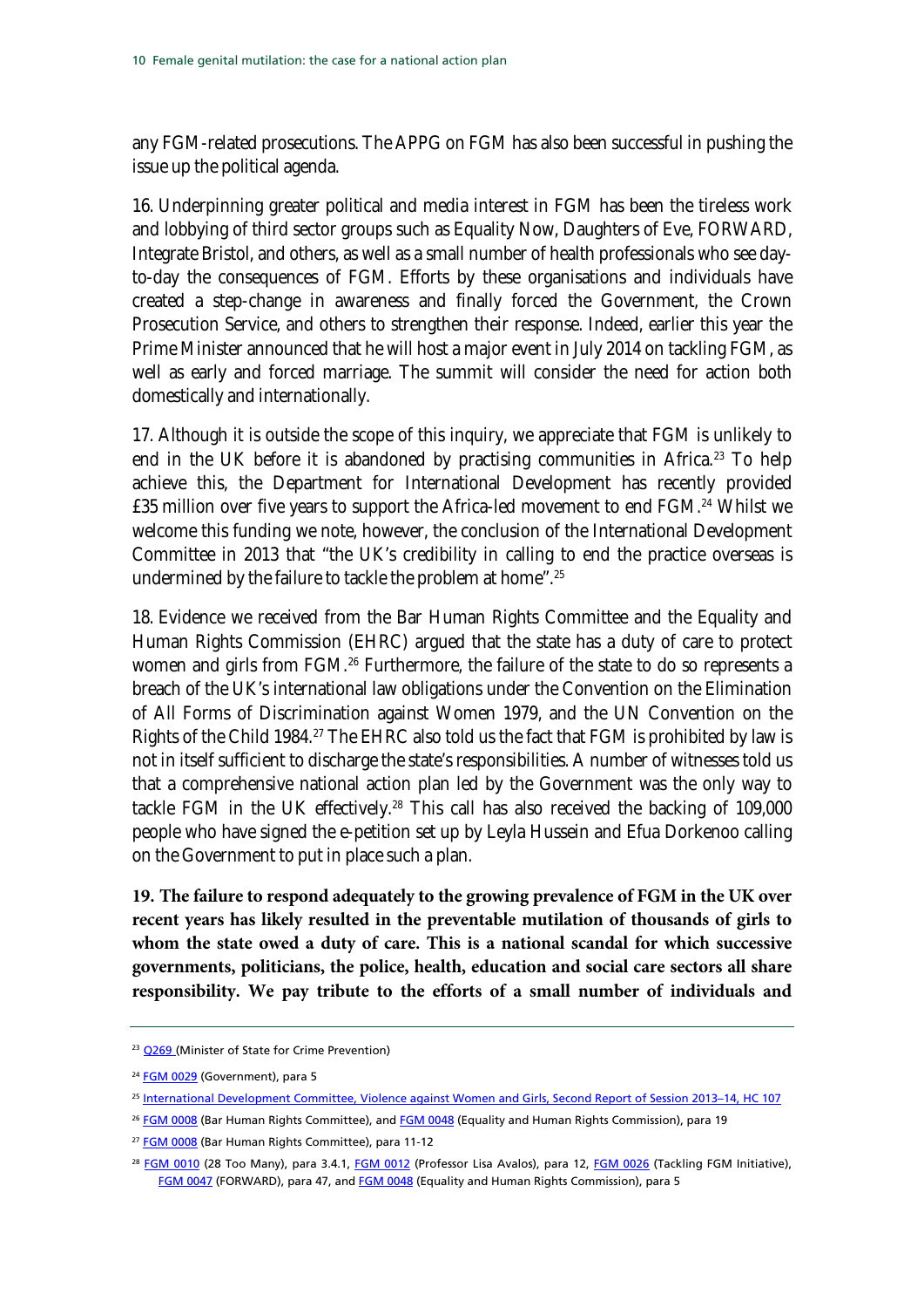any FGM-related prosecutions. The APPG on FGM has also been successful in pushing the issue up the political agenda.

16. Underpinning greater political and media interest in FGM has been the tireless work and lobbying of third sector groups such as Equality Now, Daughters of Eve, FORWARD, Integrate Bristol, and others, as well as a small number of health professionals who see day-to-day the consequences of FGM. Efforts by these organisations and individuals have created a step-change in awareness and finally forced the Government, the Crown Prosecution Service, and others to strengthen their response. Indeed, earlier this year the Prime Minister announced that he will host a major event in July 2014 on tackling FGM, as well as early and forced marriage. The summit will consider the need for action both domestically and internationally.

17. Although it is outside the scope of this inquiry, we appreciate that FGM is unlikely to end in the UK before it is abandoned by practising communities in Africa.[23] To help achieve this, the Department for International Development has recently provided £35 million over five years to support the Africa-led movement to end FGM.[24] Whilst we welcome this funding we note, however, the conclusion of the International Development Committee in 2013 that "the UK's credibility in calling to end the practice overseas is undermined by the failure to tackle the problem at home".[25]

18. Evidence we received from the Bar Human Rights Committee and the Equality and Human Rights Commission (EHRC) argued that the state has a duty of care to protect women and girls from FGM.[26] Furthermore, the failure of the state to do so represents a breach of the UK's international law obligations under the Convention on the Elimination of All Forms of Discrimination against Women 1979, and the UN Convention on the Rights of the Child 1984.[27] The EHRC also told us the fact that FGM is prohibited by law is not in itself sufficient to discharge the state's responsibilities. A number of witnesses told us that a comprehensive national action plan led by the Government was the only way to tackle FGM in the UK effectively.[28] This call has also received the backing of 109,000 people who have signed the e-petition set up by Leyla Hussein and Efua Dorkenoo calling on the Government to put in place such a plan.

**19. The failure to respond adequately to the growing prevalence of FGM in the UK over recent years has likely resulted in the preventable mutilation of thousands of girls to whom the state owed a duty of care. This is a national scandal for which successive governments, politicians, the police, health, education and social care sectors all share responsibility. We pay tribute to the efforts of a small number of individuals and**

---

[23] Q269 (Minister of State for Crime Prevention)

[24] FGM 0029 (Government), para 5

[25] International Development Committee, Violence against Women and Girls, Second Report of Session 2013–14, HC 107

[26] FGM 0008 (Bar Human Rights Committee), and FGM 0048 (Equality and Human Rights Commission), para 19

[27] FGM 0008 (Bar Human Rights Committee), para 11-12

[28] FGM 0010 (28 Too Many), para 3.4.1, FGM 0012 (Professor Lisa Avalos), para 12, FGM 0026 (Tackling FGM Initiative), FGM 0047 (FORWARD), para 47, and FGM 0048 (Equality and Human Rights Commission), para 5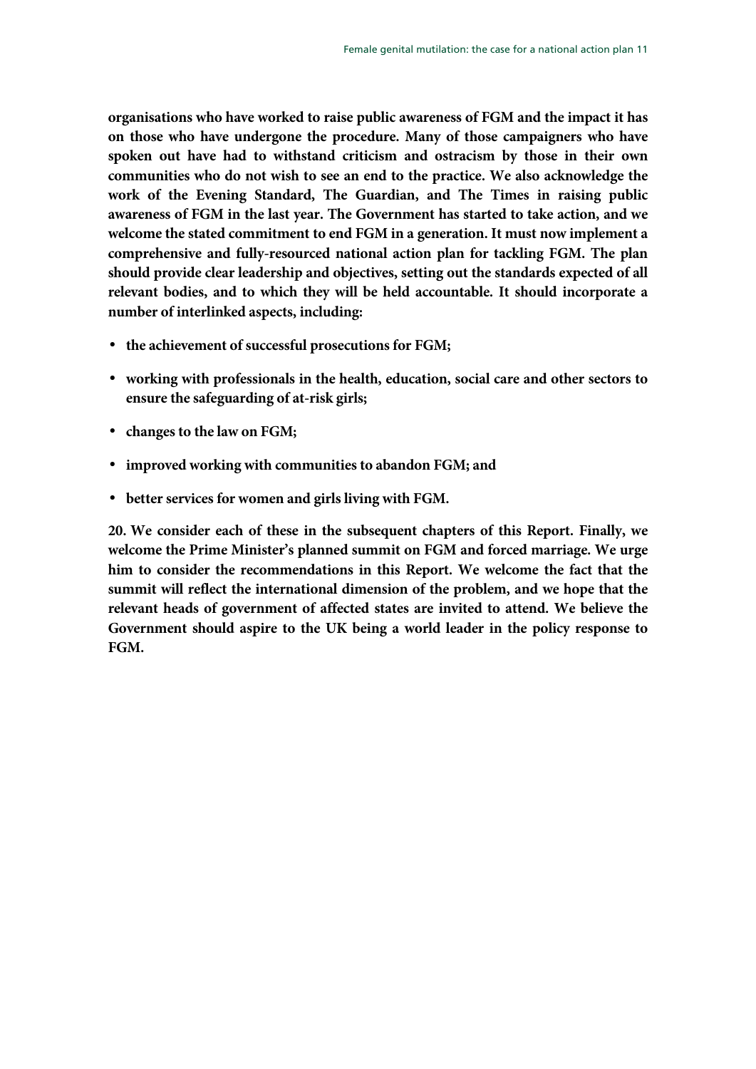**organisations who have worked to raise public awareness of FGM and the impact it has on those who have undergone the procedure. Many of those campaigners who have spoken out have had to withstand criticism and ostracism by those in their own communities who do not wish to see an end to the practice. We also acknowledge the work of the Evening Standard, The Guardian, and The Times in raising public awareness of FGM in the last year. The Government has started to take action, and we welcome the stated commitment to end FGM in a generation. It must now implement a comprehensive and fully-resourced national action plan for tackling FGM. The plan should provide clear leadership and objectives, setting out the standards expected of all relevant bodies, and to which they will be held accountable. It should incorporate a number of interlinked aspects, including:**

- **the achievement of successful prosecutions for FGM;**
- **working with professionals in the health, education, social care and other sectors to ensure the safeguarding of at-risk girls;**
- **changes to the law on FGM;**
- **improved working with communities to abandon FGM; and**
- **better services for women and girls living with FGM.**

**20. We consider each of these in the subsequent chapters of this Report. Finally, we welcome the Prime Minister's planned summit on FGM and forced marriage. We urge him to consider the recommendations in this Report. We welcome the fact that the summit will reflect the international dimension of the problem, and we hope that the relevant heads of government of affected states are invited to attend. We believe the Government should aspire to the UK being a world leader in the policy response to FGM.**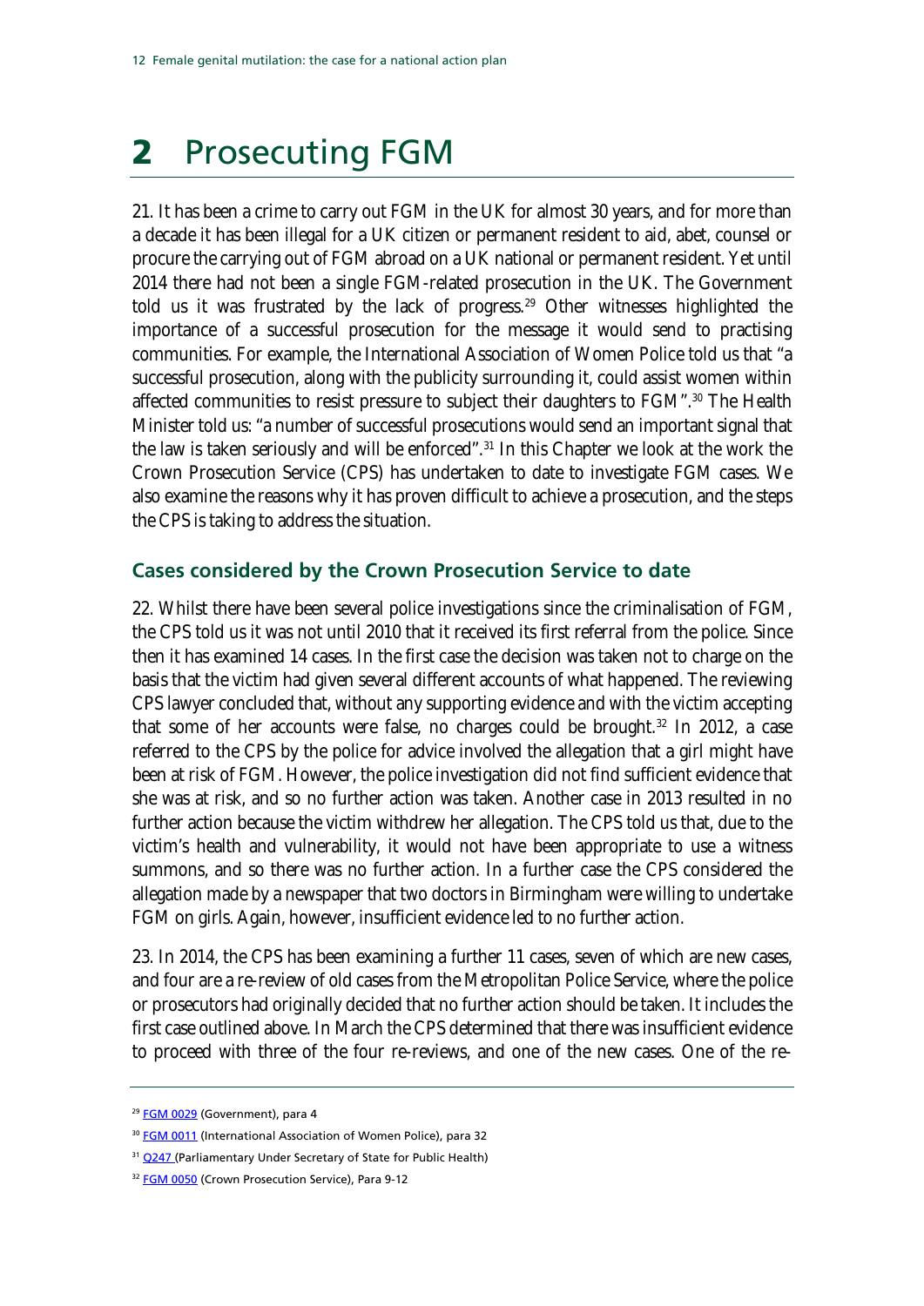# 2 Prosecuting FGM

21. It has been a crime to carry out FGM in the UK for almost 30 years, and for more than a decade it has been illegal for a UK citizen or permanent resident to aid, abet, counsel or procure the carrying out of FGM abroad on a UK national or permanent resident. Yet until 2014 there had not been a single FGM-related prosecution in the UK. The Government told us it was frustrated by the lack of progress.[29] Other witnesses highlighted the importance of a successful prosecution for the message it would send to practising communities. For example, the International Association of Women Police told us that "a successful prosecution, along with the publicity surrounding it, could assist women within affected communities to resist pressure to subject their daughters to FGM".[30] The Health Minister told us: "a number of successful prosecutions would send an important signal that the law is taken seriously and will be enforced".[31] In this Chapter we look at the work the Crown Prosecution Service (CPS) has undertaken to date to investigate FGM cases. We also examine the reasons why it has proven difficult to achieve a prosecution, and the steps the CPS is taking to address the situation.

## Cases considered by the Crown Prosecution Service to date

22. Whilst there have been several police investigations since the criminalisation of FGM, the CPS told us it was not until 2010 that it received its first referral from the police. Since then it has examined 14 cases. In the first case the decision was taken not to charge on the basis that the victim had given several different accounts of what happened. The reviewing CPS lawyer concluded that, without any supporting evidence and with the victim accepting that some of her accounts were false, no charges could be brought.[32] In 2012, a case referred to the CPS by the police for advice involved the allegation that a girl might have been at risk of FGM. However, the police investigation did not find sufficient evidence that she was at risk, and so no further action was taken. Another case in 2013 resulted in no further action because the victim withdrew her allegation. The CPS told us that, due to the victim's health and vulnerability, it would not have been appropriate to use a witness summons, and so there was no further action. In a further case the CPS considered the allegation made by a newspaper that two doctors in Birmingham were willing to undertake FGM on girls. Again, however, insufficient evidence led to no further action.

23. In 2014, the CPS has been examining a further 11 cases, seven of which are new cases, and four are a re-review of old cases from the Metropolitan Police Service, where the police or prosecutors had originally decided that no further action should be taken. It includes the first case outlined above. In March the CPS determined that there was insufficient evidence to proceed with three of the four re-reviews, and one of the new cases. One of the re-

[29] FGM 0029 (Government), para 4

[30] FGM 0011 (International Association of Women Police), para 32

[31] Q247 (Parliamentary Under Secretary of State for Public Health)

[32] FGM 0050 (Crown Prosecution Service), Para 9-12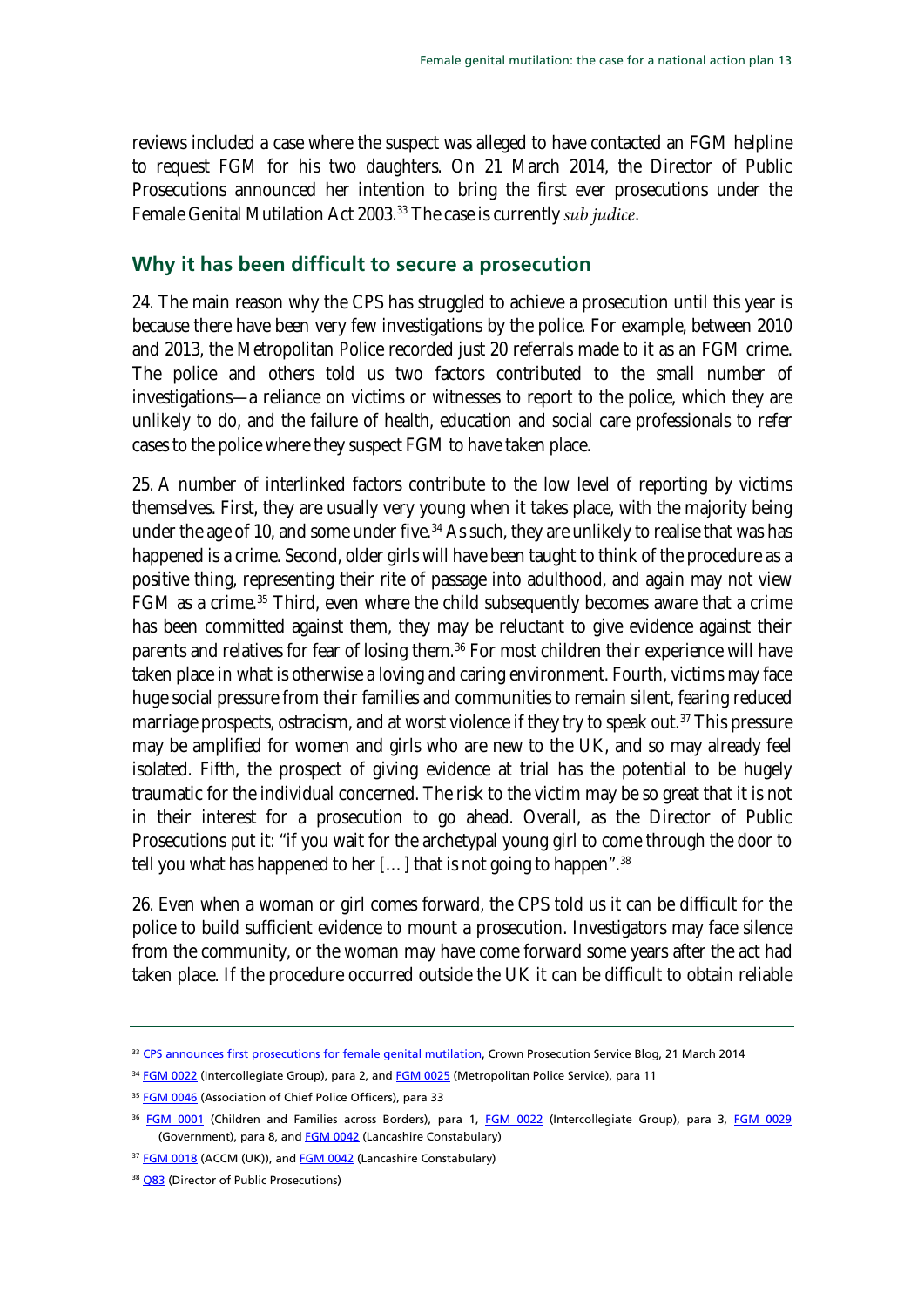reviews included a case where the suspect was alleged to have contacted an FGM helpline to request FGM for his two daughters. On 21 March 2014, the Director of Public Prosecutions announced her intention to bring the first ever prosecutions under the Female Genital Mutilation Act 2003.[33] The case is currently *sub judice*.

## Why it has been difficult to secure a prosecution

24. The main reason why the CPS has struggled to achieve a prosecution until this year is because there have been very few investigations by the police. For example, between 2010 and 2013, the Metropolitan Police recorded just 20 referrals made to it as an FGM crime. The police and others told us two factors contributed to the small number of investigations—a reliance on victims or witnesses to report to the police, which they are unlikely to do, and the failure of health, education and social care professionals to refer cases to the police where they suspect FGM to have taken place.

25. A number of interlinked factors contribute to the low level of reporting by victims themselves. First, they are usually very young when it takes place, with the majority being under the age of 10, and some under five.[34] As such, they are unlikely to realise that was has happened is a crime. Second, older girls will have been taught to think of the procedure as a positive thing, representing their rite of passage into adulthood, and again may not view FGM as a crime.[35] Third, even where the child subsequently becomes aware that a crime has been committed against them, they may be reluctant to give evidence against their parents and relatives for fear of losing them.[36] For most children their experience will have taken place in what is otherwise a loving and caring environment. Fourth, victims may face huge social pressure from their families and communities to remain silent, fearing reduced marriage prospects, ostracism, and at worst violence if they try to speak out.[37] This pressure may be amplified for women and girls who are new to the UK, and so may already feel isolated. Fifth, the prospect of giving evidence at trial has the potential to be hugely traumatic for the individual concerned. The risk to the victim may be so great that it is not in their interest for a prosecution to go ahead. Overall, as the Director of Public Prosecutions put it: "if you wait for the archetypal young girl to come through the door to tell you what has happened to her […] that is not going to happen".[38]

26. Even when a woman or girl comes forward, the CPS told us it can be difficult for the police to build sufficient evidence to mount a prosecution. Investigators may face silence from the community, or the woman may have come forward some years after the act had taken place. If the procedure occurred outside the UK it can be difficult to obtain reliable

---

[33] CPS announces first prosecutions for female genital mutilation, Crown Prosecution Service Blog, 21 March 2014

[34] FGM 0022 (Intercollegiate Group), para 2, and FGM 0025 (Metropolitan Police Service), para 11

[35] FGM 0046 (Association of Chief Police Officers), para 33

[36] FGM 0001 (Children and Families across Borders), para 1, FGM 0022 (Intercollegiate Group), para 3, FGM 0029 (Government), para 8, and FGM 0042 (Lancashire Constabulary)

[37] FGM 0018 (ACCM (UK)), and FGM 0042 (Lancashire Constabulary)

[38] Q83 (Director of Public Prosecutions)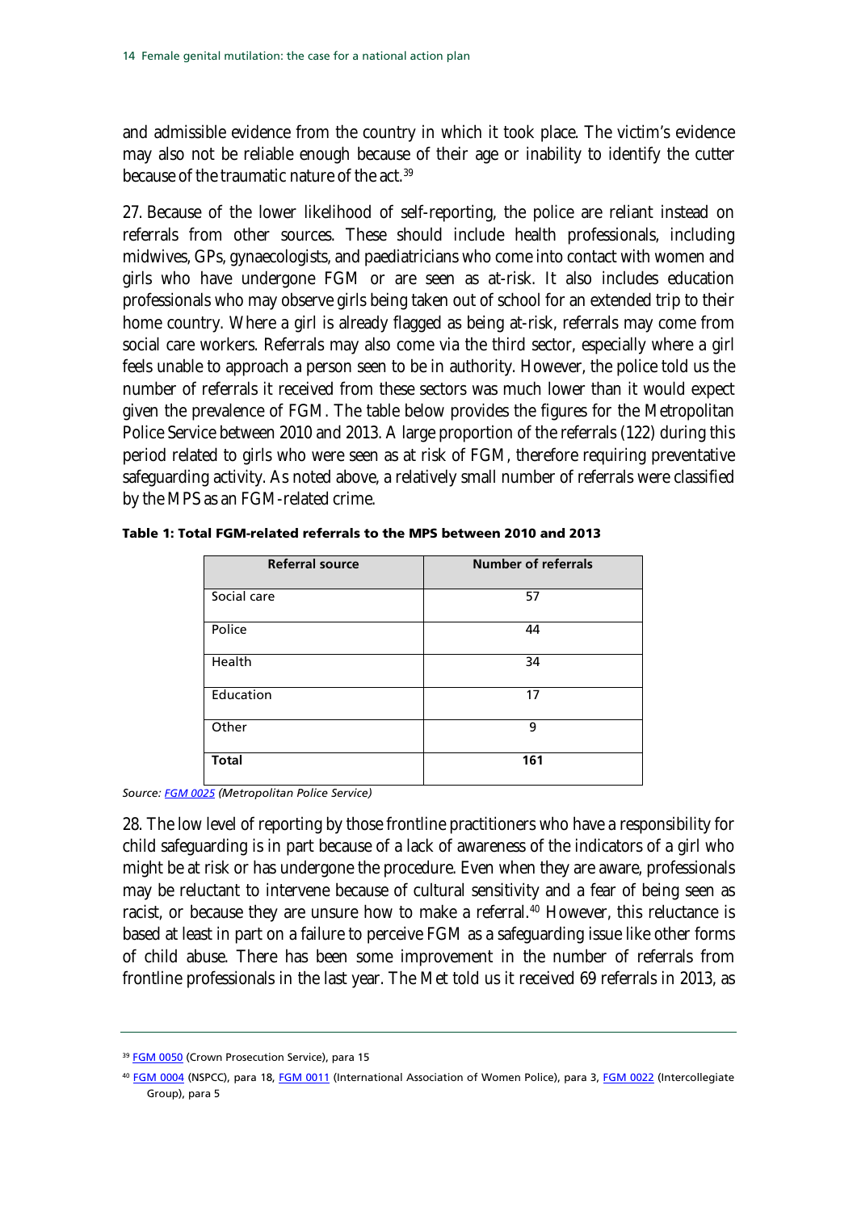and admissible evidence from the country in which it took place. The victim's evidence may also not be reliable enough because of their age or inability to identify the cutter because of the traumatic nature of the act.[39]

27. Because of the lower likelihood of self-reporting, the police are reliant instead on referrals from other sources. These should include health professionals, including midwives, GPs, gynaecologists, and paediatricians who come into contact with women and girls who have undergone FGM or are seen as at-risk. It also includes education professionals who may observe girls being taken out of school for an extended trip to their home country. Where a girl is already flagged as being at-risk, referrals may come from social care workers. Referrals may also come via the third sector, especially where a girl feels unable to approach a person seen to be in authority. However, the police told us the number of referrals it received from these sectors was much lower than it would expect given the prevalence of FGM. The table below provides the figures for the Metropolitan Police Service between 2010 and 2013. A large proportion of the referrals (122) during this period related to girls who were seen as at risk of FGM, therefore requiring preventative safeguarding activity. As noted above, a relatively small number of referrals were classified by the MPS as an FGM-related crime.

**Table 1: Total FGM-related referrals to the MPS between 2010 and 2013**

| Referral source | Number of referrals |
|---|---|
| Social care | 57 |
| Police | 44 |
| Health | 34 |
| Education | 17 |
| Other | 9 |
| **Total** | **161** |

*Source: FGM 0025 (Metropolitan Police Service)*

28. The low level of reporting by those frontline practitioners who have a responsibility for child safeguarding is in part because of a lack of awareness of the indicators of a girl who might be at risk or has undergone the procedure. Even when they are aware, professionals may be reluctant to intervene because of cultural sensitivity and a fear of being seen as racist, or because they are unsure how to make a referral.[40] However, this reluctance is based at least in part on a failure to perceive FGM as a safeguarding issue like other forms of child abuse. There has been some improvement in the number of referrals from frontline professionals in the last year. The Met told us it received 69 referrals in 2013, as

---

[39] FGM 0050 (Crown Prosecution Service), para 15

[40] FGM 0004 (NSPCC), para 18, FGM 0011 (International Association of Women Police), para 3, FGM 0022 (Intercollegiate Group), para 5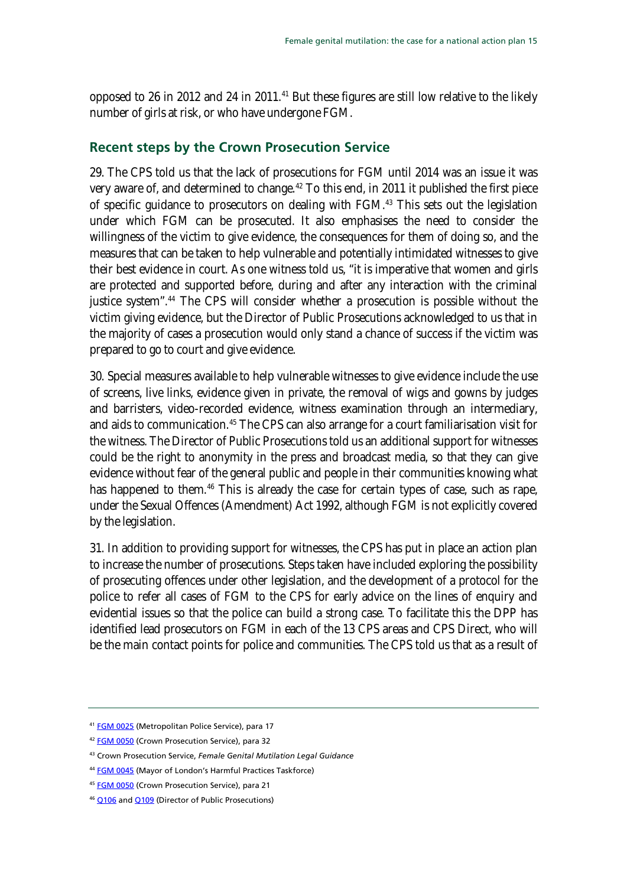opposed to 26 in 2012 and 24 in 2011.[41] But these figures are still low relative to the likely number of girls at risk, or who have undergone FGM.

## Recent steps by the Crown Prosecution Service

29. The CPS told us that the lack of prosecutions for FGM until 2014 was an issue it was very aware of, and determined to change.[42] To this end, in 2011 it published the first piece of specific guidance to prosecutors on dealing with FGM.[43] This sets out the legislation under which FGM can be prosecuted. It also emphasises the need to consider the willingness of the victim to give evidence, the consequences for them of doing so, and the measures that can be taken to help vulnerable and potentially intimidated witnesses to give their best evidence in court. As one witness told us, "it is imperative that women and girls are protected and supported before, during and after any interaction with the criminal justice system".[44] The CPS will consider whether a prosecution is possible without the victim giving evidence, but the Director of Public Prosecutions acknowledged to us that in the majority of cases a prosecution would only stand a chance of success if the victim was prepared to go to court and give evidence.

30. Special measures available to help vulnerable witnesses to give evidence include the use of screens, live links, evidence given in private, the removal of wigs and gowns by judges and barristers, video-recorded evidence, witness examination through an intermediary, and aids to communication.[45] The CPS can also arrange for a court familiarisation visit for the witness. The Director of Public Prosecutions told us an additional support for witnesses could be the right to anonymity in the press and broadcast media, so that they can give evidence without fear of the general public and people in their communities knowing what has happened to them.[46] This is already the case for certain types of case, such as rape, under the Sexual Offences (Amendment) Act 1992, although FGM is not explicitly covered by the legislation.

31. In addition to providing support for witnesses, the CPS has put in place an action plan to increase the number of prosecutions. Steps taken have included exploring the possibility of prosecuting offences under other legislation, and the development of a protocol for the police to refer all cases of FGM to the CPS for early advice on the lines of enquiry and evidential issues so that the police can build a strong case. To facilitate this the DPP has identified lead prosecutors on FGM in each of the 13 CPS areas and CPS Direct, who will be the main contact points for police and communities. The CPS told us that as a result of

---

[41] FGM 0025 (Metropolitan Police Service), para 17

[42] FGM 0050 (Crown Prosecution Service), para 32

[43] Crown Prosecution Service, *Female Genital Mutilation Legal Guidance*

[44] FGM 0045 (Mayor of London's Harmful Practices Taskforce)

[45] FGM 0050 (Crown Prosecution Service), para 21

[46] Q106 and Q109 (Director of Public Prosecutions)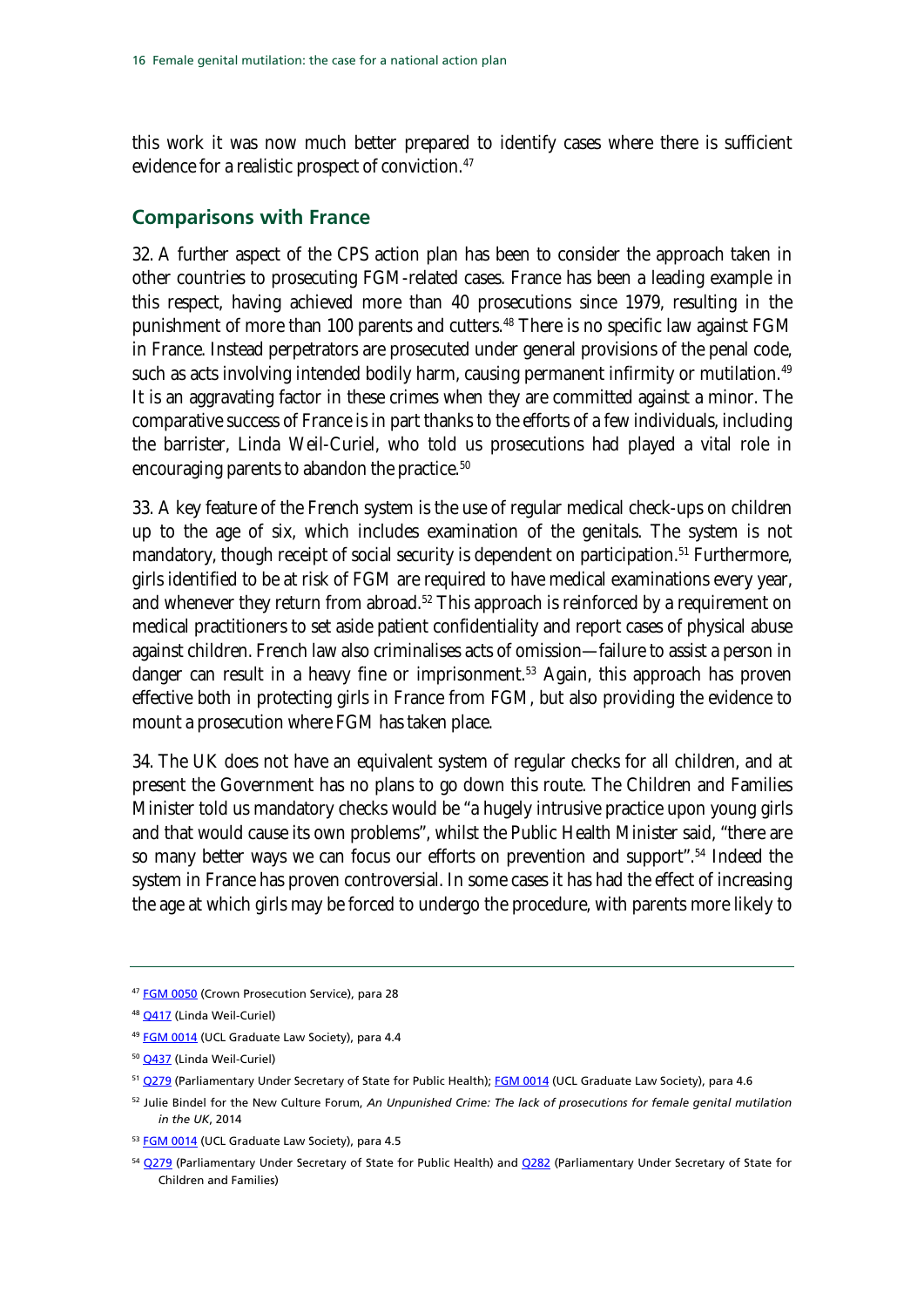this work it was now much better prepared to identify cases where there is sufficient evidence for a realistic prospect of conviction.[47]

## Comparisons with France

32. A further aspect of the CPS action plan has been to consider the approach taken in other countries to prosecuting FGM-related cases. France has been a leading example in this respect, having achieved more than 40 prosecutions since 1979, resulting in the punishment of more than 100 parents and cutters.[48] There is no specific law against FGM in France. Instead perpetrators are prosecuted under general provisions of the penal code, such as acts involving intended bodily harm, causing permanent infirmity or mutilation.[49] It is an aggravating factor in these crimes when they are committed against a minor. The comparative success of France is in part thanks to the efforts of a few individuals, including the barrister, Linda Weil-Curiel, who told us prosecutions had played a vital role in encouraging parents to abandon the practice.[50]

33. A key feature of the French system is the use of regular medical check-ups on children up to the age of six, which includes examination of the genitals. The system is not mandatory, though receipt of social security is dependent on participation.[51] Furthermore, girls identified to be at risk of FGM are required to have medical examinations every year, and whenever they return from abroad.[52] This approach is reinforced by a requirement on medical practitioners to set aside patient confidentiality and report cases of physical abuse against children. French law also criminalises acts of omission—failure to assist a person in danger can result in a heavy fine or imprisonment.[53] Again, this approach has proven effective both in protecting girls in France from FGM, but also providing the evidence to mount a prosecution where FGM has taken place.

34. The UK does not have an equivalent system of regular checks for all children, and at present the Government has no plans to go down this route. The Children and Families Minister told us mandatory checks would be "a hugely intrusive practice upon young girls and that would cause its own problems", whilst the Public Health Minister said, "there are so many better ways we can focus our efforts on prevention and support".[54] Indeed the system in France has proven controversial. In some cases it has had the effect of increasing the age at which girls may be forced to undergo the procedure, with parents more likely to

---

[47] FGM 0050 (Crown Prosecution Service), para 28

[48] Q417 (Linda Weil-Curiel)

[49] FGM 0014 (UCL Graduate Law Society), para 4.4

[50] Q437 (Linda Weil-Curiel)

[51] Q279 (Parliamentary Under Secretary of State for Public Health); FGM 0014 (UCL Graduate Law Society), para 4.6

[52] Julie Bindel for the New Culture Forum, *An Unpunished Crime: The lack of prosecutions for female genital mutilation in the UK*, 2014

[53] FGM 0014 (UCL Graduate Law Society), para 4.5

[54] Q279 (Parliamentary Under Secretary of State for Public Health) and Q282 (Parliamentary Under Secretary of State for Children and Families)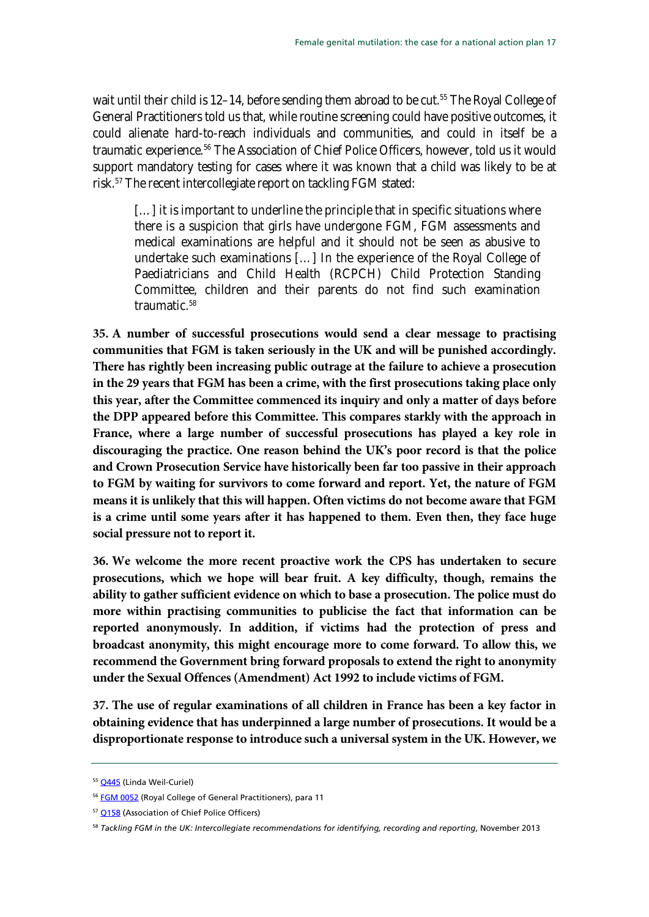wait until their child is 12–14, before sending them abroad to be cut.[55] The Royal College of General Practitioners told us that, while routine screening could have positive outcomes, it could alienate hard-to-reach individuals and communities, and could in itself be a traumatic experience.[56] The Association of Chief Police Officers, however, told us it would support mandatory testing for cases where it was known that a child was likely to be at risk.[57] The recent intercollegiate report on tackling FGM stated:

> […] it is important to underline the principle that in specific situations where there is a suspicion that girls have undergone FGM, FGM assessments and medical examinations are helpful and it should not be seen as abusive to undertake such examinations […] In the experience of the Royal College of Paediatricians and Child Health (RCPCH) Child Protection Standing Committee, children and their parents do not find such examination traumatic.[58]

**35. A number of successful prosecutions would send a clear message to practising communities that FGM is taken seriously in the UK and will be punished accordingly. There has rightly been increasing public outrage at the failure to achieve a prosecution in the 29 years that FGM has been a crime, with the first prosecutions taking place only this year, after the Committee commenced its inquiry and only a matter of days before the DPP appeared before this Committee. This compares starkly with the approach in France, where a large number of successful prosecutions has played a key role in discouraging the practice. One reason behind the UK's poor record is that the police and Crown Prosecution Service have historically been far too passive in their approach to FGM by waiting for survivors to come forward and report. Yet, the nature of FGM means it is unlikely that this will happen. Often victims do not become aware that FGM is a crime until some years after it has happened to them. Even then, they face huge social pressure not to report it.**

**36. We welcome the more recent proactive work the CPS has undertaken to secure prosecutions, which we hope will bear fruit. A key difficulty, though, remains the ability to gather sufficient evidence on which to base a prosecution. The police must do more within practising communities to publicise the fact that information can be reported anonymously. In addition, if victims had the protection of press and broadcast anonymity, this might encourage more to come forward. To allow this, we recommend the Government bring forward proposals to extend the right to anonymity under the Sexual Offences (Amendment) Act 1992 to include victims of FGM.**

**37. The use of regular examinations of all children in France has been a key factor in obtaining evidence that has underpinned a large number of prosecutions. It would be a disproportionate response to introduce such a universal system in the UK. However, we**

---

[55] Q445 (Linda Weil-Curiel)

[56] FGM 0052 (Royal College of General Practitioners), para 11

[57] Q158 (Association of Chief Police Officers)

[58] *Tackling FGM in the UK: Intercollegiate recommendations for identifying, recording and reporting*, November 2013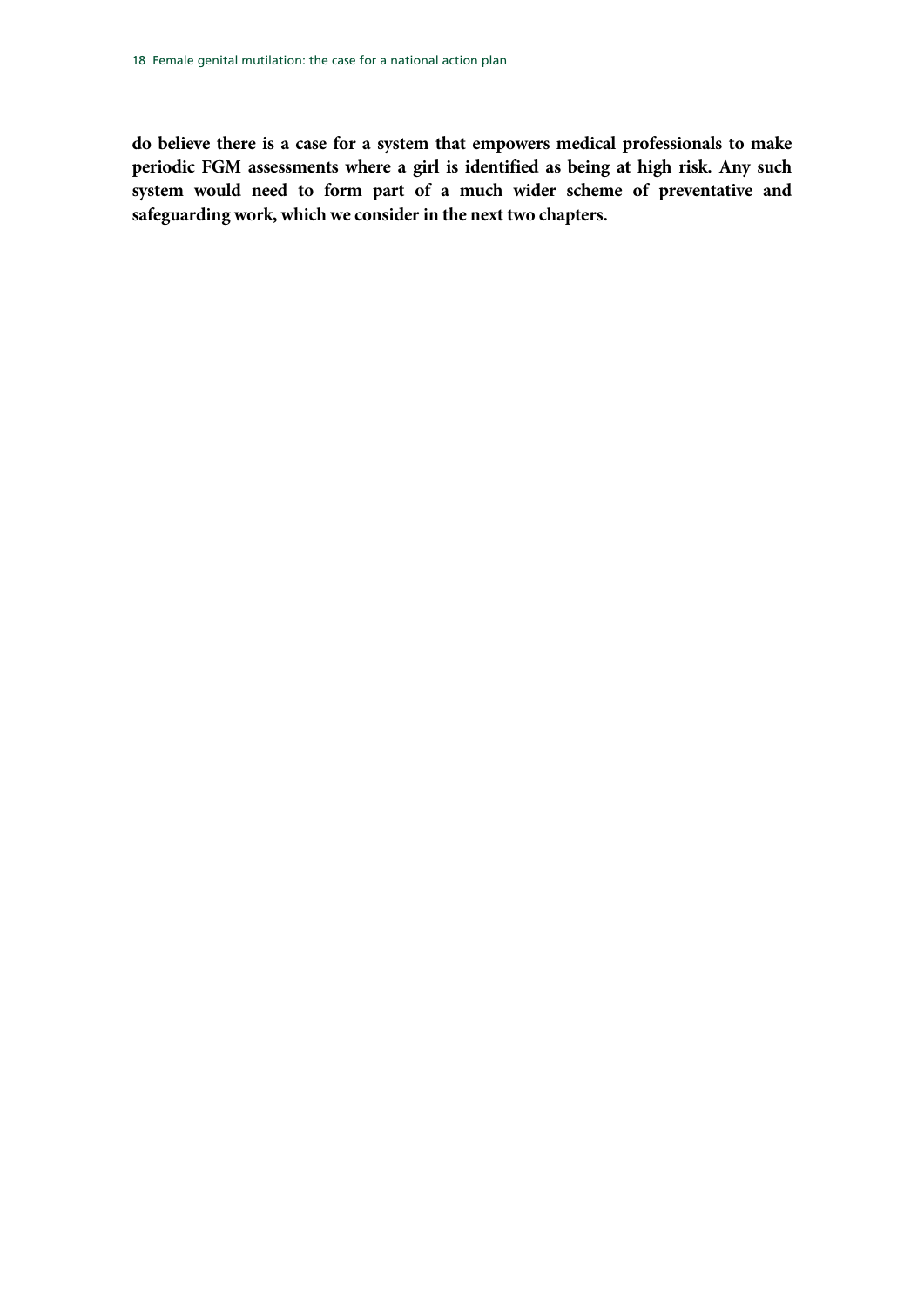**do believe there is a case for a system that empowers medical professionals to make periodic FGM assessments where a girl is identified as being at high risk. Any such system would need to form part of a much wider scheme of preventative and safeguarding work, which we consider in the next two chapters.**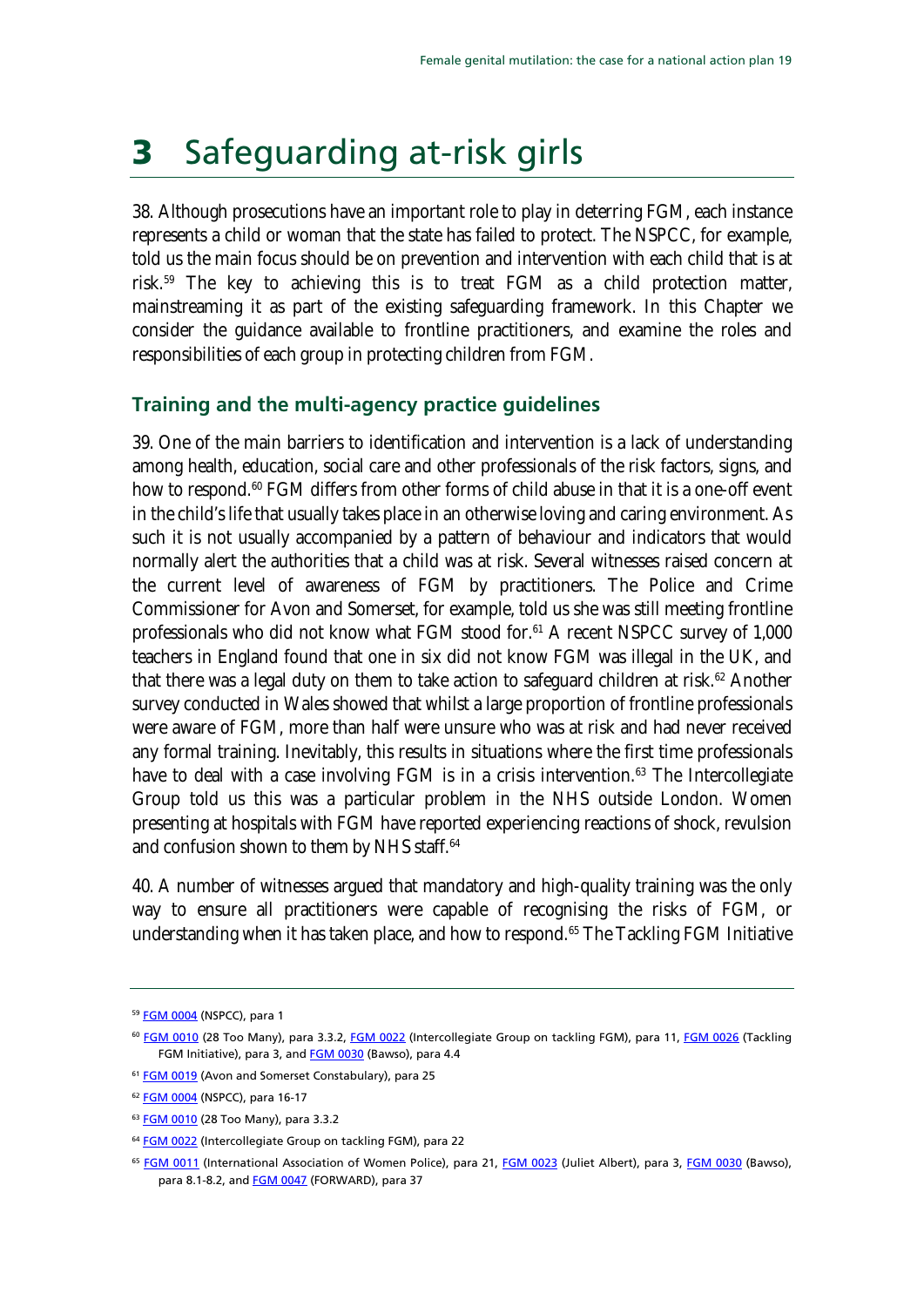# 3 Safeguarding at-risk girls

38. Although prosecutions have an important role to play in deterring FGM, each instance represents a child or woman that the state has failed to protect. The NSPCC, for example, told us the main focus should be on prevention and intervention with each child that is at risk.[59] The key to achieving this is to treat FGM as a child protection matter, mainstreaming it as part of the existing safeguarding framework. In this Chapter we consider the guidance available to frontline practitioners, and examine the roles and responsibilities of each group in protecting children from FGM.

## Training and the multi-agency practice guidelines

39. One of the main barriers to identification and intervention is a lack of understanding among health, education, social care and other professionals of the risk factors, signs, and how to respond.[60] FGM differs from other forms of child abuse in that it is a one-off event in the child's life that usually takes place in an otherwise loving and caring environment. As such it is not usually accompanied by a pattern of behaviour and indicators that would normally alert the authorities that a child was at risk. Several witnesses raised concern at the current level of awareness of FGM by practitioners. The Police and Crime Commissioner for Avon and Somerset, for example, told us she was still meeting frontline professionals who did not know what FGM stood for.[61] A recent NSPCC survey of 1,000 teachers in England found that one in six did not know FGM was illegal in the UK, and that there was a legal duty on them to take action to safeguard children at risk.[62] Another survey conducted in Wales showed that whilst a large proportion of frontline professionals were aware of FGM, more than half were unsure who was at risk and had never received any formal training. Inevitably, this results in situations where the first time professionals have to deal with a case involving FGM is in a crisis intervention.[63] The Intercollegiate Group told us this was a particular problem in the NHS outside London. Women presenting at hospitals with FGM have reported experiencing reactions of shock, revulsion and confusion shown to them by NHS staff.[64]

40. A number of witnesses argued that mandatory and high-quality training was the only way to ensure all practitioners were capable of recognising the risks of FGM, or understanding when it has taken place, and how to respond.[65] The Tackling FGM Initiative

---

[59] FGM 0004 (NSPCC), para 1

[60] FGM 0010 (28 Too Many), para 3.3.2, FGM 0022 (Intercollegiate Group on tackling FGM), para 11, FGM 0026 (Tackling FGM Initiative), para 3, and FGM 0030 (Bawso), para 4.4

[61] FGM 0019 (Avon and Somerset Constabulary), para 25

[62] FGM 0004 (NSPCC), para 16-17

[63] FGM 0010 (28 Too Many), para 3.3.2

[64] FGM 0022 (Intercollegiate Group on tackling FGM), para 22

[65] FGM 0011 (International Association of Women Police), para 21, FGM 0023 (Juliet Albert), para 3, FGM 0030 (Bawso), para 8.1-8.2, and FGM 0047 (FORWARD), para 37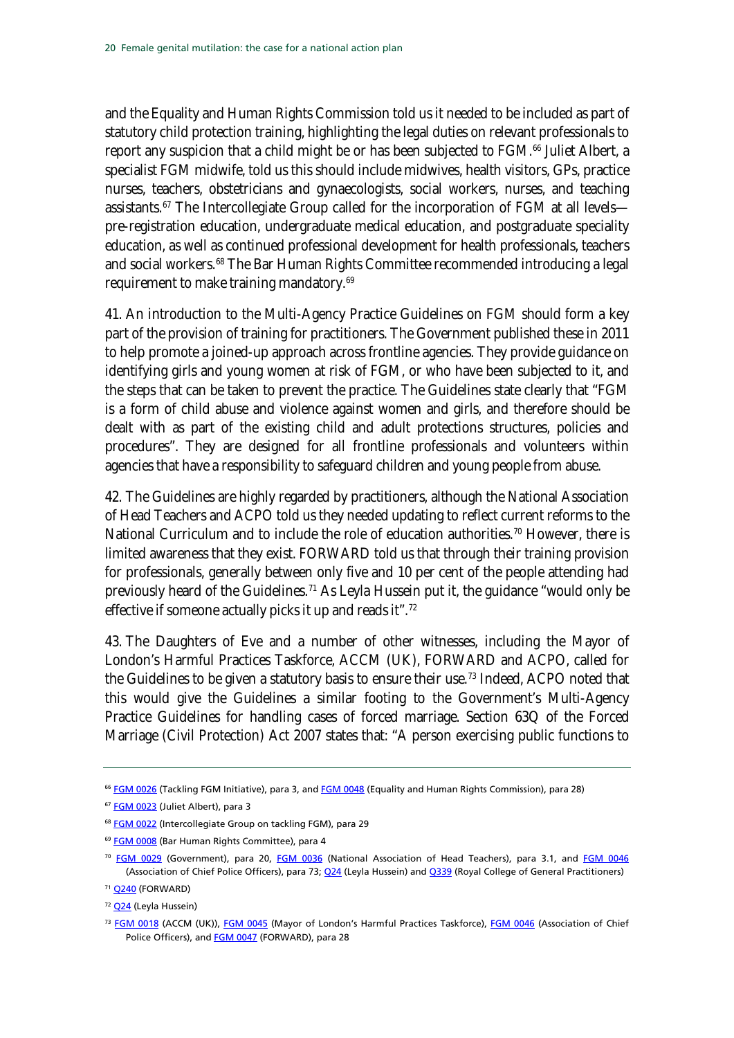and the Equality and Human Rights Commission told us it needed to be included as part of statutory child protection training, highlighting the legal duties on relevant professionals to report any suspicion that a child might be or has been subjected to FGM.[66] Juliet Albert, a specialist FGM midwife, told us this should include midwives, health visitors, GPs, practice nurses, teachers, obstetricians and gynaecologists, social workers, nurses, and teaching assistants.[67] The Intercollegiate Group called for the incorporation of FGM at all levels—pre-registration education, undergraduate medical education, and postgraduate speciality education, as well as continued professional development for health professionals, teachers and social workers.[68] The Bar Human Rights Committee recommended introducing a legal requirement to make training mandatory.[69]

41. An introduction to the Multi-Agency Practice Guidelines on FGM should form a key part of the provision of training for practitioners. The Government published these in 2011 to help promote a joined-up approach across frontline agencies. They provide guidance on identifying girls and young women at risk of FGM, or who have been subjected to it, and the steps that can be taken to prevent the practice. The Guidelines state clearly that "FGM is a form of child abuse and violence against women and girls, and therefore should be dealt with as part of the existing child and adult protections structures, policies and procedures". They are designed for all frontline professionals and volunteers within agencies that have a responsibility to safeguard children and young people from abuse.

42. The Guidelines are highly regarded by practitioners, although the National Association of Head Teachers and ACPO told us they needed updating to reflect current reforms to the National Curriculum and to include the role of education authorities.[70] However, there is limited awareness that they exist. FORWARD told us that through their training provision for professionals, generally between only five and 10 per cent of the people attending had previously heard of the Guidelines.[71] As Leyla Hussein put it, the guidance "would only be effective if someone actually picks it up and reads it".[72]

43. The Daughters of Eve and a number of other witnesses, including the Mayor of London's Harmful Practices Taskforce, ACCM (UK), FORWARD and ACPO, called for the Guidelines to be given a statutory basis to ensure their use.[73] Indeed, ACPO noted that this would give the Guidelines a similar footing to the Government's Multi-Agency Practice Guidelines for handling cases of forced marriage. Section 63Q of the Forced Marriage (Civil Protection) Act 2007 states that: "A person exercising public functions to

---

[66] FGM 0026 (Tackling FGM Initiative), para 3, and FGM 0048 (Equality and Human Rights Commission), para 28)

[67] FGM 0023 (Juliet Albert), para 3

[68] FGM 0022 (Intercollegiate Group on tackling FGM), para 29

[69] FGM 0008 (Bar Human Rights Committee), para 4

[70] FGM 0029 (Government), para 20, FGM 0036 (National Association of Head Teachers), para 3.1, and FGM 0046 (Association of Chief Police Officers), para 73; Q24 (Leyla Hussein) and Q339 (Royal College of General Practitioners)

[71] Q240 (FORWARD)

[72] Q24 (Leyla Hussein)

[73] FGM 0018 (ACCM (UK)), FGM 0045 (Mayor of London's Harmful Practices Taskforce), FGM 0046 (Association of Chief Police Officers), and FGM 0047 (FORWARD), para 28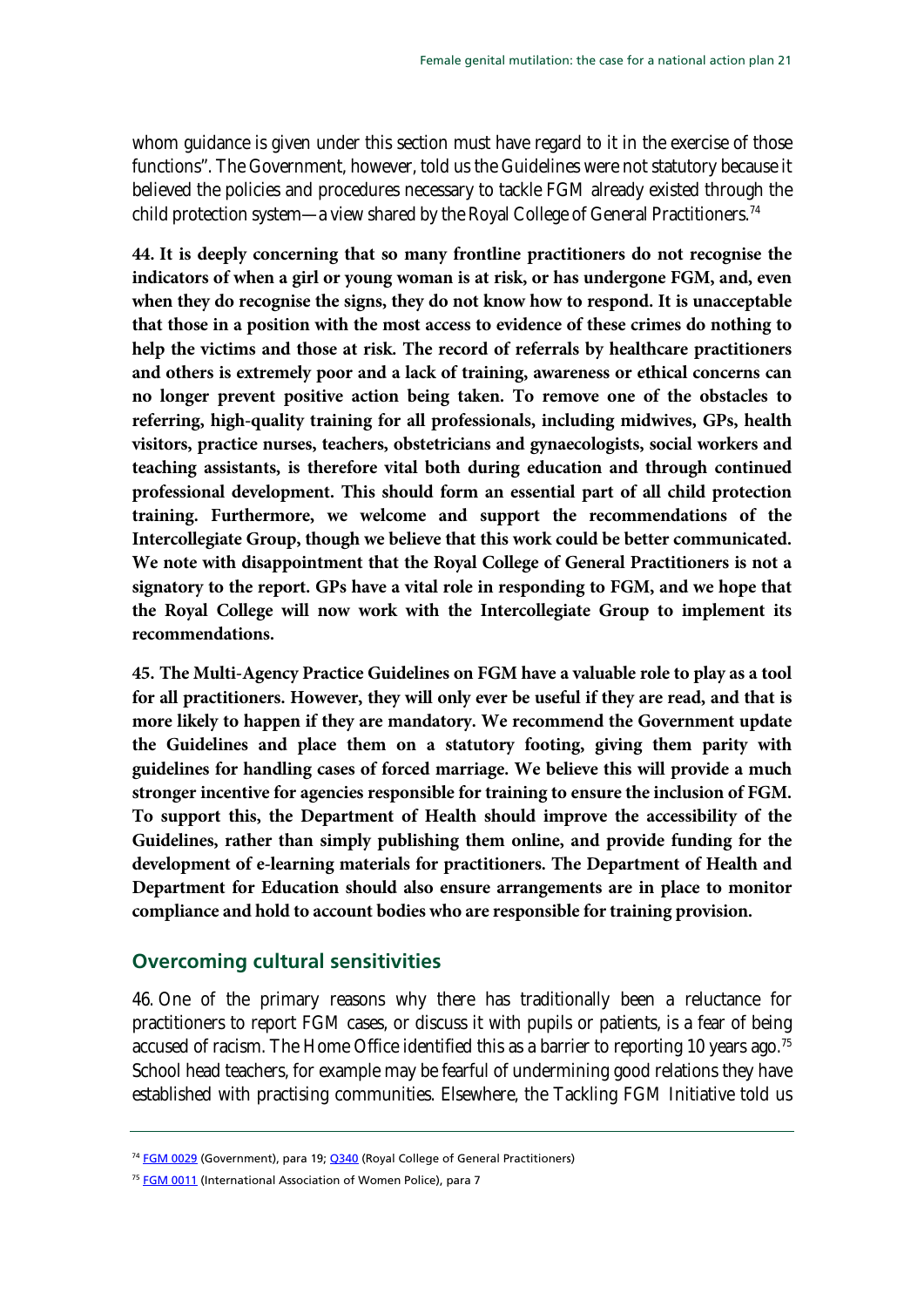whom guidance is given under this section must have regard to it in the exercise of those functions". The Government, however, told us the Guidelines were not statutory because it believed the policies and procedures necessary to tackle FGM already existed through the child protection system—a view shared by the Royal College of General Practitioners.[74]

**44. It is deeply concerning that so many frontline practitioners do not recognise the indicators of when a girl or young woman is at risk, or has undergone FGM, and, even when they do recognise the signs, they do not know how to respond. It is unacceptable that those in a position with the most access to evidence of these crimes do nothing to help the victims and those at risk. The record of referrals by healthcare practitioners and others is extremely poor and a lack of training, awareness or ethical concerns can no longer prevent positive action being taken. To remove one of the obstacles to referring, high-quality training for all professionals, including midwives, GPs, health visitors, practice nurses, teachers, obstetricians and gynaecologists, social workers and teaching assistants, is therefore vital both during education and through continued professional development. This should form an essential part of all child protection training. Furthermore, we welcome and support the recommendations of the Intercollegiate Group, though we believe that this work could be better communicated. We note with disappointment that the Royal College of General Practitioners is not a signatory to the report. GPs have a vital role in responding to FGM, and we hope that the Royal College will now work with the Intercollegiate Group to implement its recommendations.**

**45. The Multi-Agency Practice Guidelines on FGM have a valuable role to play as a tool for all practitioners. However, they will only ever be useful if they are read, and that is more likely to happen if they are mandatory. We recommend the Government update the Guidelines and place them on a statutory footing, giving them parity with guidelines for handling cases of forced marriage. We believe this will provide a much stronger incentive for agencies responsible for training to ensure the inclusion of FGM. To support this, the Department of Health should improve the accessibility of the Guidelines, rather than simply publishing them online, and provide funding for the development of e-learning materials for practitioners. The Department of Health and Department for Education should also ensure arrangements are in place to monitor compliance and hold to account bodies who are responsible for training provision.**

## Overcoming cultural sensitivities

46. One of the primary reasons why there has traditionally been a reluctance for practitioners to report FGM cases, or discuss it with pupils or patients, is a fear of being accused of racism. The Home Office identified this as a barrier to reporting 10 years ago.[75] School head teachers, for example may be fearful of undermining good relations they have established with practising communities. Elsewhere, the Tackling FGM Initiative told us

---

[74] FGM 0029 (Government), para 19; Q340 (Royal College of General Practitioners)

[75] FGM 0011 (International Association of Women Police), para 7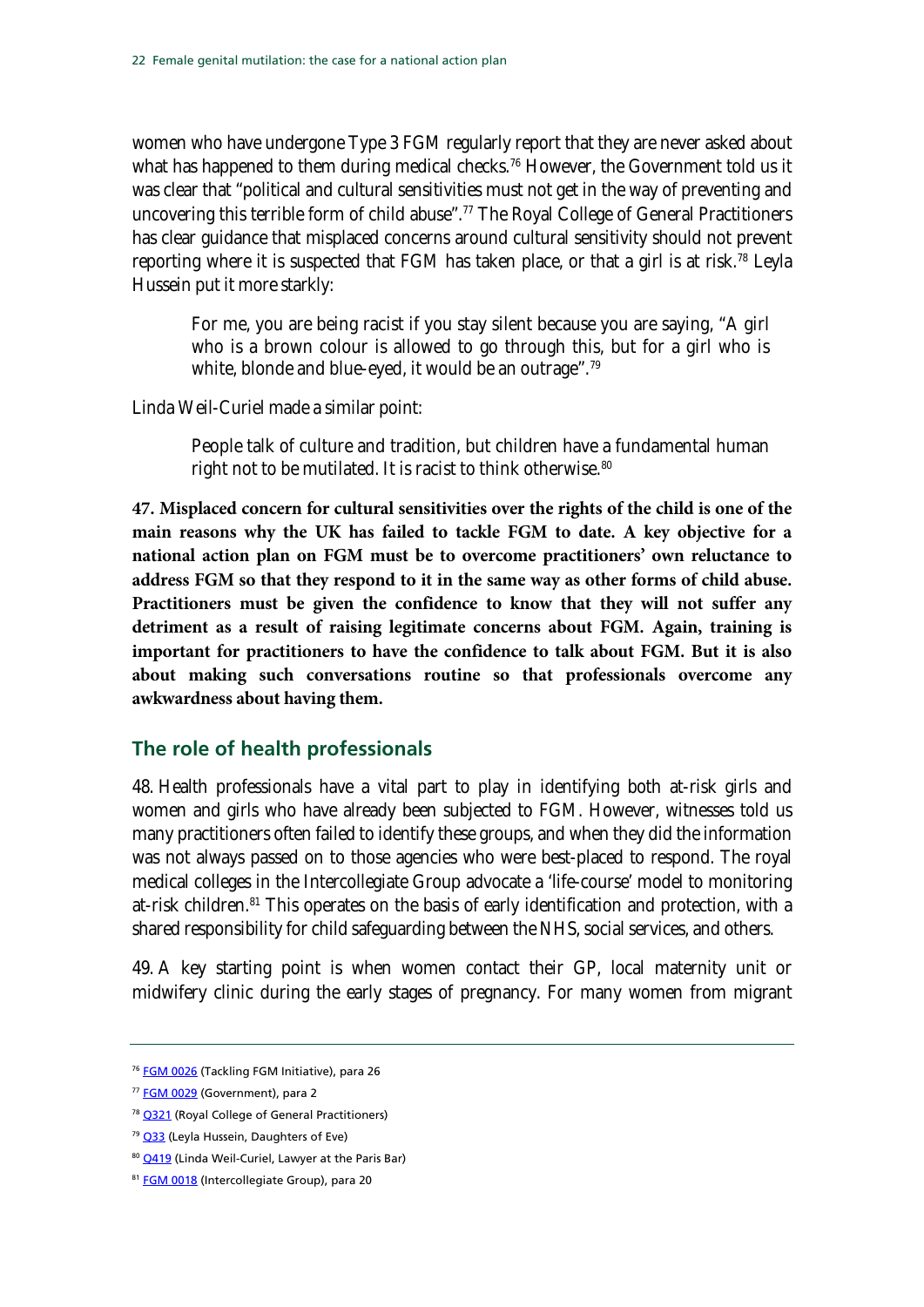women who have undergone Type 3 FGM regularly report that they are never asked about what has happened to them during medical checks.[76] However, the Government told us it was clear that "political and cultural sensitivities must not get in the way of preventing and uncovering this terrible form of child abuse".[77] The Royal College of General Practitioners has clear guidance that misplaced concerns around cultural sensitivity should not prevent reporting where it is suspected that FGM has taken place, or that a girl is at risk.[78] Leyla Hussein put it more starkly:

> For me, you are being racist if you stay silent because you are saying, "A girl who is a brown colour is allowed to go through this, but for a girl who is white, blonde and blue-eyed, it would be an outrage".[79]

Linda Weil-Curiel made a similar point:

> People talk of culture and tradition, but children have a fundamental human right not to be mutilated. It is racist to think otherwise.[80]

**47. Misplaced concern for cultural sensitivities over the rights of the child is one of the main reasons why the UK has failed to tackle FGM to date. A key objective for a national action plan on FGM must be to overcome practitioners' own reluctance to address FGM so that they respond to it in the same way as other forms of child abuse. Practitioners must be given the confidence to know that they will not suffer any detriment as a result of raising legitimate concerns about FGM. Again, training is important for practitioners to have the confidence to talk about FGM. But it is also about making such conversations routine so that professionals overcome any awkwardness about having them.**

## The role of health professionals

48. Health professionals have a vital part to play in identifying both at-risk girls and women and girls who have already been subjected to FGM. However, witnesses told us many practitioners often failed to identify these groups, and when they did the information was not always passed on to those agencies who were best-placed to respond. The royal medical colleges in the Intercollegiate Group advocate a 'life-course' model to monitoring at-risk children.[81] This operates on the basis of early identification and protection, with a shared responsibility for child safeguarding between the NHS, social services, and others.

49. A key starting point is when women contact their GP, local maternity unit or midwifery clinic during the early stages of pregnancy. For many women from migrant

---

[76] FGM 0026 (Tackling FGM Initiative), para 26

[77] FGM 0029 (Government), para 2

[78] Q321 (Royal College of General Practitioners)

[79] Q33 (Leyla Hussein, Daughters of Eve)

[80] Q419 (Linda Weil-Curiel, Lawyer at the Paris Bar)

[81] FGM 0018 (Intercollegiate Group), para 20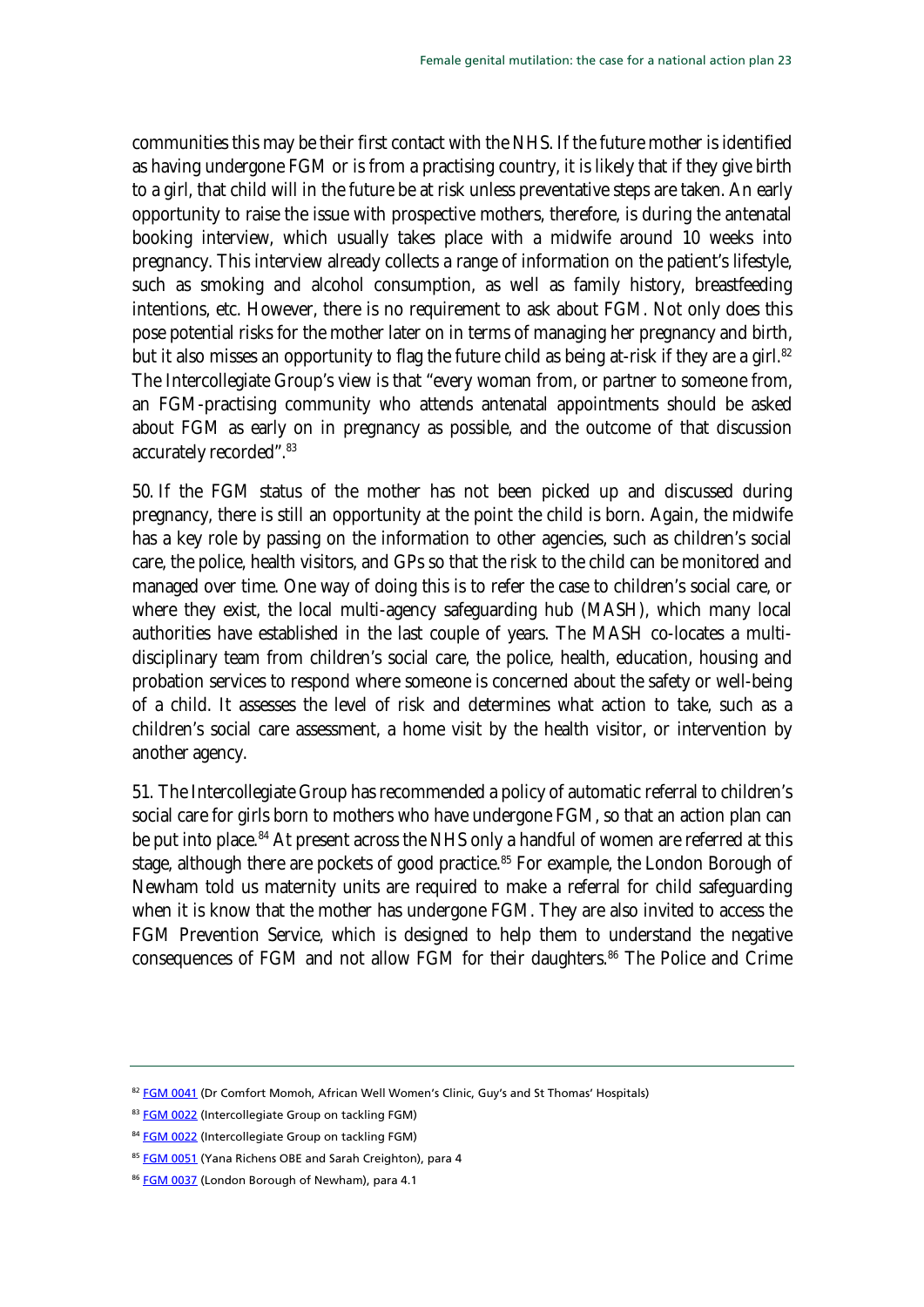communities this may be their first contact with the NHS. If the future mother is identified as having undergone FGM or is from a practising country, it is likely that if they give birth to a girl, that child will in the future be at risk unless preventative steps are taken. An early opportunity to raise the issue with prospective mothers, therefore, is during the antenatal booking interview, which usually takes place with a midwife around 10 weeks into pregnancy. This interview already collects a range of information on the patient's lifestyle, such as smoking and alcohol consumption, as well as family history, breastfeeding intentions, etc. However, there is no requirement to ask about FGM. Not only does this pose potential risks for the mother later on in terms of managing her pregnancy and birth, but it also misses an opportunity to flag the future child as being at-risk if they are a girl.[82] The Intercollegiate Group's view is that "every woman from, or partner to someone from, an FGM-practising community who attends antenatal appointments should be asked about FGM as early on in pregnancy as possible, and the outcome of that discussion accurately recorded".[83]

50. If the FGM status of the mother has not been picked up and discussed during pregnancy, there is still an opportunity at the point the child is born. Again, the midwife has a key role by passing on the information to other agencies, such as children's social care, the police, health visitors, and GPs so that the risk to the child can be monitored and managed over time. One way of doing this is to refer the case to children's social care, or where they exist, the local multi-agency safeguarding hub (MASH), which many local authorities have established in the last couple of years. The MASH co-locates a multi-disciplinary team from children's social care, the police, health, education, housing and probation services to respond where someone is concerned about the safety or well-being of a child. It assesses the level of risk and determines what action to take, such as a children's social care assessment, a home visit by the health visitor, or intervention by another agency.

51. The Intercollegiate Group has recommended a policy of automatic referral to children's social care for girls born to mothers who have undergone FGM, so that an action plan can be put into place.[84] At present across the NHS only a handful of women are referred at this stage, although there are pockets of good practice.[85] For example, the London Borough of Newham told us maternity units are required to make a referral for child safeguarding when it is know that the mother has undergone FGM. They are also invited to access the FGM Prevention Service, which is designed to help them to understand the negative consequences of FGM and not allow FGM for their daughters.[86] The Police and Crime

---

[82] FGM 0041 (Dr Comfort Momoh, African Well Women's Clinic, Guy's and St Thomas' Hospitals)

[83] FGM 0022 (Intercollegiate Group on tackling FGM)

[84] FGM 0022 (Intercollegiate Group on tackling FGM)

[85] FGM 0051 (Yana Richens OBE and Sarah Creighton), para 4

[86] FGM 0037 (London Borough of Newham), para 4.1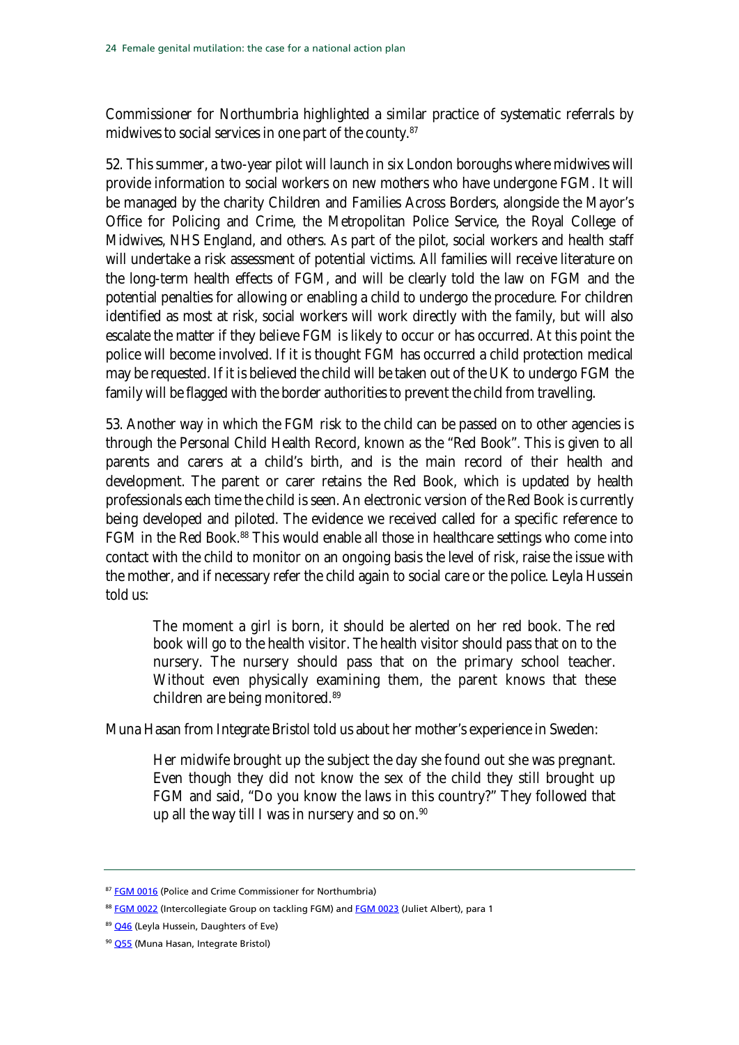Commissioner for Northumbria highlighted a similar practice of systematic referrals by midwives to social services in one part of the county.[87]

52. This summer, a two-year pilot will launch in six London boroughs where midwives will provide information to social workers on new mothers who have undergone FGM. It will be managed by the charity Children and Families Across Borders, alongside the Mayor's Office for Policing and Crime, the Metropolitan Police Service, the Royal College of Midwives, NHS England, and others. As part of the pilot, social workers and health staff will undertake a risk assessment of potential victims. All families will receive literature on the long-term health effects of FGM, and will be clearly told the law on FGM and the potential penalties for allowing or enabling a child to undergo the procedure. For children identified as most at risk, social workers will work directly with the family, but will also escalate the matter if they believe FGM is likely to occur or has occurred. At this point the police will become involved. If it is thought FGM has occurred a child protection medical may be requested. If it is believed the child will be taken out of the UK to undergo FGM the family will be flagged with the border authorities to prevent the child from travelling.

53. Another way in which the FGM risk to the child can be passed on to other agencies is through the Personal Child Health Record, known as the "Red Book". This is given to all parents and carers at a child's birth, and is the main record of their health and development. The parent or carer retains the Red Book, which is updated by health professionals each time the child is seen. An electronic version of the Red Book is currently being developed and piloted. The evidence we received called for a specific reference to FGM in the Red Book.[88] This would enable all those in healthcare settings who come into contact with the child to monitor on an ongoing basis the level of risk, raise the issue with the mother, and if necessary refer the child again to social care or the police. Leyla Hussein told us:

> The moment a girl is born, it should be alerted on her red book. The red book will go to the health visitor. The health visitor should pass that on to the nursery. The nursery should pass that on the primary school teacher. Without even physically examining them, the parent knows that these children are being monitored.[89]

Muna Hasan from Integrate Bristol told us about her mother's experience in Sweden:

> Her midwife brought up the subject the day she found out she was pregnant. Even though they did not know the sex of the child they still brought up FGM and said, "Do you know the laws in this country?" They followed that up all the way till I was in nursery and so on.[90]

---

[87] FGM 0016 (Police and Crime Commissioner for Northumbria)

[88] FGM 0022 (Intercollegiate Group on tackling FGM) and FGM 0023 (Juliet Albert), para 1

[89] Q46 (Leyla Hussein, Daughters of Eve)

[90] Q55 (Muna Hasan, Integrate Bristol)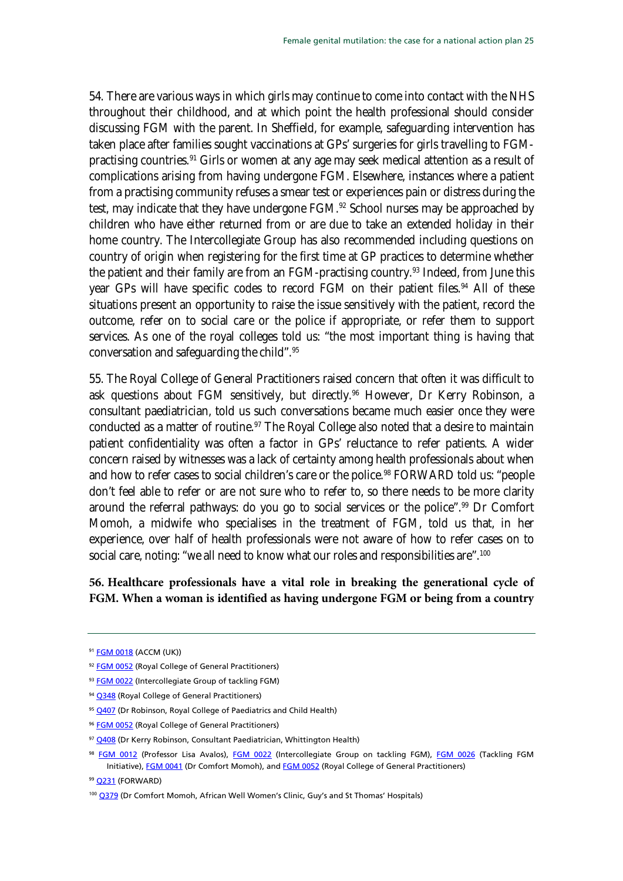54. There are various ways in which girls may continue to come into contact with the NHS throughout their childhood, and at which point the health professional should consider discussing FGM with the parent. In Sheffield, for example, safeguarding intervention has taken place after families sought vaccinations at GPs' surgeries for girls travelling to FGM-practising countries.[91] Girls or women at any age may seek medical attention as a result of complications arising from having undergone FGM. Elsewhere, instances where a patient from a practising community refuses a smear test or experiences pain or distress during the test, may indicate that they have undergone FGM.[92] School nurses may be approached by children who have either returned from or are due to take an extended holiday in their home country. The Intercollegiate Group has also recommended including questions on country of origin when registering for the first time at GP practices to determine whether the patient and their family are from an FGM-practising country.[93] Indeed, from June this year GPs will have specific codes to record FGM on their patient files.[94] All of these situations present an opportunity to raise the issue sensitively with the patient, record the outcome, refer on to social care or the police if appropriate, or refer them to support services. As one of the royal colleges told us: "the most important thing is having that conversation and safeguarding the child".[95]

55. The Royal College of General Practitioners raised concern that often it was difficult to ask questions about FGM sensitively, but directly.[96] However, Dr Kerry Robinson, a consultant paediatrician, told us such conversations became much easier once they were conducted as a matter of routine.[97] The Royal College also noted that a desire to maintain patient confidentiality was often a factor in GPs' reluctance to refer patients. A wider concern raised by witnesses was a lack of certainty among health professionals about when and how to refer cases to social children's care or the police.[98] FORWARD told us: "people don't feel able to refer or are not sure who to refer to, so there needs to be more clarity around the referral pathways: do you go to social services or the police".[99] Dr Comfort Momoh, a midwife who specialises in the treatment of FGM, told us that, in her experience, over half of health professionals were not aware of how to refer cases on to social care, noting: "we all need to know what our roles and responsibilities are".[100]

**56. Healthcare professionals have a vital role in breaking the generational cycle of FGM. When a woman is identified as having undergone FGM or being from a country**

---

[91] FGM 0018 (ACCM (UK))

[92] FGM 0052 (Royal College of General Practitioners)

[93] FGM 0022 (Intercollegiate Group of tackling FGM)

[94] Q348 (Royal College of General Practitioners)

[95] Q407 (Dr Robinson, Royal College of Paediatrics and Child Health)

[96] FGM 0052 (Royal College of General Practitioners)

[97] Q408 (Dr Kerry Robinson, Consultant Paediatrician, Whittington Health)

[98] FGM 0012 (Professor Lisa Avalos), FGM 0022 (Intercollegiate Group on tackling FGM), FGM 0026 (Tackling FGM Initiative), FGM 0041 (Dr Comfort Momoh), and FGM 0052 (Royal College of General Practitioners)

[99] Q231 (FORWARD)

[100] Q379 (Dr Comfort Momoh, African Well Women's Clinic, Guy's and St Thomas' Hospitals)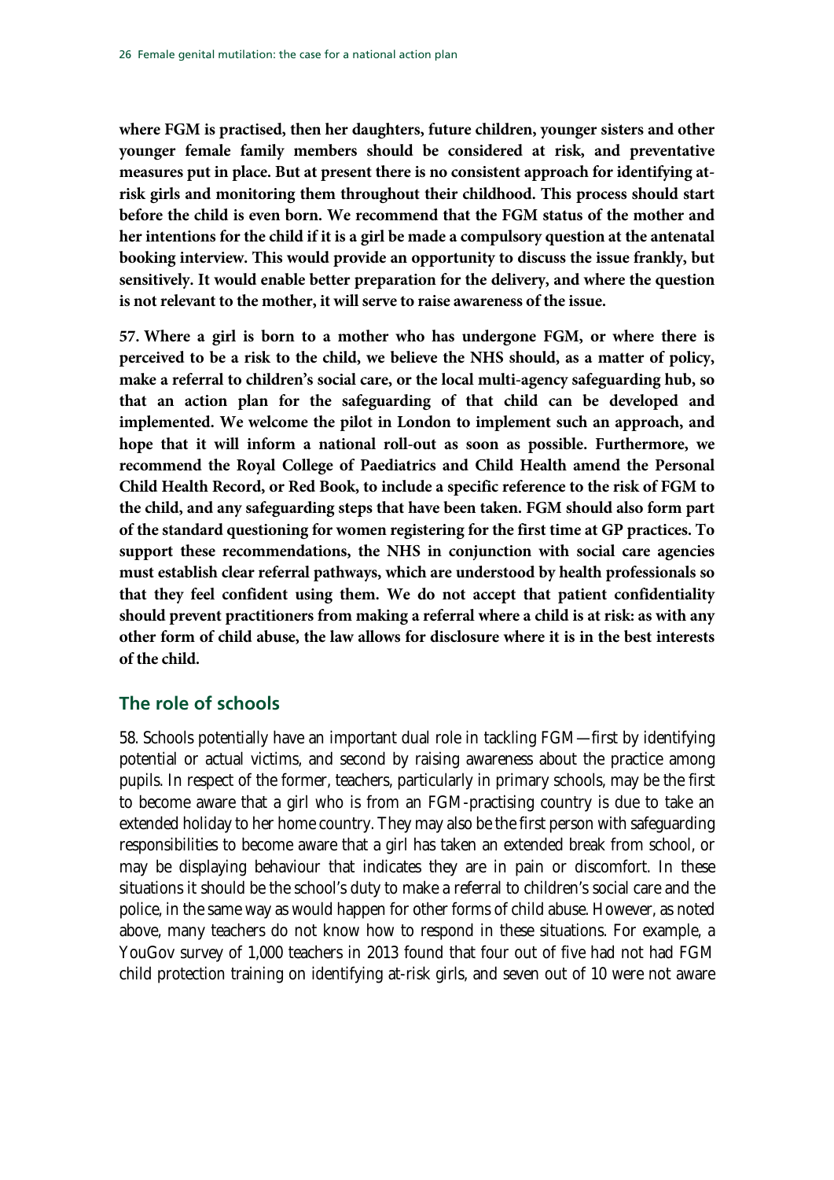**where FGM is practised, then her daughters, future children, younger sisters and other younger female family members should be considered at risk, and preventative measures put in place. But at present there is no consistent approach for identifying at-risk girls and monitoring them throughout their childhood. This process should start before the child is even born. We recommend that the FGM status of the mother and her intentions for the child if it is a girl be made a compulsory question at the antenatal booking interview. This would provide an opportunity to discuss the issue frankly, but sensitively. It would enable better preparation for the delivery, and where the question is not relevant to the mother, it will serve to raise awareness of the issue.**

**57. Where a girl is born to a mother who has undergone FGM, or where there is perceived to be a risk to the child, we believe the NHS should, as a matter of policy, make a referral to children's social care, or the local multi-agency safeguarding hub, so that an action plan for the safeguarding of that child can be developed and implemented. We welcome the pilot in London to implement such an approach, and hope that it will inform a national roll-out as soon as possible. Furthermore, we recommend the Royal College of Paediatrics and Child Health amend the Personal Child Health Record, or Red Book, to include a specific reference to the risk of FGM to the child, and any safeguarding steps that have been taken. FGM should also form part of the standard questioning for women registering for the first time at GP practices. To support these recommendations, the NHS in conjunction with social care agencies must establish clear referral pathways, which are understood by health professionals so that they feel confident using them. We do not accept that patient confidentiality should prevent practitioners from making a referral where a child is at risk: as with any other form of child abuse, the law allows for disclosure where it is in the best interests of the child.**

## The role of schools

58. Schools potentially have an important dual role in tackling FGM—first by identifying potential or actual victims, and second by raising awareness about the practice among pupils. In respect of the former, teachers, particularly in primary schools, may be the first to become aware that a girl who is from an FGM-practising country is due to take an extended holiday to her home country. They may also be the first person with safeguarding responsibilities to become aware that a girl has taken an extended break from school, or may be displaying behaviour that indicates they are in pain or discomfort. In these situations it should be the school's duty to make a referral to children's social care and the police, in the same way as would happen for other forms of child abuse. However, as noted above, many teachers do not know how to respond in these situations. For example, a YouGov survey of 1,000 teachers in 2013 found that four out of five had not had FGM child protection training on identifying at-risk girls, and seven out of 10 were not aware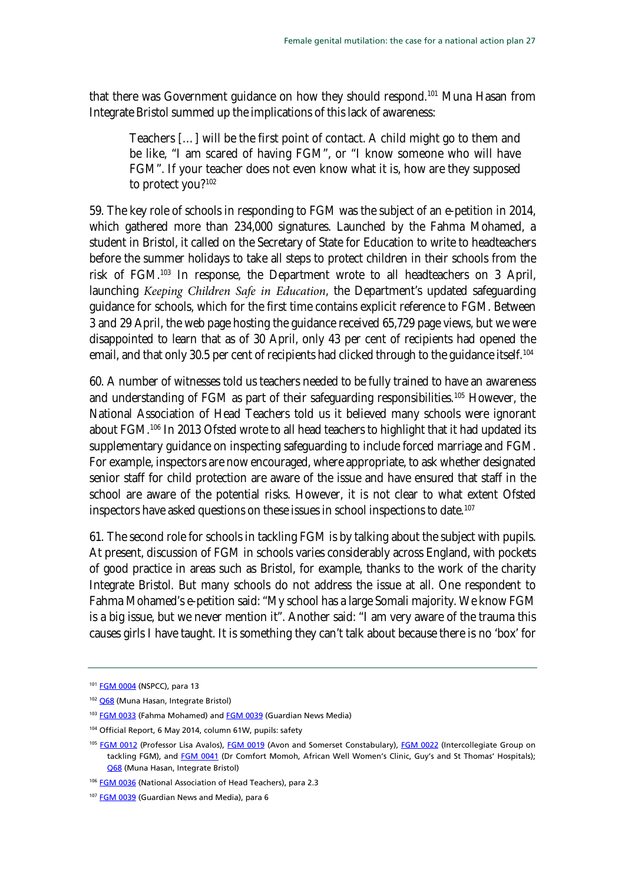that there was Government guidance on how they should respond.[101] Muna Hasan from Integrate Bristol summed up the implications of this lack of awareness:

> Teachers […] will be the first point of contact. A child might go to them and be like, "I am scared of having FGM", or "I know someone who will have FGM". If your teacher does not even know what it is, how are they supposed to protect you?[102]

59. The key role of schools in responding to FGM was the subject of an e-petition in 2014, which gathered more than 234,000 signatures. Launched by the Fahma Mohamed, a student in Bristol, it called on the Secretary of State for Education to write to headteachers before the summer holidays to take all steps to protect children in their schools from the risk of FGM.[103] In response, the Department wrote to all headteachers on 3 April, launching *Keeping Children Safe in Education*, the Department's updated safeguarding guidance for schools, which for the first time contains explicit reference to FGM. Between 3 and 29 April, the web page hosting the guidance received 65,729 page views, but we were disappointed to learn that as of 30 April, only 43 per cent of recipients had opened the email, and that only 30.5 per cent of recipients had clicked through to the guidance itself.[104]

60. A number of witnesses told us teachers needed to be fully trained to have an awareness and understanding of FGM as part of their safeguarding responsibilities.[105] However, the National Association of Head Teachers told us it believed many schools were ignorant about FGM.[106] In 2013 Ofsted wrote to all head teachers to highlight that it had updated its supplementary guidance on inspecting safeguarding to include forced marriage and FGM. For example, inspectors are now encouraged, where appropriate, to ask whether designated senior staff for child protection are aware of the issue and have ensured that staff in the school are aware of the potential risks. However, it is not clear to what extent Ofsted inspectors have asked questions on these issues in school inspections to date.[107]

61. The second role for schools in tackling FGM is by talking about the subject with pupils. At present, discussion of FGM in schools varies considerably across England, with pockets of good practice in areas such as Bristol, for example, thanks to the work of the charity Integrate Bristol. But many schools do not address the issue at all. One respondent to Fahma Mohamed's e-petition said: "My school has a large Somali majority. We know FGM is a big issue, but we never mention it". Another said: "I am very aware of the trauma this causes girls I have taught. It is something they can't talk about because there is no 'box' for

---

[101] FGM 0004 (NSPCC), para 13

[102] Q68 (Muna Hasan, Integrate Bristol)

[103] FGM 0033 (Fahma Mohamed) and FGM 0039 (Guardian News Media)

[104] Official Report, 6 May 2014, column 61W, pupils: safety

[105] FGM 0012 (Professor Lisa Avalos), FGM 0019 (Avon and Somerset Constabulary), FGM 0022 (Intercollegiate Group on tackling FGM), and FGM 0041 (Dr Comfort Momoh, African Well Women's Clinic, Guy's and St Thomas' Hospitals); Q68 (Muna Hasan, Integrate Bristol)

[106] FGM 0036 (National Association of Head Teachers), para 2.3

[107] FGM 0039 (Guardian News and Media), para 6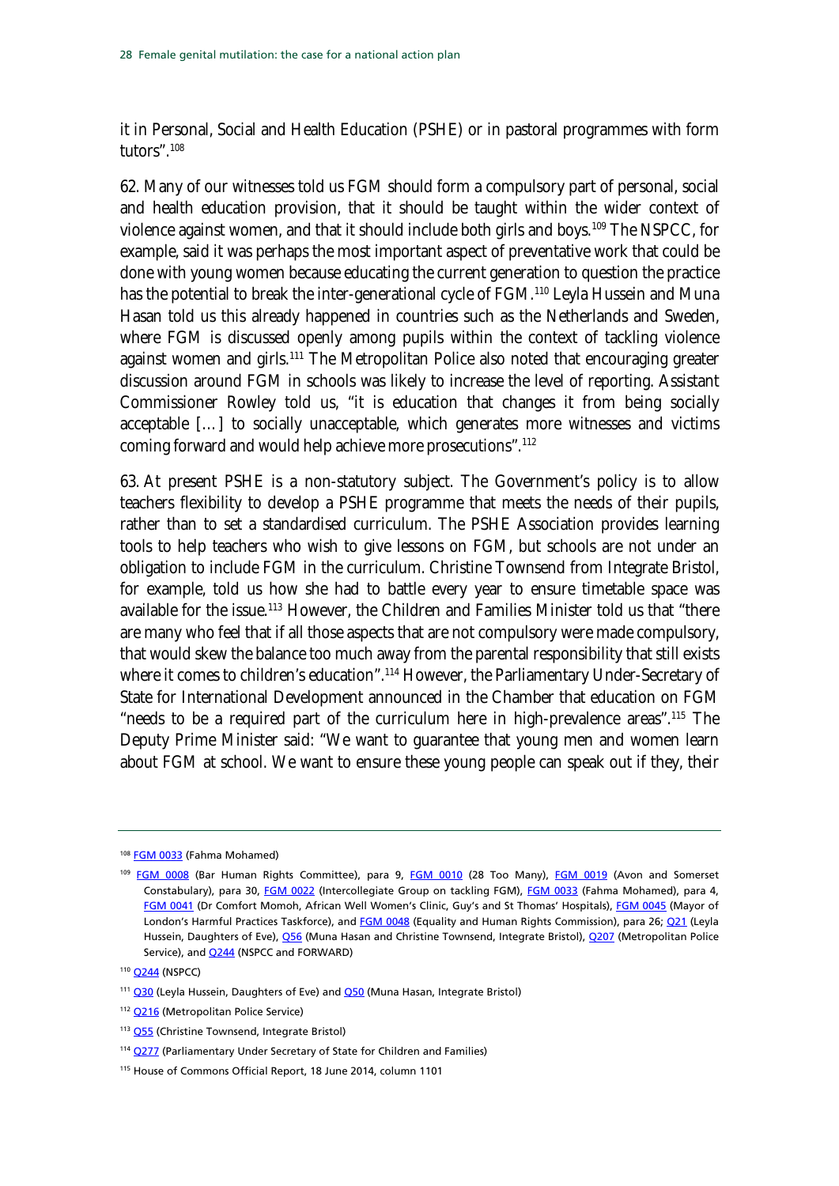it in Personal, Social and Health Education (PSHE) or in pastoral programmes with form tutors".[108]

62. Many of our witnesses told us FGM should form a compulsory part of personal, social and health education provision, that it should be taught within the wider context of violence against women, and that it should include both girls and boys.[109] The NSPCC, for example, said it was perhaps the most important aspect of preventative work that could be done with young women because educating the current generation to question the practice has the potential to break the inter-generational cycle of FGM.[110] Leyla Hussein and Muna Hasan told us this already happened in countries such as the Netherlands and Sweden, where FGM is discussed openly among pupils within the context of tackling violence against women and girls.[111] The Metropolitan Police also noted that encouraging greater discussion around FGM in schools was likely to increase the level of reporting. Assistant Commissioner Rowley told us, "it is education that changes it from being socially acceptable […] to socially unacceptable, which generates more witnesses and victims coming forward and would help achieve more prosecutions".[112]

63. At present PSHE is a non-statutory subject. The Government's policy is to allow teachers flexibility to develop a PSHE programme that meets the needs of their pupils, rather than to set a standardised curriculum. The PSHE Association provides learning tools to help teachers who wish to give lessons on FGM, but schools are not under an obligation to include FGM in the curriculum. Christine Townsend from Integrate Bristol, for example, told us how she had to battle every year to ensure timetable space was available for the issue.[113] However, the Children and Families Minister told us that "there are many who feel that if all those aspects that are not compulsory were made compulsory, that would skew the balance too much away from the parental responsibility that still exists where it comes to children's education".[114] However, the Parliamentary Under-Secretary of State for International Development announced in the Chamber that education on FGM "needs to be a required part of the curriculum here in high-prevalence areas".[115] The Deputy Prime Minister said: "We want to guarantee that young men and women learn about FGM at school. We want to ensure these young people can speak out if they, their

---

[108] FGM 0033 (Fahma Mohamed)

[109] FGM 0008 (Bar Human Rights Committee), para 9, FGM 0010 (28 Too Many), FGM 0019 (Avon and Somerset Constabulary), para 30, FGM 0022 (Intercollegiate Group on tackling FGM), FGM 0033 (Fahma Mohamed), para 4, FGM 0041 (Dr Comfort Momoh, African Well Women's Clinic, Guy's and St Thomas' Hospitals), FGM 0045 (Mayor of London's Harmful Practices Taskforce), and FGM 0048 (Equality and Human Rights Commission), para 26; Q21 (Leyla Hussein, Daughters of Eve), Q56 (Muna Hasan and Christine Townsend, Integrate Bristol), Q207 (Metropolitan Police Service), and Q244 (NSPCC and FORWARD)

[110] Q244 (NSPCC)

[111] Q30 (Leyla Hussein, Daughters of Eve) and Q50 (Muna Hasan, Integrate Bristol)

[112] Q216 (Metropolitan Police Service)

[113] Q55 (Christine Townsend, Integrate Bristol)

[114] Q277 (Parliamentary Under Secretary of State for Children and Families)

[115] House of Commons Official Report, 18 June 2014, column 1101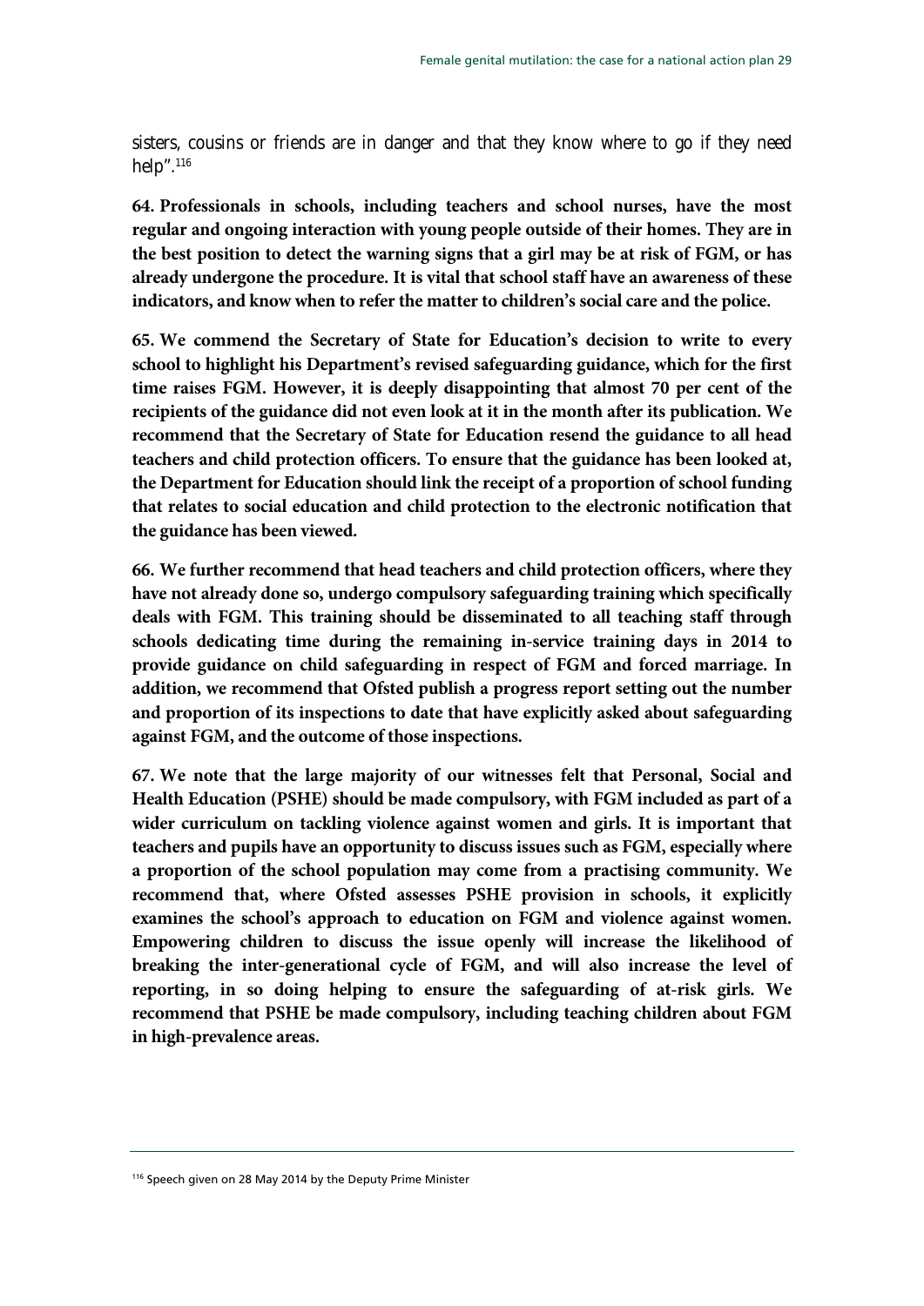sisters, cousins or friends are in danger and that they know where to go if they need help".[116]

**64. Professionals in schools, including teachers and school nurses, have the most regular and ongoing interaction with young people outside of their homes. They are in the best position to detect the warning signs that a girl may be at risk of FGM, or has already undergone the procedure. It is vital that school staff have an awareness of these indicators, and know when to refer the matter to children's social care and the police.**

**65. We commend the Secretary of State for Education's decision to write to every school to highlight his Department's revised safeguarding guidance, which for the first time raises FGM. However, it is deeply disappointing that almost 70 per cent of the recipients of the guidance did not even look at it in the month after its publication. We recommend that the Secretary of State for Education resend the guidance to all head teachers and child protection officers. To ensure that the guidance has been looked at, the Department for Education should link the receipt of a proportion of school funding that relates to social education and child protection to the electronic notification that the guidance has been viewed.**

**66. We further recommend that head teachers and child protection officers, where they have not already done so, undergo compulsory safeguarding training which specifically deals with FGM. This training should be disseminated to all teaching staff through schools dedicating time during the remaining in-service training days in 2014 to provide guidance on child safeguarding in respect of FGM and forced marriage. In addition, we recommend that Ofsted publish a progress report setting out the number and proportion of its inspections to date that have explicitly asked about safeguarding against FGM, and the outcome of those inspections.**

**67. We note that the large majority of our witnesses felt that Personal, Social and Health Education (PSHE) should be made compulsory, with FGM included as part of a wider curriculum on tackling violence against women and girls. It is important that teachers and pupils have an opportunity to discuss issues such as FGM, especially where a proportion of the school population may come from a practising community. We recommend that, where Ofsted assesses PSHE provision in schools, it explicitly examines the school's approach to education on FGM and violence against women. Empowering children to discuss the issue openly will increase the likelihood of breaking the inter-generational cycle of FGM, and will also increase the level of reporting, in so doing helping to ensure the safeguarding of at-risk girls. We recommend that PSHE be made compulsory, including teaching children about FGM in high-prevalence areas.**

[116] Speech given on 28 May 2014 by the Deputy Prime Minister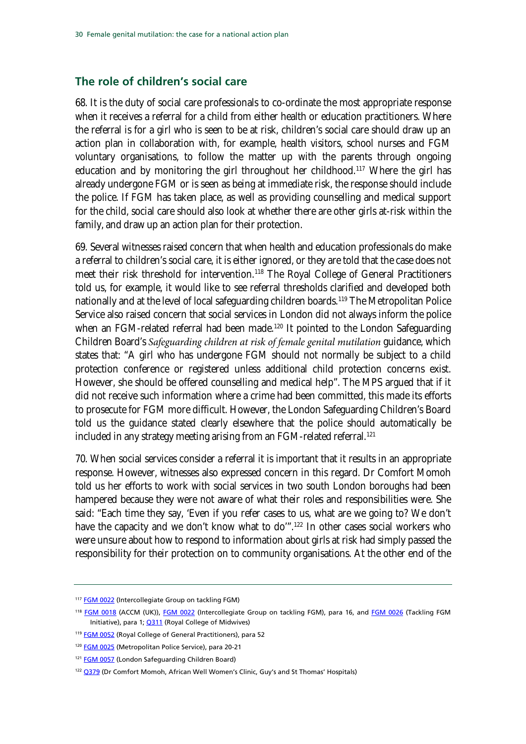## The role of children's social care

68. It is the duty of social care professionals to co-ordinate the most appropriate response when it receives a referral for a child from either health or education practitioners. Where the referral is for a girl who is seen to be at risk, children's social care should draw up an action plan in collaboration with, for example, health visitors, school nurses and FGM voluntary organisations, to follow the matter up with the parents through ongoing education and by monitoring the girl throughout her childhood.[117] Where the girl has already undergone FGM or is seen as being at immediate risk, the response should include the police. If FGM has taken place, as well as providing counselling and medical support for the child, social care should also look at whether there are other girls at-risk within the family, and draw up an action plan for their protection.

69. Several witnesses raised concern that when health and education professionals do make a referral to children's social care, it is either ignored, or they are told that the case does not meet their risk threshold for intervention.[118] The Royal College of General Practitioners told us, for example, it would like to see referral thresholds clarified and developed both nationally and at the level of local safeguarding children boards.[119] The Metropolitan Police Service also raised concern that social services in London did not always inform the police when an FGM-related referral had been made.[120] It pointed to the London Safeguarding Children Board's *Safeguarding children at risk of female genital mutilation* guidance, which states that: "A girl who has undergone FGM should not normally be subject to a child protection conference or registered unless additional child protection concerns exist. However, she should be offered counselling and medical help". The MPS argued that if it did not receive such information where a crime had been committed, this made its efforts to prosecute for FGM more difficult. However, the London Safeguarding Children's Board told us the guidance stated clearly elsewhere that the police should automatically be included in any strategy meeting arising from an FGM-related referral.[121]

70. When social services consider a referral it is important that it results in an appropriate response. However, witnesses also expressed concern in this regard. Dr Comfort Momoh told us her efforts to work with social services in two south London boroughs had been hampered because they were not aware of what their roles and responsibilities were. She said: "Each time they say, 'Even if you refer cases to us, what are we going to? We don't have the capacity and we don't know what to do'".[122] In other cases social workers who were unsure about how to respond to information about girls at risk had simply passed the responsibility for their protection on to community organisations. At the other end of the

---

[117] FGM 0022 (Intercollegiate Group on tackling FGM)

[118] FGM 0018 (ACCM (UK)), FGM 0022 (Intercollegiate Group on tackling FGM), para 16, and FGM 0026 (Tackling FGM Initiative), para 1; Q311 (Royal College of Midwives)

[119] FGM 0052 (Royal College of General Practitioners), para 52

[120] FGM 0025 (Metropolitan Police Service), para 20-21

[121] FGM 0057 (London Safeguarding Children Board)

[122] Q379 (Dr Comfort Momoh, African Well Women's Clinic, Guy's and St Thomas' Hospitals)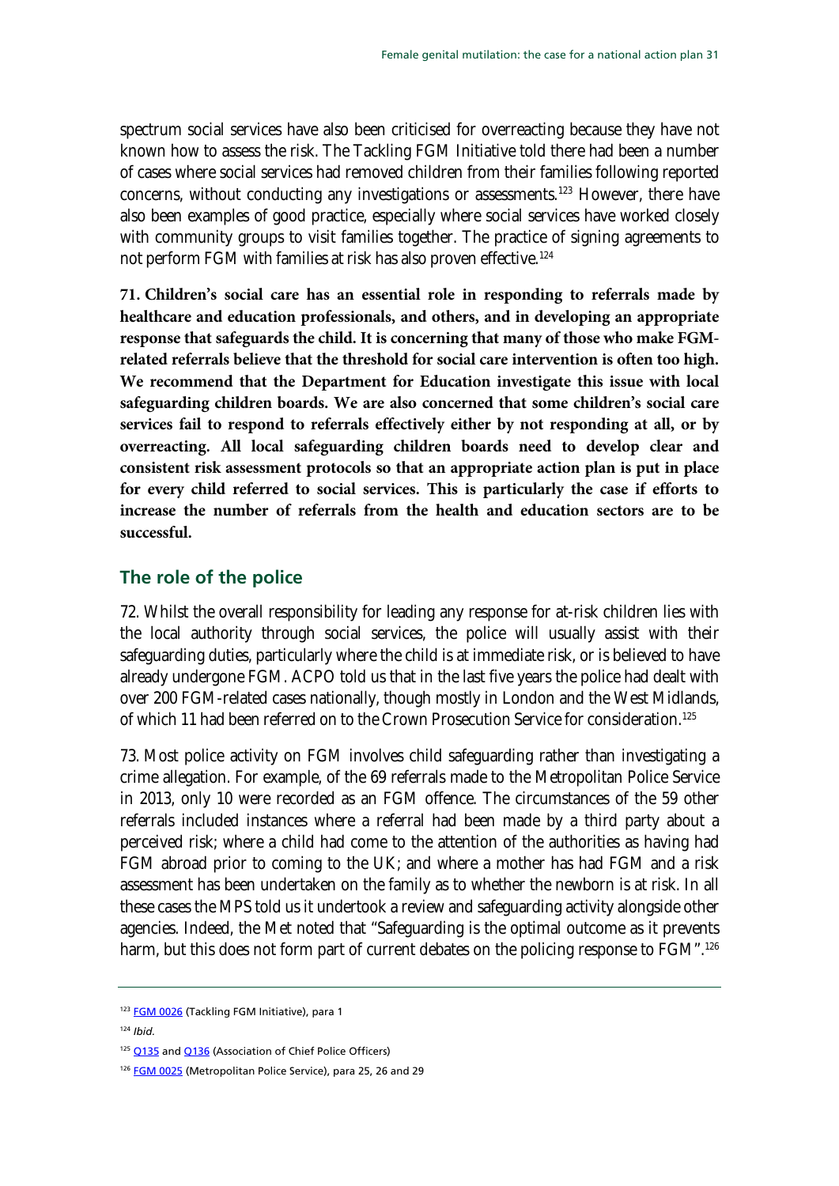spectrum social services have also been criticised for overreacting because they have not known how to assess the risk. The Tackling FGM Initiative told there had been a number of cases where social services had removed children from their families following reported concerns, without conducting any investigations or assessments.[123] However, there have also been examples of good practice, especially where social services have worked closely with community groups to visit families together. The practice of signing agreements to not perform FGM with families at risk has also proven effective.[124]

**71. Children's social care has an essential role in responding to referrals made by healthcare and education professionals, and others, and in developing an appropriate response that safeguards the child. It is concerning that many of those who make FGM-related referrals believe that the threshold for social care intervention is often too high. We recommend that the Department for Education investigate this issue with local safeguarding children boards. We are also concerned that some children's social care services fail to respond to referrals effectively either by not responding at all, or by overreacting. All local safeguarding children boards need to develop clear and consistent risk assessment protocols so that an appropriate action plan is put in place for every child referred to social services. This is particularly the case if efforts to increase the number of referrals from the health and education sectors are to be successful.**

## The role of the police

72. Whilst the overall responsibility for leading any response for at-risk children lies with the local authority through social services, the police will usually assist with their safeguarding duties, particularly where the child is at immediate risk, or is believed to have already undergone FGM. ACPO told us that in the last five years the police had dealt with over 200 FGM-related cases nationally, though mostly in London and the West Midlands, of which 11 had been referred on to the Crown Prosecution Service for consideration.[125]

73. Most police activity on FGM involves child safeguarding rather than investigating a crime allegation. For example, of the 69 referrals made to the Metropolitan Police Service in 2013, only 10 were recorded as an FGM offence. The circumstances of the 59 other referrals included instances where a referral had been made by a third party about a perceived risk; where a child had come to the attention of the authorities as having had FGM abroad prior to coming to the UK; and where a mother has had FGM and a risk assessment has been undertaken on the family as to whether the newborn is at risk. In all these cases the MPS told us it undertook a review and safeguarding activity alongside other agencies. Indeed, the Met noted that "Safeguarding is the optimal outcome as it prevents harm, but this does not form part of current debates on the policing response to FGM".[126]

---

[123] FGM 0026 (Tackling FGM Initiative), para 1

[124] *Ibid.*

[125] Q135 and Q136 (Association of Chief Police Officers)

[126] FGM 0025 (Metropolitan Police Service), para 25, 26 and 29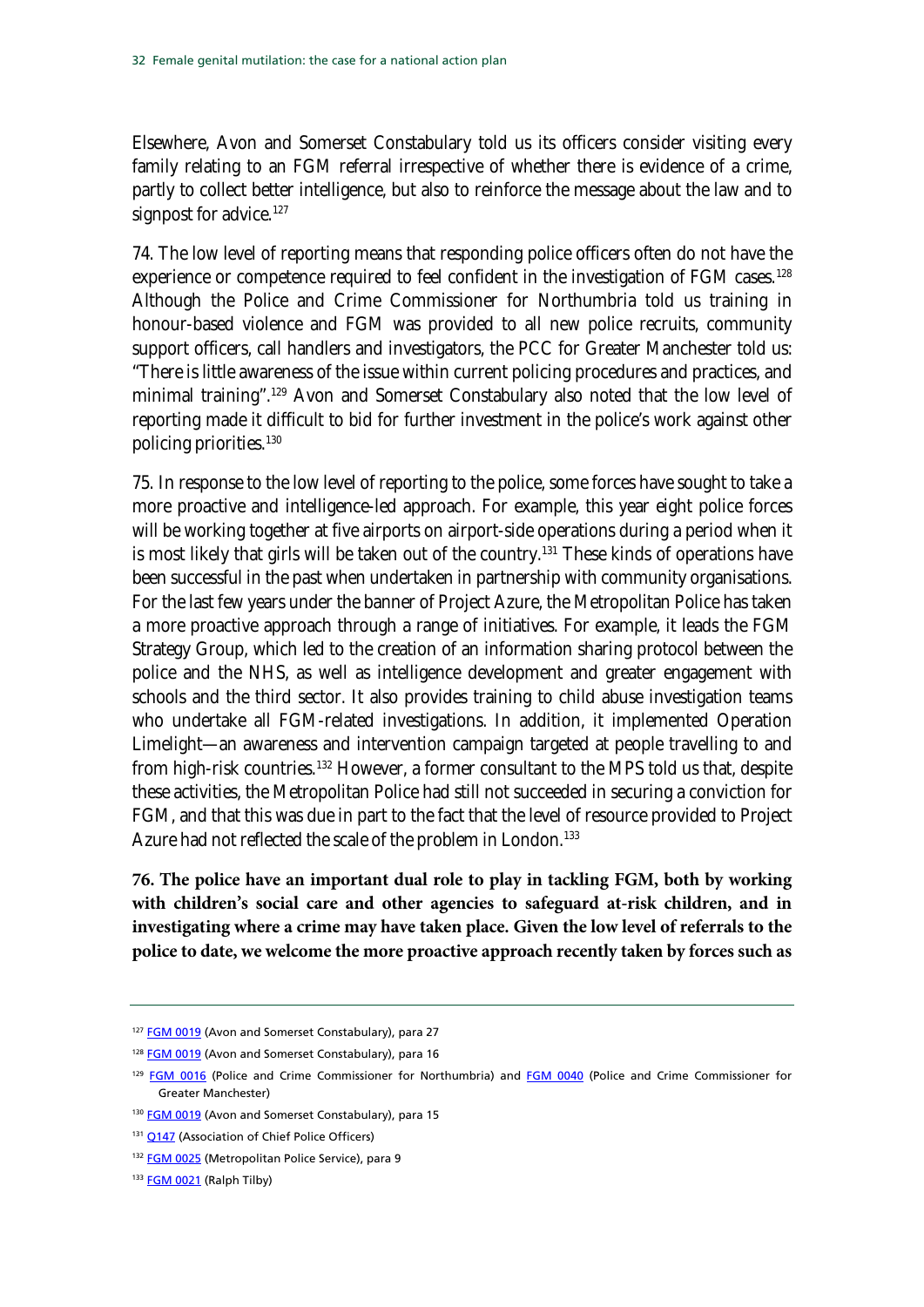Elsewhere, Avon and Somerset Constabulary told us its officers consider visiting every family relating to an FGM referral irrespective of whether there is evidence of a crime, partly to collect better intelligence, but also to reinforce the message about the law and to signpost for advice.[127]

74. The low level of reporting means that responding police officers often do not have the experience or competence required to feel confident in the investigation of FGM cases.[128] Although the Police and Crime Commissioner for Northumbria told us training in honour-based violence and FGM was provided to all new police recruits, community support officers, call handlers and investigators, the PCC for Greater Manchester told us: "There is little awareness of the issue within current policing procedures and practices, and minimal training".[129] Avon and Somerset Constabulary also noted that the low level of reporting made it difficult to bid for further investment in the police's work against other policing priorities.[130]

75. In response to the low level of reporting to the police, some forces have sought to take a more proactive and intelligence-led approach. For example, this year eight police forces will be working together at five airports on airport-side operations during a period when it is most likely that girls will be taken out of the country.[131] These kinds of operations have been successful in the past when undertaken in partnership with community organisations. For the last few years under the banner of Project Azure, the Metropolitan Police has taken a more proactive approach through a range of initiatives. For example, it leads the FGM Strategy Group, which led to the creation of an information sharing protocol between the police and the NHS, as well as intelligence development and greater engagement with schools and the third sector. It also provides training to child abuse investigation teams who undertake all FGM-related investigations. In addition, it implemented Operation Limelight—an awareness and intervention campaign targeted at people travelling to and from high-risk countries.[132] However, a former consultant to the MPS told us that, despite these activities, the Metropolitan Police had still not succeeded in securing a conviction for FGM, and that this was due in part to the fact that the level of resource provided to Project Azure had not reflected the scale of the problem in London.[133]

**76. The police have an important dual role to play in tackling FGM, both by working with children's social care and other agencies to safeguard at-risk children, and in investigating where a crime may have taken place. Given the low level of referrals to the police to date, we welcome the more proactive approach recently taken by forces such as**

---

[127] FGM 0019 (Avon and Somerset Constabulary), para 27

[128] FGM 0019 (Avon and Somerset Constabulary), para 16

[129] FGM 0016 (Police and Crime Commissioner for Northumbria) and FGM 0040 (Police and Crime Commissioner for Greater Manchester)

[130] FGM 0019 (Avon and Somerset Constabulary), para 15

[131] Q147 (Association of Chief Police Officers)

[132] FGM 0025 (Metropolitan Police Service), para 9

[133] FGM 0021 (Ralph Tilby)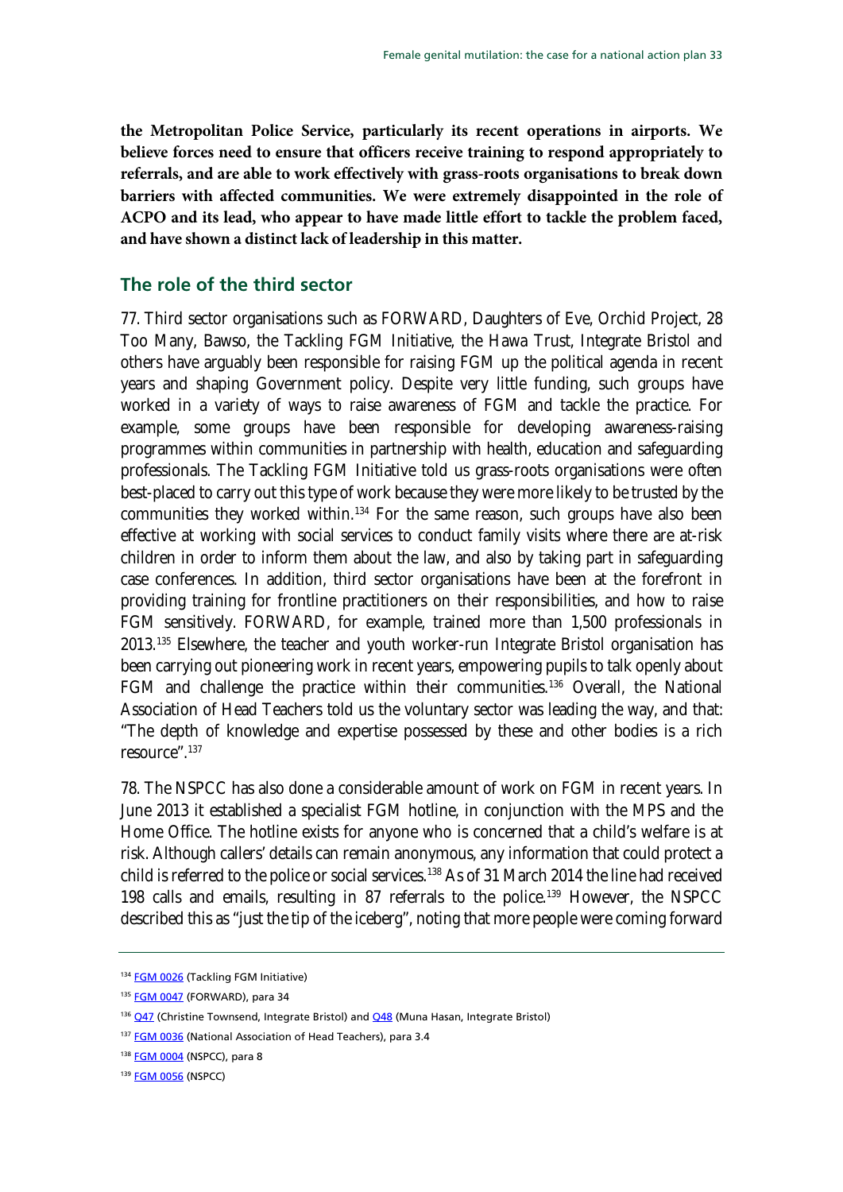**the Metropolitan Police Service, particularly its recent operations in airports. We believe forces need to ensure that officers receive training to respond appropriately to referrals, and are able to work effectively with grass-roots organisations to break down barriers with affected communities. We were extremely disappointed in the role of ACPO and its lead, who appear to have made little effort to tackle the problem faced, and have shown a distinct lack of leadership in this matter.**

## The role of the third sector

77. Third sector organisations such as FORWARD, Daughters of Eve, Orchid Project, 28 Too Many, Bawso, the Tackling FGM Initiative, the Hawa Trust, Integrate Bristol and others have arguably been responsible for raising FGM up the political agenda in recent years and shaping Government policy. Despite very little funding, such groups have worked in a variety of ways to raise awareness of FGM and tackle the practice. For example, some groups have been responsible for developing awareness-raising programmes within communities in partnership with health, education and safeguarding professionals. The Tackling FGM Initiative told us grass-roots organisations were often best-placed to carry out this type of work because they were more likely to be trusted by the communities they worked within.[134] For the same reason, such groups have also been effective at working with social services to conduct family visits where there are at-risk children in order to inform them about the law, and also by taking part in safeguarding case conferences. In addition, third sector organisations have been at the forefront in providing training for frontline practitioners on their responsibilities, and how to raise FGM sensitively. FORWARD, for example, trained more than 1,500 professionals in 2013.[135] Elsewhere, the teacher and youth worker-run Integrate Bristol organisation has been carrying out pioneering work in recent years, empowering pupils to talk openly about FGM and challenge the practice within their communities.[136] Overall, the National Association of Head Teachers told us the voluntary sector was leading the way, and that: "The depth of knowledge and expertise possessed by these and other bodies is a rich resource".[137]

78. The NSPCC has also done a considerable amount of work on FGM in recent years. In June 2013 it established a specialist FGM hotline, in conjunction with the MPS and the Home Office. The hotline exists for anyone who is concerned that a child's welfare is at risk. Although callers' details can remain anonymous, any information that could protect a child is referred to the police or social services.[138] As of 31 March 2014 the line had received 198 calls and emails, resulting in 87 referrals to the police.[139] However, the NSPCC described this as "just the tip of the iceberg", noting that more people were coming forward

---

[134] FGM 0026 (Tackling FGM Initiative)

[135] FGM 0047 (FORWARD), para 34

[136] Q47 (Christine Townsend, Integrate Bristol) and Q48 (Muna Hasan, Integrate Bristol)

[137] FGM 0036 (National Association of Head Teachers), para 3.4

[138] FGM 0004 (NSPCC), para 8

[139] FGM 0056 (NSPCC)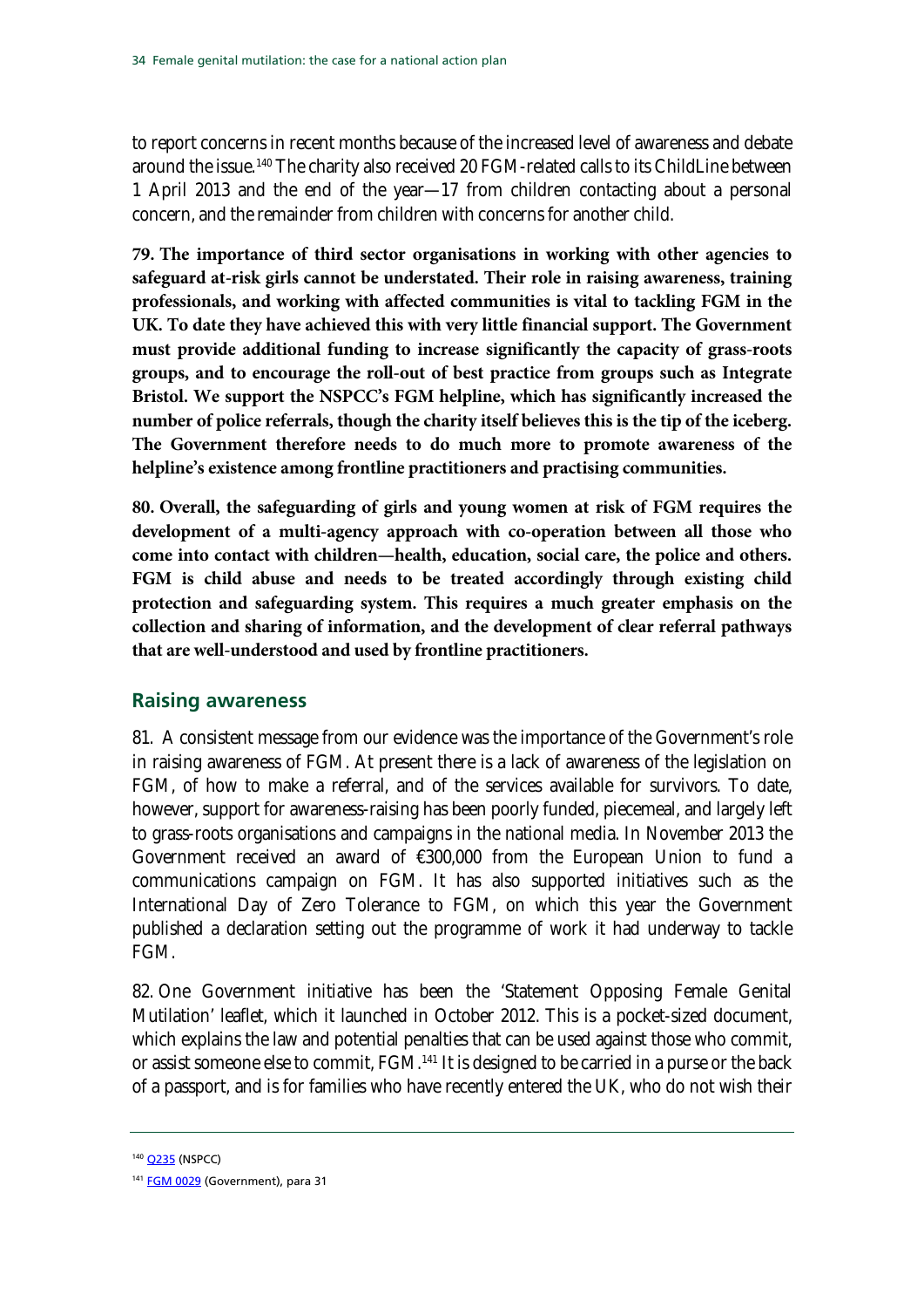to report concerns in recent months because of the increased level of awareness and debate around the issue.[140] The charity also received 20 FGM-related calls to its ChildLine between 1 April 2013 and the end of the year—17 from children contacting about a personal concern, and the remainder from children with concerns for another child.

**79. The importance of third sector organisations in working with other agencies to safeguard at-risk girls cannot be understated. Their role in raising awareness, training professionals, and working with affected communities is vital to tackling FGM in the UK. To date they have achieved this with very little financial support. The Government must provide additional funding to increase significantly the capacity of grass-roots groups, and to encourage the roll-out of best practice from groups such as Integrate Bristol. We support the NSPCC's FGM helpline, which has significantly increased the number of police referrals, though the charity itself believes this is the tip of the iceberg. The Government therefore needs to do much more to promote awareness of the helpline's existence among frontline practitioners and practising communities.**

**80. Overall, the safeguarding of girls and young women at risk of FGM requires the development of a multi-agency approach with co-operation between all those who come into contact with children—health, education, social care, the police and others. FGM is child abuse and needs to be treated accordingly through existing child protection and safeguarding system. This requires a much greater emphasis on the collection and sharing of information, and the development of clear referral pathways that are well-understood and used by frontline practitioners.**

## Raising awareness

81. A consistent message from our evidence was the importance of the Government's role in raising awareness of FGM. At present there is a lack of awareness of the legislation on FGM, of how to make a referral, and of the services available for survivors. To date, however, support for awareness-raising has been poorly funded, piecemeal, and largely left to grass-roots organisations and campaigns in the national media. In November 2013 the Government received an award of €300,000 from the European Union to fund a communications campaign on FGM. It has also supported initiatives such as the International Day of Zero Tolerance to FGM, on which this year the Government published a declaration setting out the programme of work it had underway to tackle FGM.

82. One Government initiative has been the 'Statement Opposing Female Genital Mutilation' leaflet, which it launched in October 2012. This is a pocket-sized document, which explains the law and potential penalties that can be used against those who commit, or assist someone else to commit, FGM.[141] It is designed to be carried in a purse or the back of a passport, and is for families who have recently entered the UK, who do not wish their

---

[140] Q235 (NSPCC)

[141] FGM 0029 (Government), para 31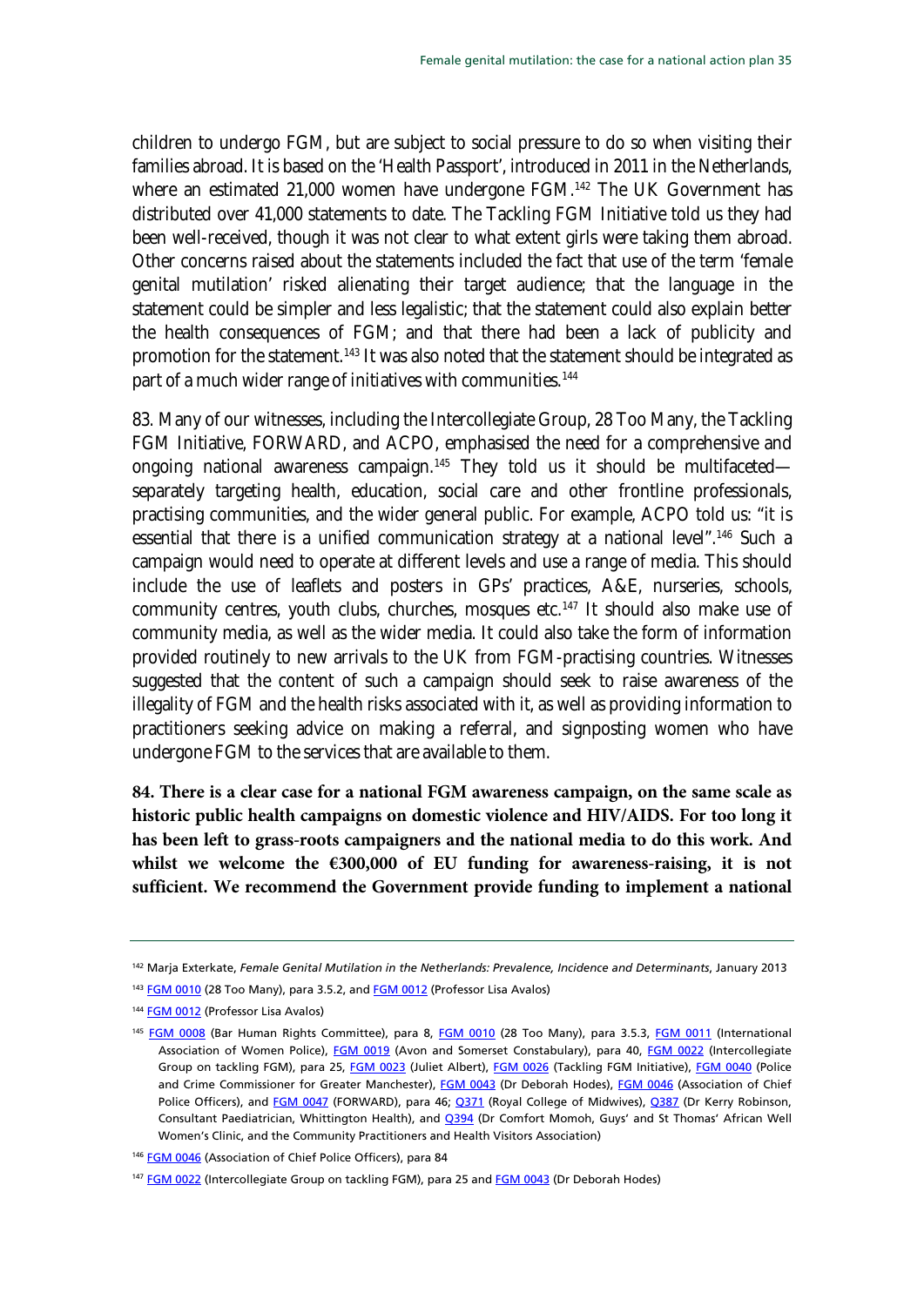children to undergo FGM, but are subject to social pressure to do so when visiting their families abroad. It is based on the 'Health Passport', introduced in 2011 in the Netherlands, where an estimated 21,000 women have undergone FGM.[142] The UK Government has distributed over 41,000 statements to date. The Tackling FGM Initiative told us they had been well-received, though it was not clear to what extent girls were taking them abroad. Other concerns raised about the statements included the fact that use of the term 'female genital mutilation' risked alienating their target audience; that the language in the statement could be simpler and less legalistic; that the statement could also explain better the health consequences of FGM; and that there had been a lack of publicity and promotion for the statement.[143] It was also noted that the statement should be integrated as part of a much wider range of initiatives with communities.[144]

83. Many of our witnesses, including the Intercollegiate Group, 28 Too Many, the Tackling FGM Initiative, FORWARD, and ACPO, emphasised the need for a comprehensive and ongoing national awareness campaign.[145] They told us it should be multifaceted—separately targeting health, education, social care and other frontline professionals, practising communities, and the wider general public. For example, ACPO told us: "it is essential that there is a unified communication strategy at a national level".[146] Such a campaign would need to operate at different levels and use a range of media. This should include the use of leaflets and posters in GPs' practices, A&E, nurseries, schools, community centres, youth clubs, churches, mosques etc.[147] It should also make use of community media, as well as the wider media. It could also take the form of information provided routinely to new arrivals to the UK from FGM-practising countries. Witnesses suggested that the content of such a campaign should seek to raise awareness of the illegality of FGM and the health risks associated with it, as well as providing information to practitioners seeking advice on making a referral, and signposting women who have undergone FGM to the services that are available to them.

**84. There is a clear case for a national FGM awareness campaign, on the same scale as historic public health campaigns on domestic violence and HIV/AIDS. For too long it has been left to grass-roots campaigners and the national media to do this work. And whilst we welcome the €300,000 of EU funding for awareness-raising, it is not sufficient. We recommend the Government provide funding to implement a national**

---

[142] Marja Exterkate, *Female Genital Mutilation in the Netherlands: Prevalence, Incidence and Determinants*, January 2013

[143] FGM 0010 (28 Too Many), para 3.5.2, and FGM 0012 (Professor Lisa Avalos)

[144] FGM 0012 (Professor Lisa Avalos)

[145] FGM 0008 (Bar Human Rights Committee), para 8, FGM 0010 (28 Too Many), para 3.5.3, FGM 0011 (International Association of Women Police), FGM 0019 (Avon and Somerset Constabulary), para 40, FGM 0022 (Intercollegiate Group on tackling FGM), para 25, FGM 0023 (Juliet Albert), FGM 0026 (Tackling FGM Initiative), FGM 0040 (Police and Crime Commissioner for Greater Manchester), FGM 0043 (Dr Deborah Hodes), FGM 0046 (Association of Chief Police Officers), and FGM 0047 (FORWARD), para 46; Q371 (Royal College of Midwives), Q387 (Dr Kerry Robinson, Consultant Paediatrician, Whittington Health), and Q394 (Dr Comfort Momoh, Guys' and St Thomas' African Well Women's Clinic, and the Community Practitioners and Health Visitors Association)

[146] FGM 0046 (Association of Chief Police Officers), para 84

[147] FGM 0022 (Intercollegiate Group on tackling FGM), para 25 and FGM 0043 (Dr Deborah Hodes)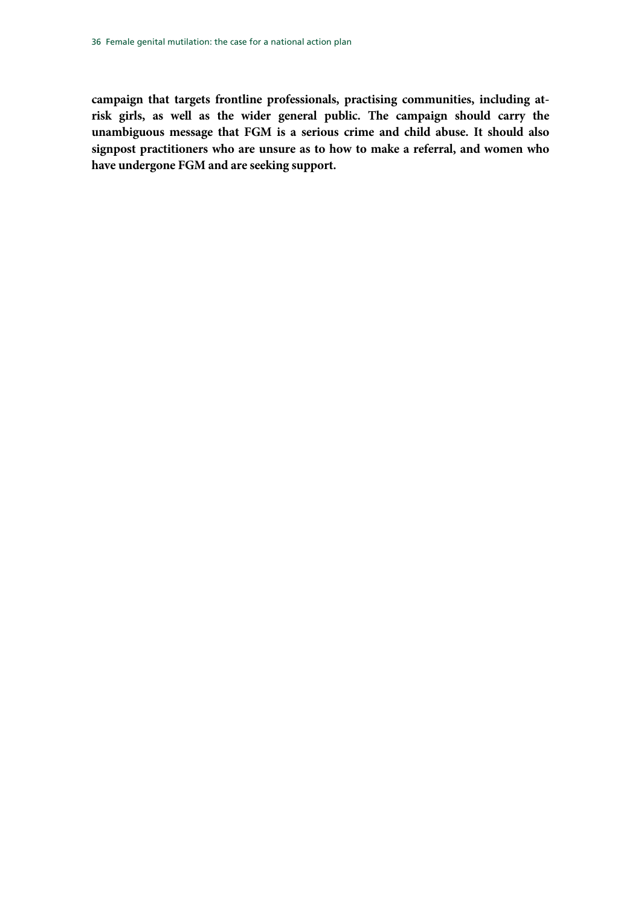**campaign that targets frontline professionals, practising communities, including at-risk girls, as well as the wider general public. The campaign should carry the unambiguous message that FGM is a serious crime and child abuse. It should also signpost practitioners who are unsure as to how to make a referral, and women who have undergone FGM and are seeking support.**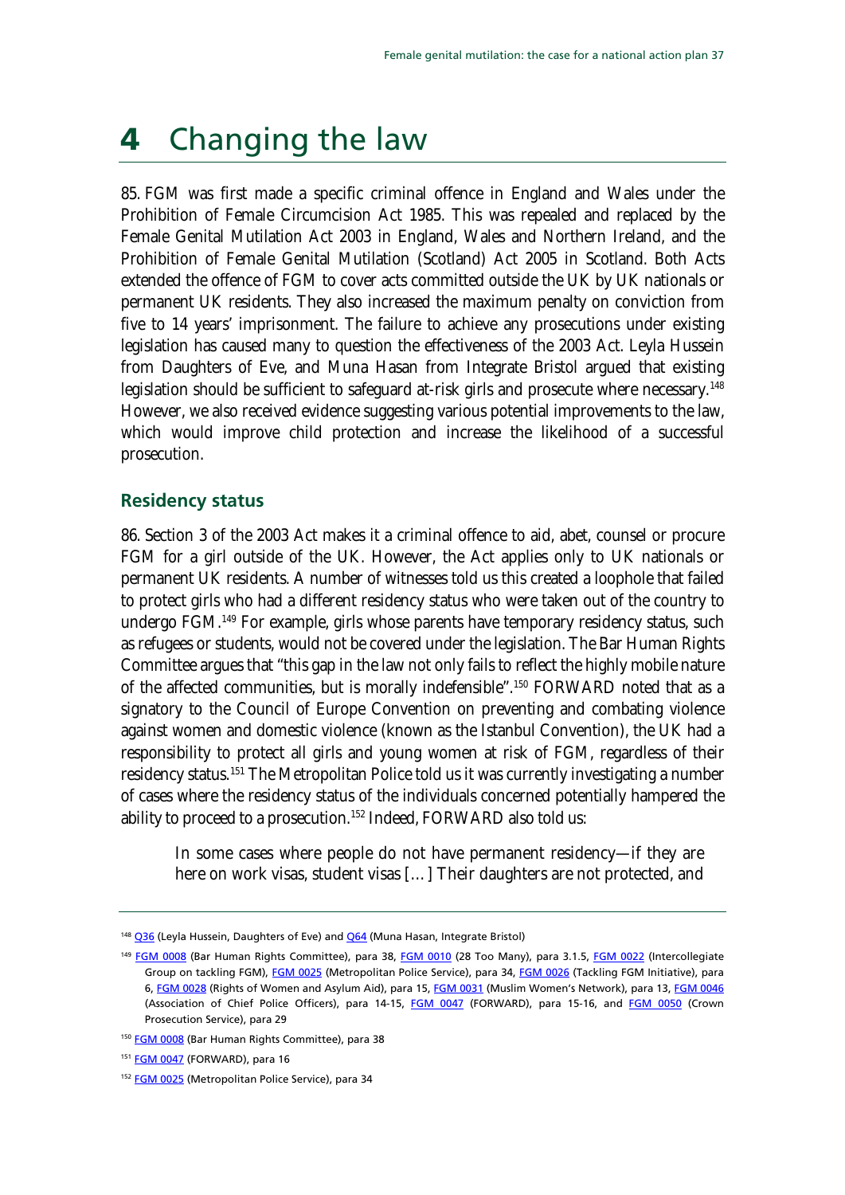# 4 Changing the law

85. FGM was first made a specific criminal offence in England and Wales under the Prohibition of Female Circumcision Act 1985. This was repealed and replaced by the Female Genital Mutilation Act 2003 in England, Wales and Northern Ireland, and the Prohibition of Female Genital Mutilation (Scotland) Act 2005 in Scotland. Both Acts extended the offence of FGM to cover acts committed outside the UK by UK nationals or permanent UK residents. They also increased the maximum penalty on conviction from five to 14 years' imprisonment. The failure to achieve any prosecutions under existing legislation has caused many to question the effectiveness of the 2003 Act. Leyla Hussein from Daughters of Eve, and Muna Hasan from Integrate Bristol argued that existing legislation should be sufficient to safeguard at-risk girls and prosecute where necessary.[148] However, we also received evidence suggesting various potential improvements to the law, which would improve child protection and increase the likelihood of a successful prosecution.

## Residency status

86. Section 3 of the 2003 Act makes it a criminal offence to aid, abet, counsel or procure FGM for a girl outside of the UK. However, the Act applies only to UK nationals or permanent UK residents. A number of witnesses told us this created a loophole that failed to protect girls who had a different residency status who were taken out of the country to undergo FGM.[149] For example, girls whose parents have temporary residency status, such as refugees or students, would not be covered under the legislation. The Bar Human Rights Committee argues that "this gap in the law not only fails to reflect the highly mobile nature of the affected communities, but is morally indefensible".[150] FORWARD noted that as a signatory to the Council of Europe Convention on preventing and combating violence against women and domestic violence (known as the Istanbul Convention), the UK had a responsibility to protect all girls and young women at risk of FGM, regardless of their residency status.[151] The Metropolitan Police told us it was currently investigating a number of cases where the residency status of the individuals concerned potentially hampered the ability to proceed to a prosecution.[152] Indeed, FORWARD also told us:

> In some cases where people do not have permanent residency—if they are here on work visas, student visas […] Their daughters are not protected, and

---

[148] Q36 (Leyla Hussein, Daughters of Eve) and Q64 (Muna Hasan, Integrate Bristol)

[149] FGM 0008 (Bar Human Rights Committee), para 38, FGM 0010 (28 Too Many), para 3.1.5, FGM 0022 (Intercollegiate Group on tackling FGM), FGM 0025 (Metropolitan Police Service), para 34, FGM 0026 (Tackling FGM Initiative), para 6, FGM 0028 (Rights of Women and Asylum Aid), para 15, FGM 0031 (Muslim Women's Network), para 13, FGM 0046 (Association of Chief Police Officers), para 14-15, FGM 0047 (FORWARD), para 15-16, and FGM 0050 (Crown Prosecution Service), para 29

[150] FGM 0008 (Bar Human Rights Committee), para 38

[151] FGM 0047 (FORWARD), para 16

[152] FGM 0025 (Metropolitan Police Service), para 34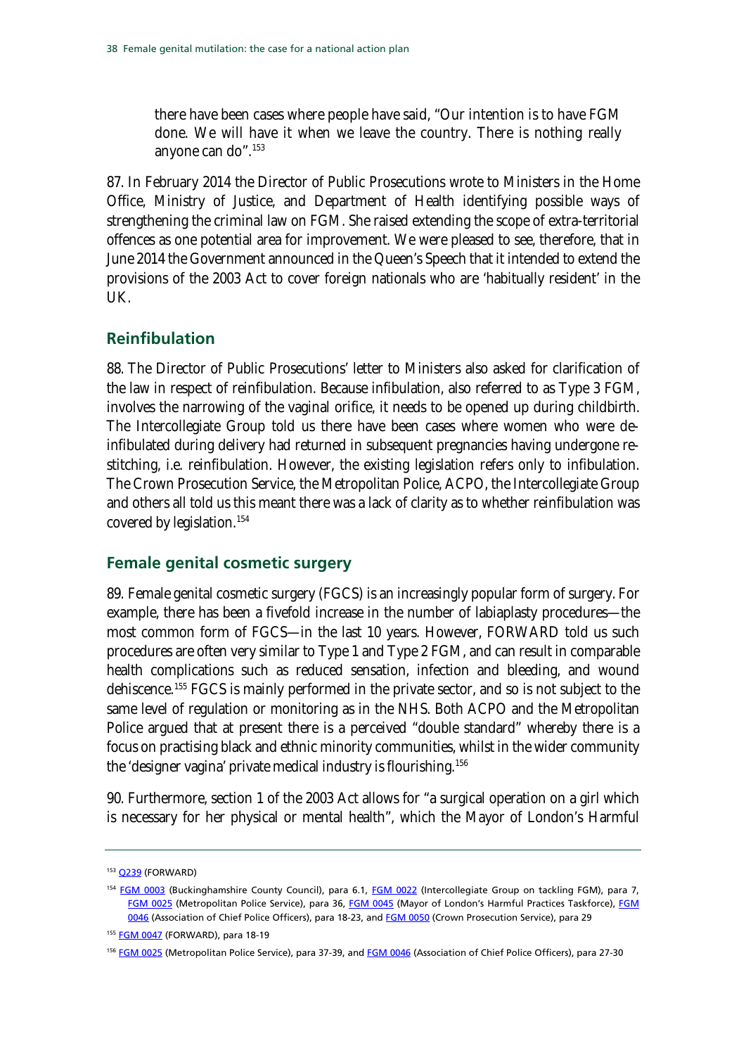> there have been cases where people have said, "Our intention is to have FGM done. We will have it when we leave the country. There is nothing really anyone can do".[153]

87. In February 2014 the Director of Public Prosecutions wrote to Ministers in the Home Office, Ministry of Justice, and Department of Health identifying possible ways of strengthening the criminal law on FGM. She raised extending the scope of extra-territorial offences as one potential area for improvement. We were pleased to see, therefore, that in June 2014 the Government announced in the Queen's Speech that it intended to extend the provisions of the 2003 Act to cover foreign nationals who are 'habitually resident' in the UK.

## Reinfibulation

88. The Director of Public Prosecutions' letter to Ministers also asked for clarification of the law in respect of reinfibulation. Because infibulation, also referred to as Type 3 FGM, involves the narrowing of the vaginal orifice, it needs to be opened up during childbirth. The Intercollegiate Group told us there have been cases where women who were de-infibulated during delivery had returned in subsequent pregnancies having undergone re-stitching, i.e. reinfibulation. However, the existing legislation refers only to infibulation. The Crown Prosecution Service, the Metropolitan Police, ACPO, the Intercollegiate Group and others all told us this meant there was a lack of clarity as to whether reinfibulation was covered by legislation.[154]

## Female genital cosmetic surgery

89. Female genital cosmetic surgery (FGCS) is an increasingly popular form of surgery. For example, there has been a fivefold increase in the number of labiaplasty procedures—the most common form of FGCS—in the last 10 years. However, FORWARD told us such procedures are often very similar to Type 1 and Type 2 FGM, and can result in comparable health complications such as reduced sensation, infection and bleeding, and wound dehiscence.[155] FGCS is mainly performed in the private sector, and so is not subject to the same level of regulation or monitoring as in the NHS. Both ACPO and the Metropolitan Police argued that at present there is a perceived "double standard" whereby there is a focus on practising black and ethnic minority communities, whilst in the wider community the 'designer vagina' private medical industry is flourishing.[156]

90. Furthermore, section 1 of the 2003 Act allows for "a surgical operation on a girl which is necessary for her physical or mental health", which the Mayor of London's Harmful

---

[153] Q239 (FORWARD)

[154] FGM 0003 (Buckinghamshire County Council), para 6.1, FGM 0022 (Intercollegiate Group on tackling FGM), para 7, FGM 0025 (Metropolitan Police Service), para 36, FGM 0045 (Mayor of London's Harmful Practices Taskforce), FGM 0046 (Association of Chief Police Officers), para 18-23, and FGM 0050 (Crown Prosecution Service), para 29

[155] FGM 0047 (FORWARD), para 18-19

[156] FGM 0025 (Metropolitan Police Service), para 37-39, and FGM 0046 (Association of Chief Police Officers), para 27-30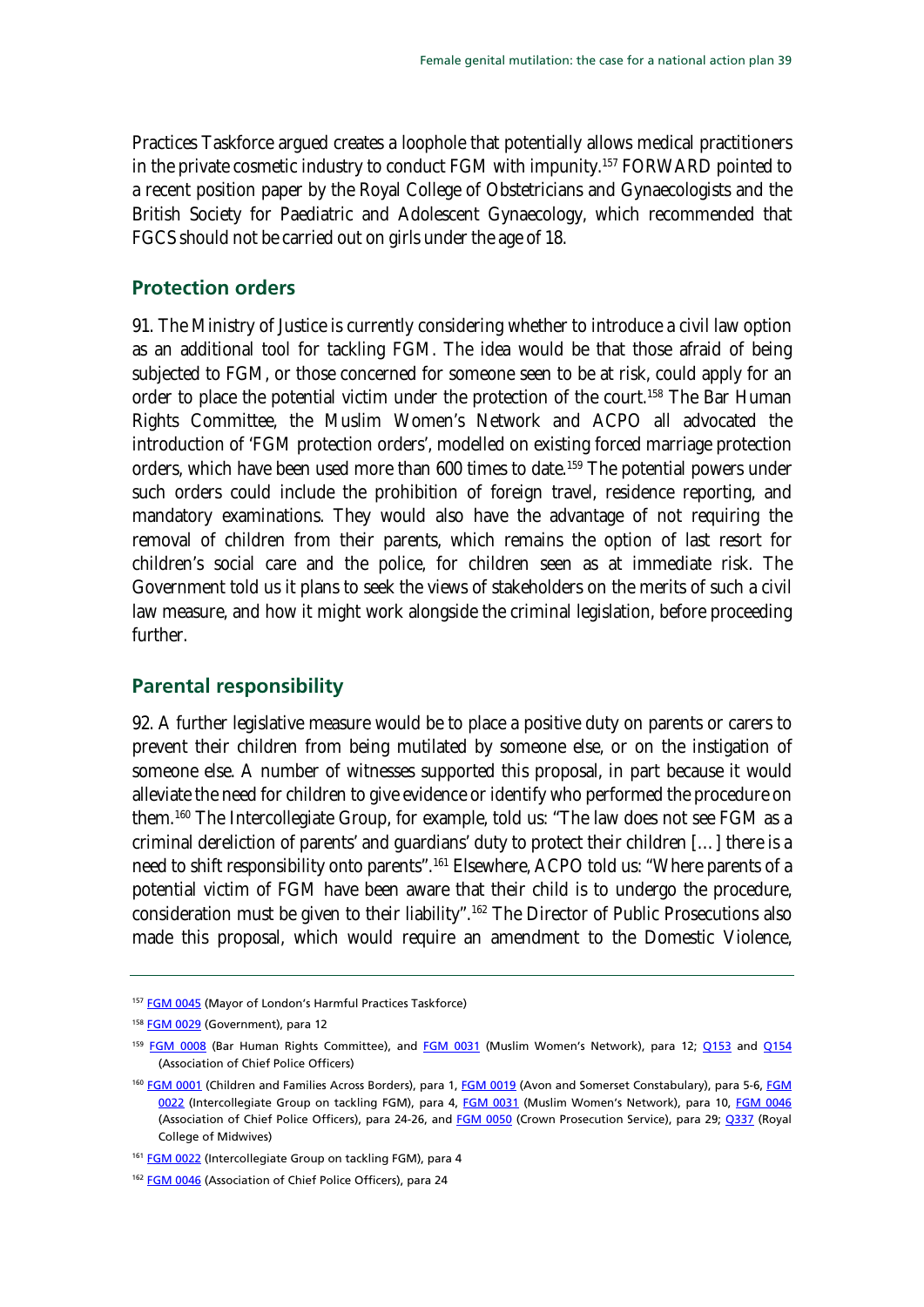Practices Taskforce argued creates a loophole that potentially allows medical practitioners in the private cosmetic industry to conduct FGM with impunity.[157] FORWARD pointed to a recent position paper by the Royal College of Obstetricians and Gynaecologists and the British Society for Paediatric and Adolescent Gynaecology, which recommended that FGCS should not be carried out on girls under the age of 18.

## Protection orders

91. The Ministry of Justice is currently considering whether to introduce a civil law option as an additional tool for tackling FGM. The idea would be that those afraid of being subjected to FGM, or those concerned for someone seen to be at risk, could apply for an order to place the potential victim under the protection of the court.[158] The Bar Human Rights Committee, the Muslim Women's Network and ACPO all advocated the introduction of 'FGM protection orders', modelled on existing forced marriage protection orders, which have been used more than 600 times to date.[159] The potential powers under such orders could include the prohibition of foreign travel, residence reporting, and mandatory examinations. They would also have the advantage of not requiring the removal of children from their parents, which remains the option of last resort for children's social care and the police, for children seen as at immediate risk. The Government told us it plans to seek the views of stakeholders on the merits of such a civil law measure, and how it might work alongside the criminal legislation, before proceeding further.

## Parental responsibility

92. A further legislative measure would be to place a positive duty on parents or carers to prevent their children from being mutilated by someone else, or on the instigation of someone else. A number of witnesses supported this proposal, in part because it would alleviate the need for children to give evidence or identify who performed the procedure on them.[160] The Intercollegiate Group, for example, told us: "The law does not see FGM as a criminal dereliction of parents' and guardians' duty to protect their children [...] there is a need to shift responsibility onto parents".[161] Elsewhere, ACPO told us: "Where parents of a potential victim of FGM have been aware that their child is to undergo the procedure, consideration must be given to their liability".[162] The Director of Public Prosecutions also made this proposal, which would require an amendment to the Domestic Violence,

---

[157] FGM 0045 (Mayor of London's Harmful Practices Taskforce)

[158] FGM 0029 (Government), para 12

[159] FGM 0008 (Bar Human Rights Committee), and FGM 0031 (Muslim Women's Network), para 12; Q153 and Q154 (Association of Chief Police Officers)

[160] FGM 0001 (Children and Families Across Borders), para 1, FGM 0019 (Avon and Somerset Constabulary), para 5-6, FGM 0022 (Intercollegiate Group on tackling FGM), para 4, FGM 0031 (Muslim Women's Network), para 10, FGM 0046 (Association of Chief Police Officers), para 24-26, and FGM 0050 (Crown Prosecution Service), para 29; Q337 (Royal College of Midwives)

[161] FGM 0022 (Intercollegiate Group on tackling FGM), para 4

[162] FGM 0046 (Association of Chief Police Officers), para 24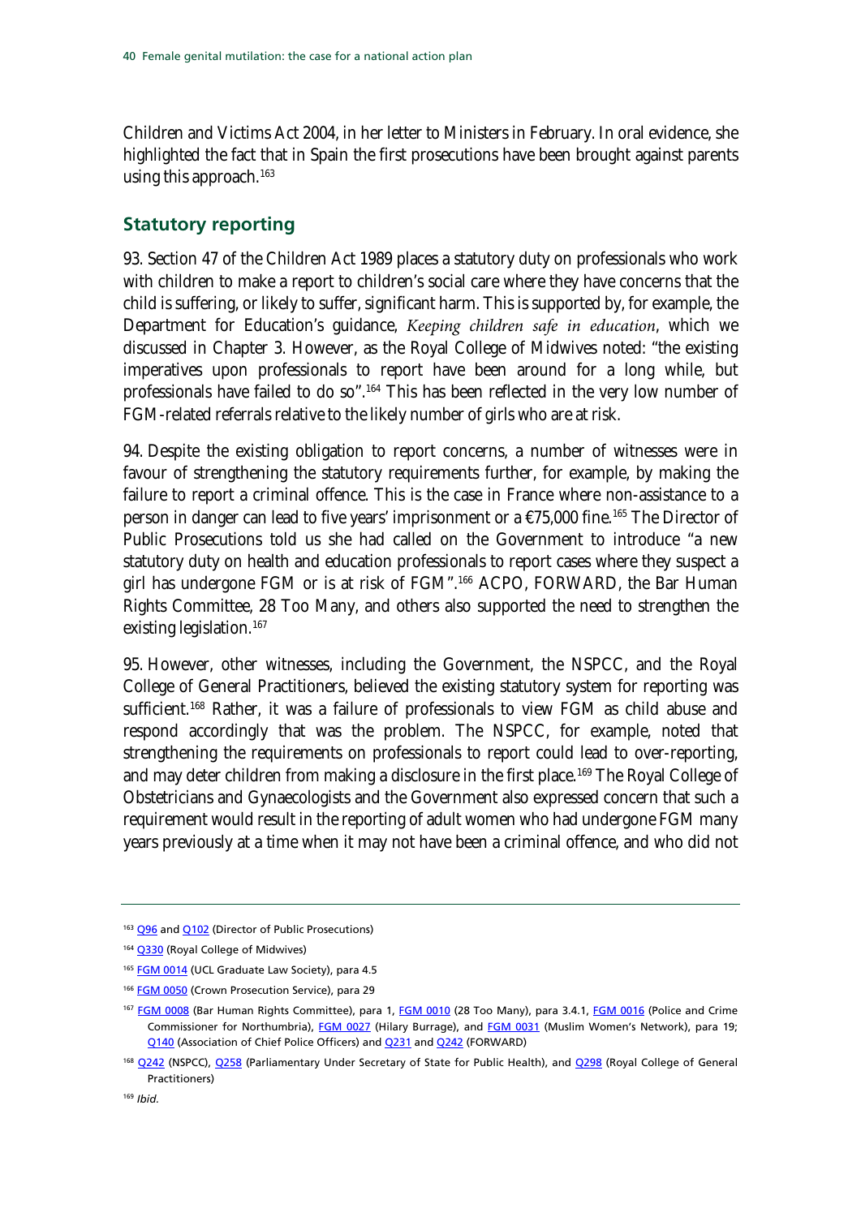Children and Victims Act 2004, in her letter to Ministers in February. In oral evidence, she highlighted the fact that in Spain the first prosecutions have been brought against parents using this approach.[163]

## Statutory reporting

93. Section 47 of the Children Act 1989 places a statutory duty on professionals who work with children to make a report to children's social care where they have concerns that the child is suffering, or likely to suffer, significant harm. This is supported by, for example, the Department for Education's guidance, *Keeping children safe in education*, which we discussed in Chapter 3. However, as the Royal College of Midwives noted: "the existing imperatives upon professionals to report have been around for a long while, but professionals have failed to do so".[164] This has been reflected in the very low number of FGM-related referrals relative to the likely number of girls who are at risk.

94. Despite the existing obligation to report concerns, a number of witnesses were in favour of strengthening the statutory requirements further, for example, by making the failure to report a criminal offence. This is the case in France where non-assistance to a person in danger can lead to five years' imprisonment or a €75,000 fine.[165] The Director of Public Prosecutions told us she had called on the Government to introduce "a new statutory duty on health and education professionals to report cases where they suspect a girl has undergone FGM or is at risk of FGM".[166] ACPO, FORWARD, the Bar Human Rights Committee, 28 Too Many, and others also supported the need to strengthen the existing legislation.[167]

95. However, other witnesses, including the Government, the NSPCC, and the Royal College of General Practitioners, believed the existing statutory system for reporting was sufficient.[168] Rather, it was a failure of professionals to view FGM as child abuse and respond accordingly that was the problem. The NSPCC, for example, noted that strengthening the requirements on professionals to report could lead to over-reporting, and may deter children from making a disclosure in the first place.[169] The Royal College of Obstetricians and Gynaecologists and the Government also expressed concern that such a requirement would result in the reporting of adult women who had undergone FGM many years previously at a time when it may not have been a criminal offence, and who did not

---

[163] Q96 and Q102 (Director of Public Prosecutions)

[164] Q330 (Royal College of Midwives)

[165] FGM 0014 (UCL Graduate Law Society), para 4.5

[166] FGM 0050 (Crown Prosecution Service), para 29

[167] FGM 0008 (Bar Human Rights Committee), para 1, FGM 0010 (28 Too Many), para 3.4.1, FGM 0016 (Police and Crime Commissioner for Northumbria), FGM 0027 (Hilary Burrage), and FGM 0031 (Muslim Women's Network), para 19; Q140 (Association of Chief Police Officers) and Q231 and Q242 (FORWARD)

[168] Q242 (NSPCC), Q258 (Parliamentary Under Secretary of State for Public Health), and Q298 (Royal College of General Practitioners)

[169] *Ibid.*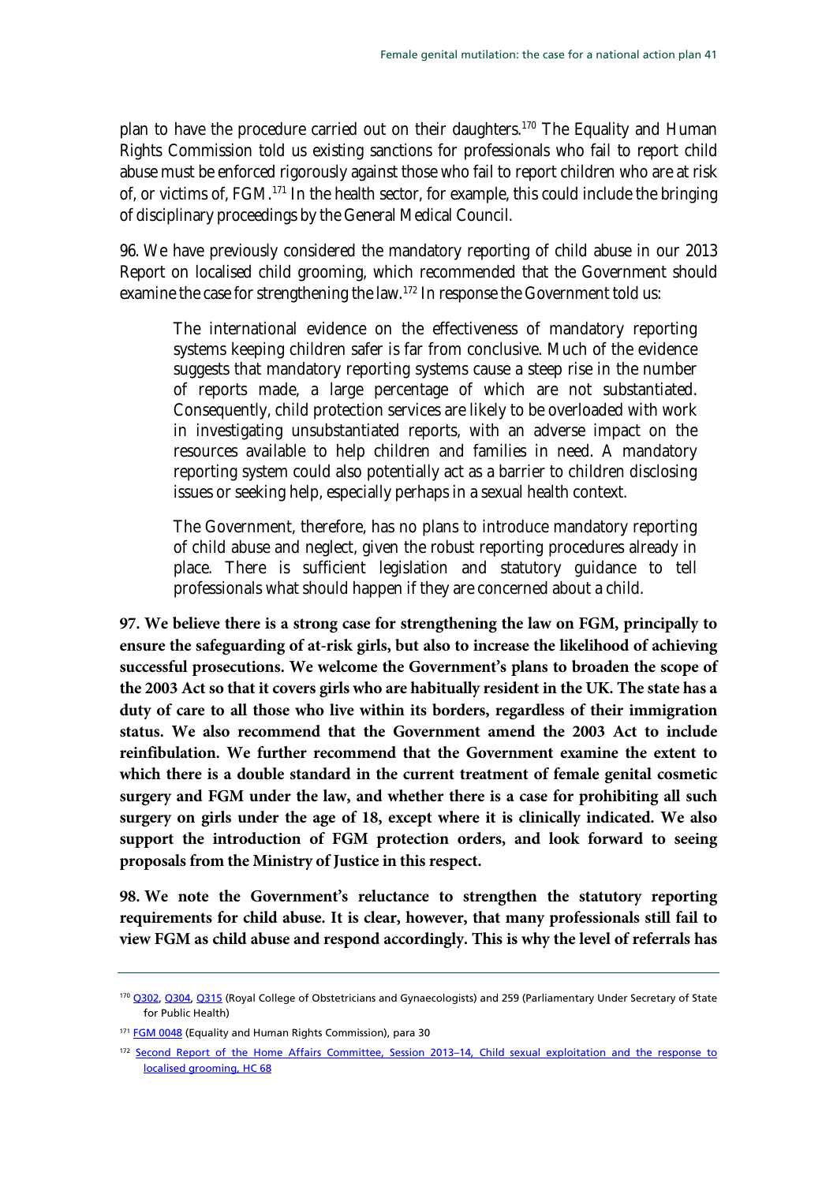plan to have the procedure carried out on their daughters.[170] The Equality and Human Rights Commission told us existing sanctions for professionals who fail to report child abuse must be enforced rigorously against those who fail to report children who are at risk of, or victims of, FGM.[171] In the health sector, for example, this could include the bringing of disciplinary proceedings by the General Medical Council.

96. We have previously considered the mandatory reporting of child abuse in our 2013 Report on localised child grooming, which recommended that the Government should examine the case for strengthening the law.[172] In response the Government told us:

> The international evidence on the effectiveness of mandatory reporting systems keeping children safer is far from conclusive. Much of the evidence suggests that mandatory reporting systems cause a steep rise in the number of reports made, a large percentage of which are not substantiated. Consequently, child protection services are likely to be overloaded with work in investigating unsubstantiated reports, with an adverse impact on the resources available to help children and families in need. A mandatory reporting system could also potentially act as a barrier to children disclosing issues or seeking help, especially perhaps in a sexual health context.
>
> The Government, therefore, has no plans to introduce mandatory reporting of child abuse and neglect, given the robust reporting procedures already in place. There is sufficient legislation and statutory guidance to tell professionals what should happen if they are concerned about a child.

**97. We believe there is a strong case for strengthening the law on FGM, principally to ensure the safeguarding of at-risk girls, but also to increase the likelihood of achieving successful prosecutions. We welcome the Government's plans to broaden the scope of the 2003 Act so that it covers girls who are habitually resident in the UK. The state has a duty of care to all those who live within its borders, regardless of their immigration status. We also recommend that the Government amend the 2003 Act to include reinfibulation. We further recommend that the Government examine the extent to which there is a double standard in the current treatment of female genital cosmetic surgery and FGM under the law, and whether there is a case for prohibiting all such surgery on girls under the age of 18, except where it is clinically indicated. We also support the introduction of FGM protection orders, and look forward to seeing proposals from the Ministry of Justice in this respect.**

**98. We note the Government's reluctance to strengthen the statutory reporting requirements for child abuse. It is clear, however, that many professionals still fail to view FGM as child abuse and respond accordingly. This is why the level of referrals has**

---

[170] Q302, Q304, Q315 (Royal College of Obstetricians and Gynaecologists) and 259 (Parliamentary Under Secretary of State for Public Health)

[171] FGM 0048 (Equality and Human Rights Commission), para 30

[172] Second Report of the Home Affairs Committee, Session 2013–14, Child sexual exploitation and the response to localised grooming, HC 68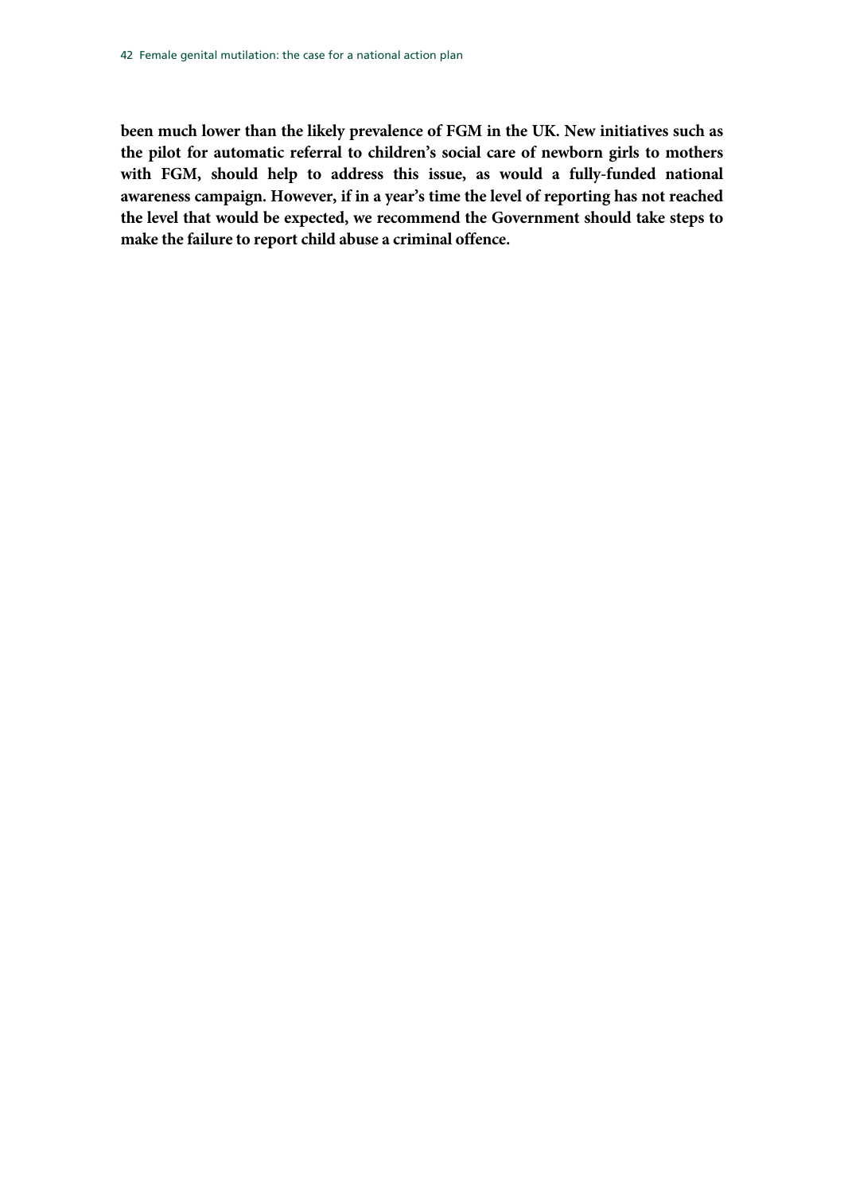**been much lower than the likely prevalence of FGM in the UK. New initiatives such as the pilot for automatic referral to children's social care of newborn girls to mothers with FGM, should help to address this issue, as would a fully-funded national awareness campaign. However, if in a year's time the level of reporting has not reached the level that would be expected, we recommend the Government should take steps to make the failure to report child abuse a criminal offence.**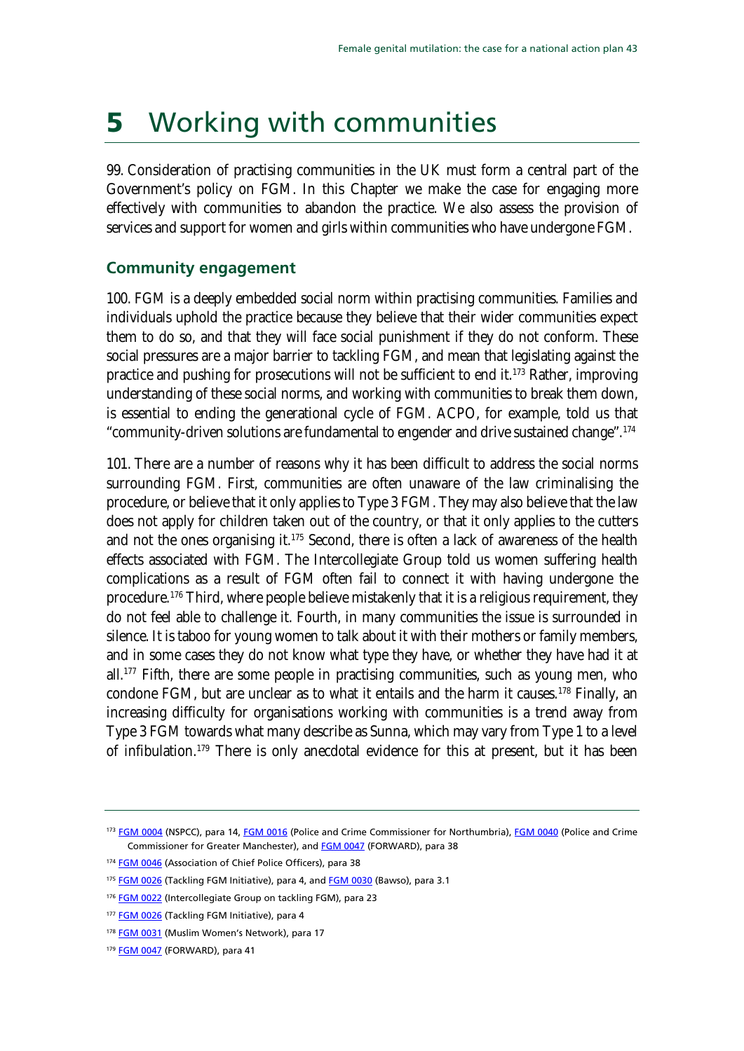# 5 Working with communities

99. Consideration of practising communities in the UK must form a central part of the Government's policy on FGM. In this Chapter we make the case for engaging more effectively with communities to abandon the practice. We also assess the provision of services and support for women and girls within communities who have undergone FGM.

## Community engagement

100. FGM is a deeply embedded social norm within practising communities. Families and individuals uphold the practice because they believe that their wider communities expect them to do so, and that they will face social punishment if they do not conform. These social pressures are a major barrier to tackling FGM, and mean that legislating against the practice and pushing for prosecutions will not be sufficient to end it.[173] Rather, improving understanding of these social norms, and working with communities to break them down, is essential to ending the generational cycle of FGM. ACPO, for example, told us that "community-driven solutions are fundamental to engender and drive sustained change".[174]

101. There are a number of reasons why it has been difficult to address the social norms surrounding FGM. First, communities are often unaware of the law criminalising the procedure, or believe that it only applies to Type 3 FGM. They may also believe that the law does not apply for children taken out of the country, or that it only applies to the cutters and not the ones organising it.[175] Second, there is often a lack of awareness of the health effects associated with FGM. The Intercollegiate Group told us women suffering health complications as a result of FGM often fail to connect it with having undergone the procedure.[176] Third, where people believe mistakenly that it is a religious requirement, they do not feel able to challenge it. Fourth, in many communities the issue is surrounded in silence. It is taboo for young women to talk about it with their mothers or family members, and in some cases they do not know what type they have, or whether they have had it at all.[177] Fifth, there are some people in practising communities, such as young men, who condone FGM, but are unclear as to what it entails and the harm it causes.[178] Finally, an increasing difficulty for organisations working with communities is a trend away from Type 3 FGM towards what many describe as Sunna, which may vary from Type 1 to a level of infibulation.[179] There is only anecdotal evidence for this at present, but it has been

---

[173] FGM 0004 (NSPCC), para 14, FGM 0016 (Police and Crime Commissioner for Northumbria), FGM 0040 (Police and Crime Commissioner for Greater Manchester), and FGM 0047 (FORWARD), para 38

[174] FGM 0046 (Association of Chief Police Officers), para 38

[175] FGM 0026 (Tackling FGM Initiative), para 4, and FGM 0030 (Bawso), para 3.1

[176] FGM 0022 (Intercollegiate Group on tackling FGM), para 23

[177] FGM 0026 (Tackling FGM Initiative), para 4

[178] FGM 0031 (Muslim Women's Network), para 17

[179] FGM 0047 (FORWARD), para 41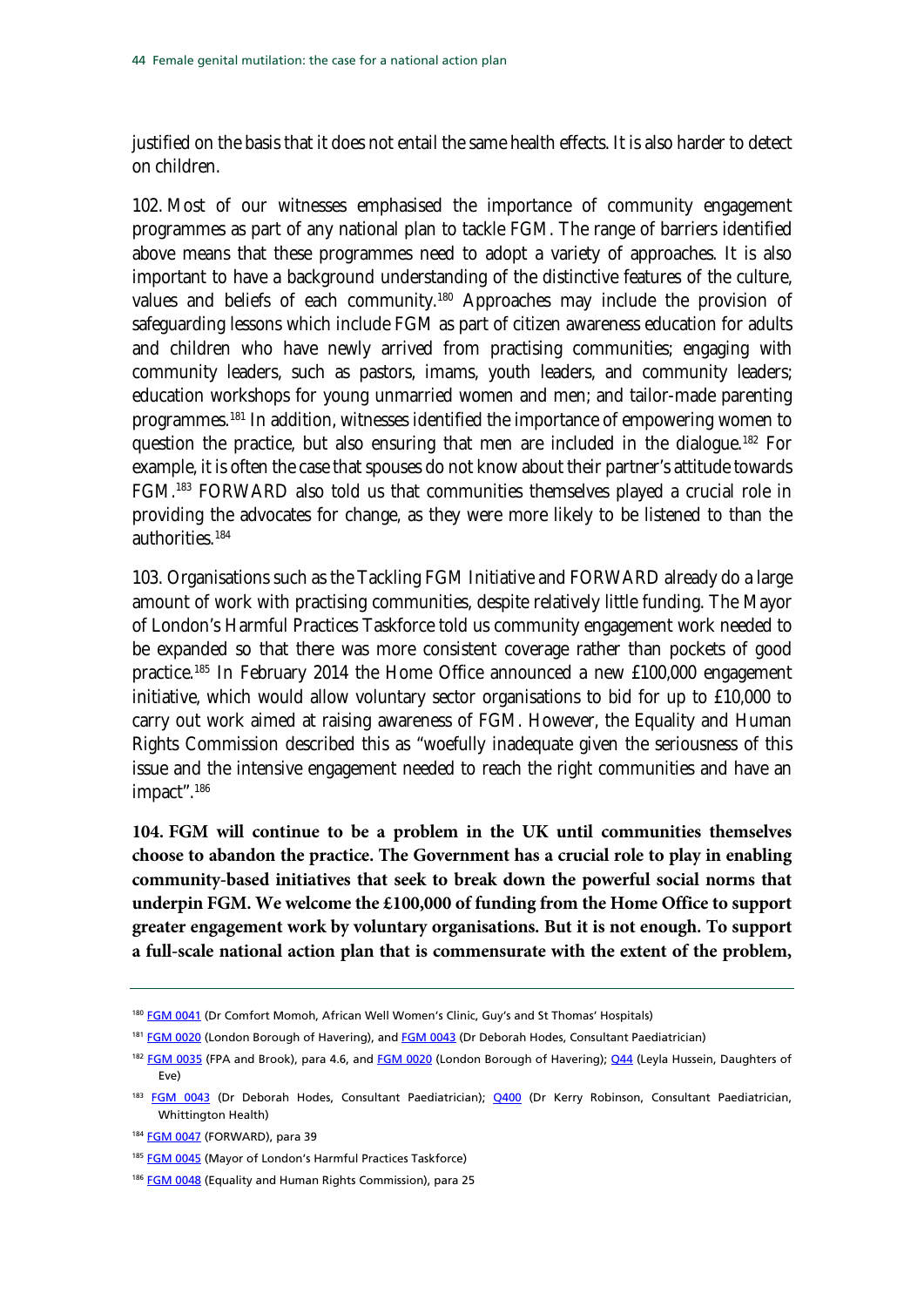justified on the basis that it does not entail the same health effects. It is also harder to detect on children.

102. Most of our witnesses emphasised the importance of community engagement programmes as part of any national plan to tackle FGM. The range of barriers identified above means that these programmes need to adopt a variety of approaches. It is also important to have a background understanding of the distinctive features of the culture, values and beliefs of each community.[180] Approaches may include the provision of safeguarding lessons which include FGM as part of citizen awareness education for adults and children who have newly arrived from practising communities; engaging with community leaders, such as pastors, imams, youth leaders, and community leaders; education workshops for young unmarried women and men; and tailor-made parenting programmes.[181] In addition, witnesses identified the importance of empowering women to question the practice, but also ensuring that men are included in the dialogue.[182] For example, it is often the case that spouses do not know about their partner's attitude towards FGM.[183] FORWARD also told us that communities themselves played a crucial role in providing the advocates for change, as they were more likely to be listened to than the authorities.[184]

103. Organisations such as the Tackling FGM Initiative and FORWARD already do a large amount of work with practising communities, despite relatively little funding. The Mayor of London's Harmful Practices Taskforce told us community engagement work needed to be expanded so that there was more consistent coverage rather than pockets of good practice.[185] In February 2014 the Home Office announced a new £100,000 engagement initiative, which would allow voluntary sector organisations to bid for up to £10,000 to carry out work aimed at raising awareness of FGM. However, the Equality and Human Rights Commission described this as "woefully inadequate given the seriousness of this issue and the intensive engagement needed to reach the right communities and have an impact".[186]

**104. FGM will continue to be a problem in the UK until communities themselves choose to abandon the practice. The Government has a crucial role to play in enabling community-based initiatives that seek to break down the powerful social norms that underpin FGM. We welcome the £100,000 of funding from the Home Office to support greater engagement work by voluntary organisations. But it is not enough. To support a full-scale national action plan that is commensurate with the extent of the problem,**

---

[180] FGM 0041 (Dr Comfort Momoh, African Well Women's Clinic, Guy's and St Thomas' Hospitals)

[181] FGM 0020 (London Borough of Havering), and FGM 0043 (Dr Deborah Hodes, Consultant Paediatrician)

[182] FGM 0035 (FPA and Brook), para 4.6, and FGM 0020 (London Borough of Havering); Q44 (Leyla Hussein, Daughters of Eve)

[183] FGM 0043 (Dr Deborah Hodes, Consultant Paediatrician); Q400 (Dr Kerry Robinson, Consultant Paediatrician, Whittington Health)

[184] FGM 0047 (FORWARD), para 39

[185] FGM 0045 (Mayor of London's Harmful Practices Taskforce)

[186] FGM 0048 (Equality and Human Rights Commission), para 25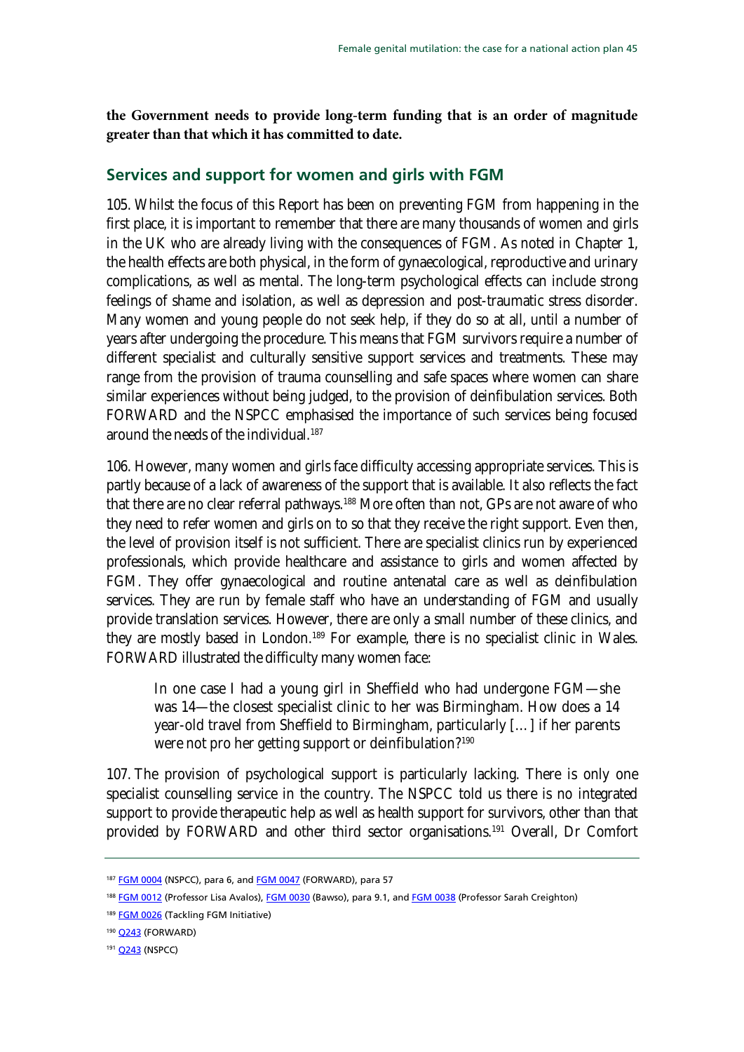**the Government needs to provide long-term funding that is an order of magnitude greater than that which it has committed to date.**

## Services and support for women and girls with FGM

105. Whilst the focus of this Report has been on preventing FGM from happening in the first place, it is important to remember that there are many thousands of women and girls in the UK who are already living with the consequences of FGM. As noted in Chapter 1, the health effects are both physical, in the form of gynaecological, reproductive and urinary complications, as well as mental. The long-term psychological effects can include strong feelings of shame and isolation, as well as depression and post-traumatic stress disorder. Many women and young people do not seek help, if they do so at all, until a number of years after undergoing the procedure. This means that FGM survivors require a number of different specialist and culturally sensitive support services and treatments. These may range from the provision of trauma counselling and safe spaces where women can share similar experiences without being judged, to the provision of deinfibulation services. Both FORWARD and the NSPCC emphasised the importance of such services being focused around the needs of the individual.[187]

106. However, many women and girls face difficulty accessing appropriate services. This is partly because of a lack of awareness of the support that is available. It also reflects the fact that there are no clear referral pathways.[188] More often than not, GPs are not aware of who they need to refer women and girls on to so that they receive the right support. Even then, the level of provision itself is not sufficient. There are specialist clinics run by experienced professionals, which provide healthcare and assistance to girls and women affected by FGM. They offer gynaecological and routine antenatal care as well as deinfibulation services. They are run by female staff who have an understanding of FGM and usually provide translation services. However, there are only a small number of these clinics, and they are mostly based in London.[189] For example, there is no specialist clinic in Wales. FORWARD illustrated the difficulty many women face:

> In one case I had a young girl in Sheffield who had undergone FGM—she was 14—the closest specialist clinic to her was Birmingham. How does a 14 year-old travel from Sheffield to Birmingham, particularly […] if her parents were not pro her getting support or deinfibulation?[190]

107. The provision of psychological support is particularly lacking. There is only one specialist counselling service in the country. The NSPCC told us there is no integrated support to provide therapeutic help as well as health support for survivors, other than that provided by FORWARD and other third sector organisations.[191] Overall, Dr Comfort

---

[187] FGM 0004 (NSPCC), para 6, and FGM 0047 (FORWARD), para 57

[188] FGM 0012 (Professor Lisa Avalos), FGM 0030 (Bawso), para 9.1, and FGM 0038 (Professor Sarah Creighton)

[189] FGM 0026 (Tackling FGM Initiative)

[190] Q243 (FORWARD)

[191] Q243 (NSPCC)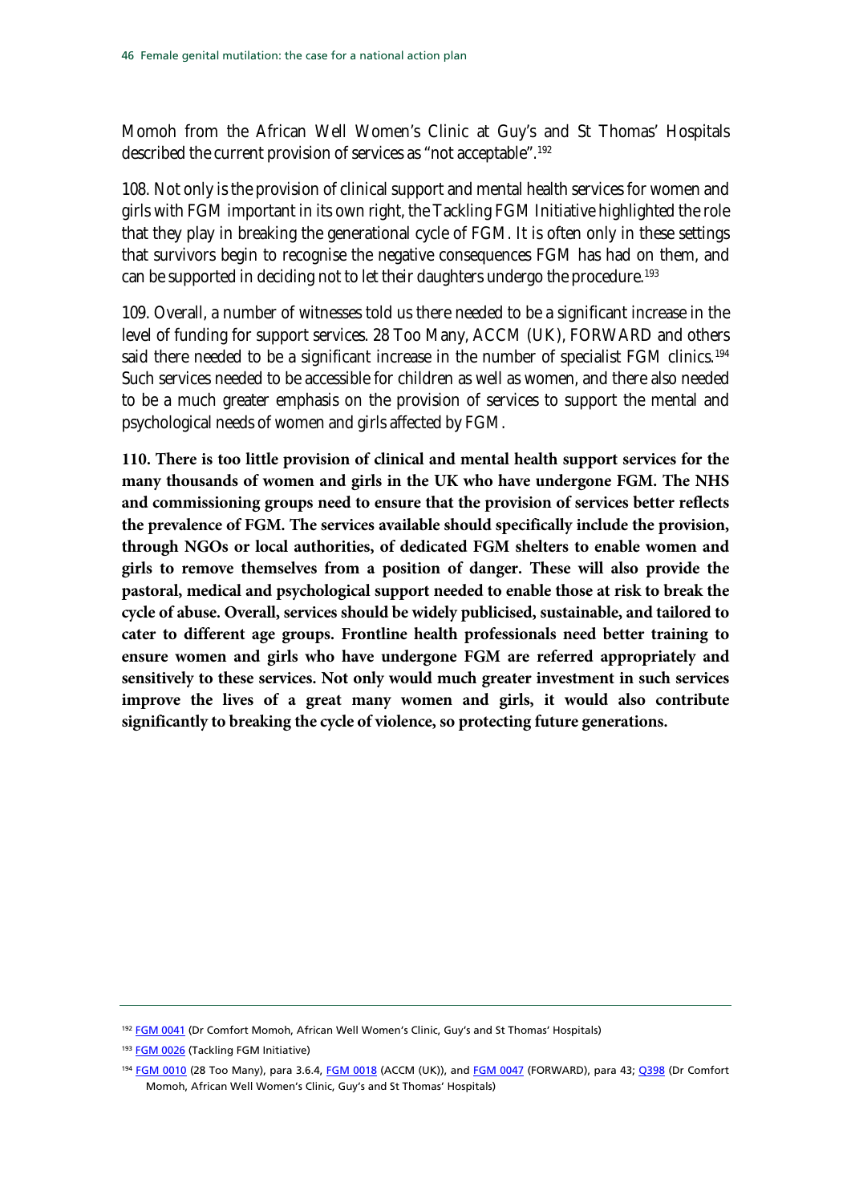Momoh from the African Well Women's Clinic at Guy's and St Thomas' Hospitals described the current provision of services as "not acceptable".[192]

108. Not only is the provision of clinical support and mental health services for women and girls with FGM important in its own right, the Tackling FGM Initiative highlighted the role that they play in breaking the generational cycle of FGM. It is often only in these settings that survivors begin to recognise the negative consequences FGM has had on them, and can be supported in deciding not to let their daughters undergo the procedure.[193]

109. Overall, a number of witnesses told us there needed to be a significant increase in the level of funding for support services. 28 Too Many, ACCM (UK), FORWARD and others said there needed to be a significant increase in the number of specialist FGM clinics.[194] Such services needed to be accessible for children as well as women, and there also needed to be a much greater emphasis on the provision of services to support the mental and psychological needs of women and girls affected by FGM.

**110. There is too little provision of clinical and mental health support services for the many thousands of women and girls in the UK who have undergone FGM. The NHS and commissioning groups need to ensure that the provision of services better reflects the prevalence of FGM. The services available should specifically include the provision, through NGOs or local authorities, of dedicated FGM shelters to enable women and girls to remove themselves from a position of danger. These will also provide the pastoral, medical and psychological support needed to enable those at risk to break the cycle of abuse. Overall, services should be widely publicised, sustainable, and tailored to cater to different age groups. Frontline health professionals need better training to ensure women and girls who have undergone FGM are referred appropriately and sensitively to these services. Not only would much greater investment in such services improve the lives of a great many women and girls, it would also contribute significantly to breaking the cycle of violence, so protecting future generations.**

---

[192] FGM 0041 (Dr Comfort Momoh, African Well Women's Clinic, Guy's and St Thomas' Hospitals)

[193] FGM 0026 (Tackling FGM Initiative)

[194] FGM 0010 (28 Too Many), para 3.6.4, FGM 0018 (ACCM (UK)), and FGM 0047 (FORWARD), para 43; Q398 (Dr Comfort Momoh, African Well Women's Clinic, Guy's and St Thomas' Hospitals)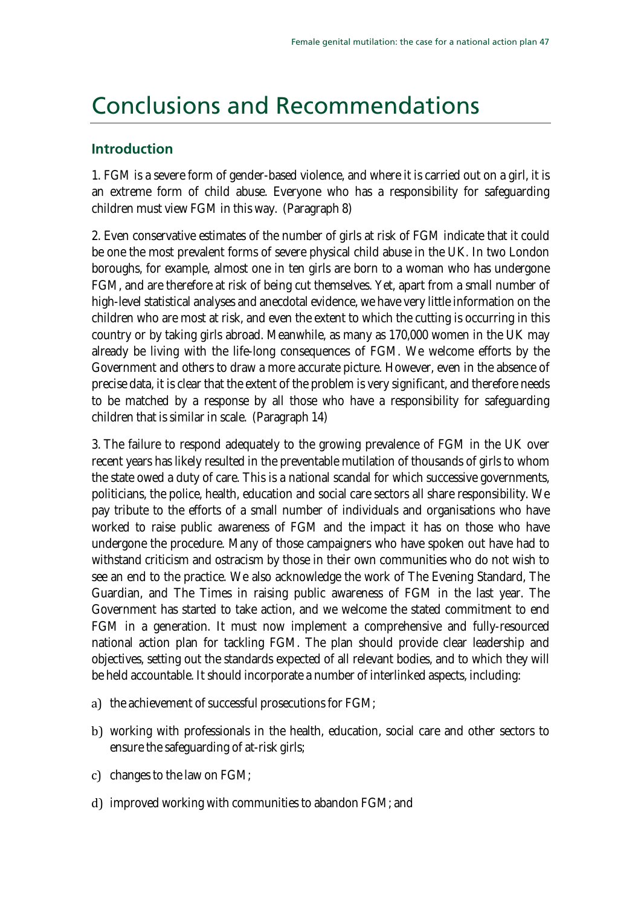# Conclusions and Recommendations

## Introduction

1. FGM is a severe form of gender-based violence, and where it is carried out on a girl, it is an extreme form of child abuse. Everyone who has a responsibility for safeguarding children must view FGM in this way. (Paragraph 8)

2. Even conservative estimates of the number of girls at risk of FGM indicate that it could be one the most prevalent forms of severe physical child abuse in the UK. In two London boroughs, for example, almost one in ten girls are born to a woman who has undergone FGM, and are therefore at risk of being cut themselves. Yet, apart from a small number of high-level statistical analyses and anecdotal evidence, we have very little information on the children who are most at risk, and even the extent to which the cutting is occurring in this country or by taking girls abroad. Meanwhile, as many as 170,000 women in the UK may already be living with the life-long consequences of FGM. We welcome efforts by the Government and others to draw a more accurate picture. However, even in the absence of precise data, it is clear that the extent of the problem is very significant, and therefore needs to be matched by a response by all those who have a responsibility for safeguarding children that is similar in scale. (Paragraph 14)

3. The failure to respond adequately to the growing prevalence of FGM in the UK over recent years has likely resulted in the preventable mutilation of thousands of girls to whom the state owed a duty of care. This is a national scandal for which successive governments, politicians, the police, health, education and social care sectors all share responsibility. We pay tribute to the efforts of a small number of individuals and organisations who have worked to raise public awareness of FGM and the impact it has on those who have undergone the procedure. Many of those campaigners who have spoken out have had to withstand criticism and ostracism by those in their own communities who do not wish to see an end to the practice. We also acknowledge the work of The Evening Standard, The Guardian, and The Times in raising public awareness of FGM in the last year. The Government has started to take action, and we welcome the stated commitment to end FGM in a generation. It must now implement a comprehensive and fully-resourced national action plan for tackling FGM. The plan should provide clear leadership and objectives, setting out the standards expected of all relevant bodies, and to which they will be held accountable. It should incorporate a number of interlinked aspects, including:

a) the achievement of successful prosecutions for FGM;

b) working with professionals in the health, education, social care and other sectors to ensure the safeguarding of at-risk girls;

c) changes to the law on FGM;

d) improved working with communities to abandon FGM; and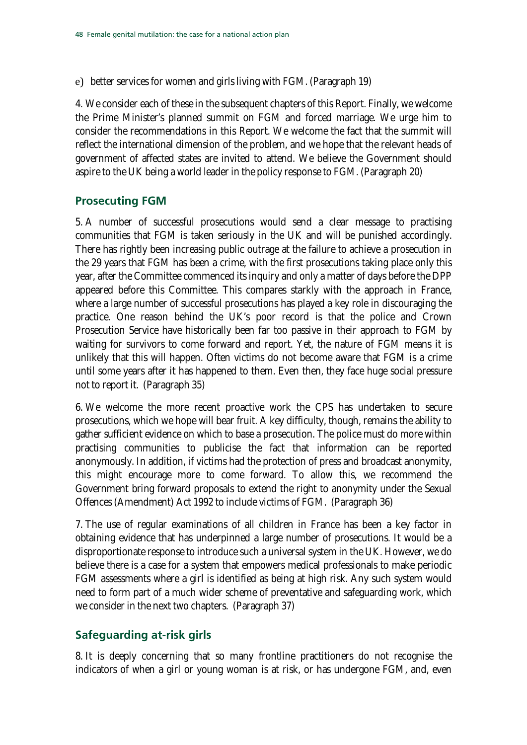e) better services for women and girls living with FGM. (Paragraph 19)

4. We consider each of these in the subsequent chapters of this Report. Finally, we welcome the Prime Minister's planned summit on FGM and forced marriage. We urge him to consider the recommendations in this Report. We welcome the fact that the summit will reflect the international dimension of the problem, and we hope that the relevant heads of government of affected states are invited to attend. We believe the Government should aspire to the UK being a world leader in the policy response to FGM. (Paragraph 20)

## Prosecuting FGM

5. A number of successful prosecutions would send a clear message to practising communities that FGM is taken seriously in the UK and will be punished accordingly. There has rightly been increasing public outrage at the failure to achieve a prosecution in the 29 years that FGM has been a crime, with the first prosecutions taking place only this year, after the Committee commenced its inquiry and only a matter of days before the DPP appeared before this Committee. This compares starkly with the approach in France, where a large number of successful prosecutions has played a key role in discouraging the practice. One reason behind the UK's poor record is that the police and Crown Prosecution Service have historically been far too passive in their approach to FGM by waiting for survivors to come forward and report. Yet, the nature of FGM means it is unlikely that this will happen. Often victims do not become aware that FGM is a crime until some years after it has happened to them. Even then, they face huge social pressure not to report it. (Paragraph 35)

6. We welcome the more recent proactive work the CPS has undertaken to secure prosecutions, which we hope will bear fruit. A key difficulty, though, remains the ability to gather sufficient evidence on which to base a prosecution. The police must do more within practising communities to publicise the fact that information can be reported anonymously. In addition, if victims had the protection of press and broadcast anonymity, this might encourage more to come forward. To allow this, we recommend the Government bring forward proposals to extend the right to anonymity under the Sexual Offences (Amendment) Act 1992 to include victims of FGM. (Paragraph 36)

7. The use of regular examinations of all children in France has been a key factor in obtaining evidence that has underpinned a large number of prosecutions. It would be a disproportionate response to introduce such a universal system in the UK. However, we do believe there is a case for a system that empowers medical professionals to make periodic FGM assessments where a girl is identified as being at high risk. Any such system would need to form part of a much wider scheme of preventative and safeguarding work, which we consider in the next two chapters. (Paragraph 37)

## Safeguarding at-risk girls

8. It is deeply concerning that so many frontline practitioners do not recognise the indicators of when a girl or young woman is at risk, or has undergone FGM, and, even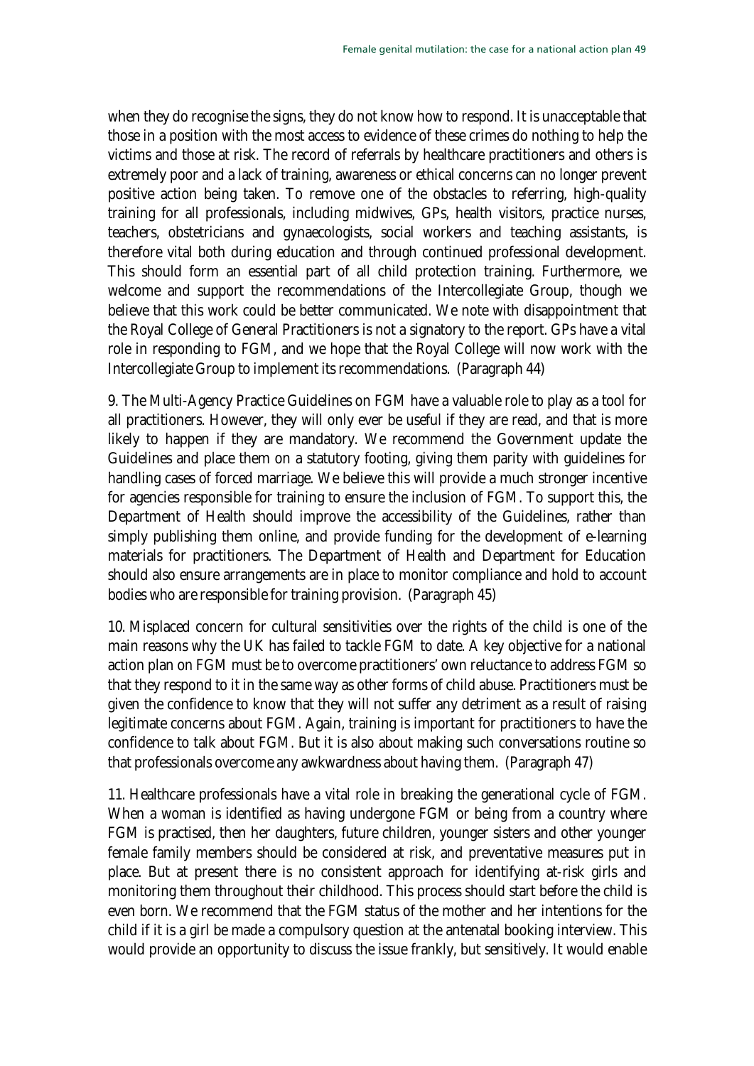when they do recognise the signs, they do not know how to respond. It is unacceptable that those in a position with the most access to evidence of these crimes do nothing to help the victims and those at risk. The record of referrals by healthcare practitioners and others is extremely poor and a lack of training, awareness or ethical concerns can no longer prevent positive action being taken. To remove one of the obstacles to referring, high-quality training for all professionals, including midwives, GPs, health visitors, practice nurses, teachers, obstetricians and gynaecologists, social workers and teaching assistants, is therefore vital both during education and through continued professional development. This should form an essential part of all child protection training. Furthermore, we welcome and support the recommendations of the Intercollegiate Group, though we believe that this work could be better communicated. We note with disappointment that the Royal College of General Practitioners is not a signatory to the report. GPs have a vital role in responding to FGM, and we hope that the Royal College will now work with the Intercollegiate Group to implement its recommendations. (Paragraph 44)

9. The Multi-Agency Practice Guidelines on FGM have a valuable role to play as a tool for all practitioners. However, they will only ever be useful if they are read, and that is more likely to happen if they are mandatory. We recommend the Government update the Guidelines and place them on a statutory footing, giving them parity with guidelines for handling cases of forced marriage. We believe this will provide a much stronger incentive for agencies responsible for training to ensure the inclusion of FGM. To support this, the Department of Health should improve the accessibility of the Guidelines, rather than simply publishing them online, and provide funding for the development of e-learning materials for practitioners. The Department of Health and Department for Education should also ensure arrangements are in place to monitor compliance and hold to account bodies who are responsible for training provision. (Paragraph 45)

10. Misplaced concern for cultural sensitivities over the rights of the child is one of the main reasons why the UK has failed to tackle FGM to date. A key objective for a national action plan on FGM must be to overcome practitioners' own reluctance to address FGM so that they respond to it in the same way as other forms of child abuse. Practitioners must be given the confidence to know that they will not suffer any detriment as a result of raising legitimate concerns about FGM. Again, training is important for practitioners to have the confidence to talk about FGM. But it is also about making such conversations routine so that professionals overcome any awkwardness about having them. (Paragraph 47)

11. Healthcare professionals have a vital role in breaking the generational cycle of FGM. When a woman is identified as having undergone FGM or being from a country where FGM is practised, then her daughters, future children, younger sisters and other younger female family members should be considered at risk, and preventative measures put in place. But at present there is no consistent approach for identifying at-risk girls and monitoring them throughout their childhood. This process should start before the child is even born. We recommend that the FGM status of the mother and her intentions for the child if it is a girl be made a compulsory question at the antenatal booking interview. This would provide an opportunity to discuss the issue frankly, but sensitively. It would enable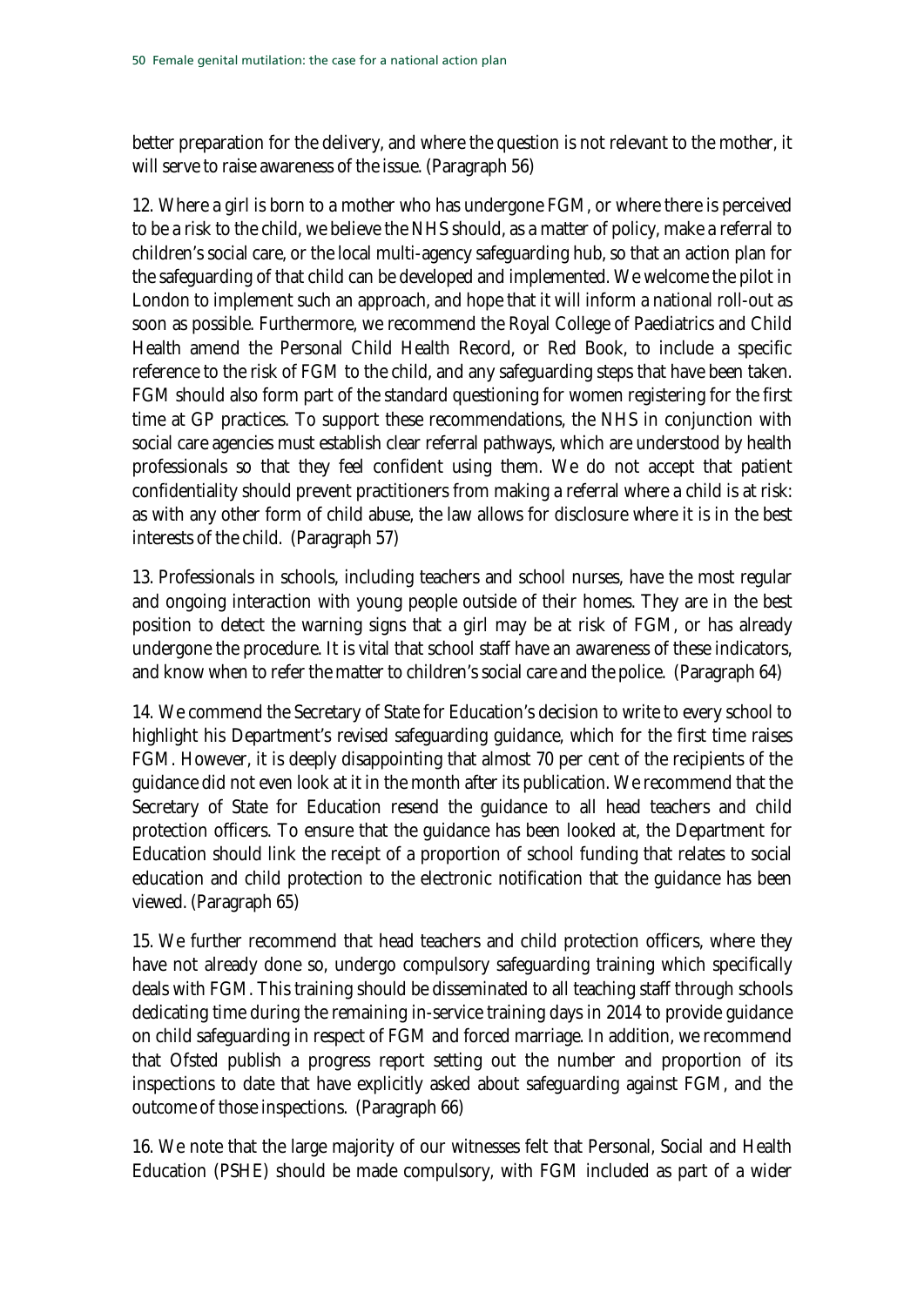better preparation for the delivery, and where the question is not relevant to the mother, it will serve to raise awareness of the issue. (Paragraph 56)

12. Where a girl is born to a mother who has undergone FGM, or where there is perceived to be a risk to the child, we believe the NHS should, as a matter of policy, make a referral to children's social care, or the local multi-agency safeguarding hub, so that an action plan for the safeguarding of that child can be developed and implemented. We welcome the pilot in London to implement such an approach, and hope that it will inform a national roll-out as soon as possible. Furthermore, we recommend the Royal College of Paediatrics and Child Health amend the Personal Child Health Record, or Red Book, to include a specific reference to the risk of FGM to the child, and any safeguarding steps that have been taken. FGM should also form part of the standard questioning for women registering for the first time at GP practices. To support these recommendations, the NHS in conjunction with social care agencies must establish clear referral pathways, which are understood by health professionals so that they feel confident using them. We do not accept that patient confidentiality should prevent practitioners from making a referral where a child is at risk: as with any other form of child abuse, the law allows for disclosure where it is in the best interests of the child. (Paragraph 57)

13. Professionals in schools, including teachers and school nurses, have the most regular and ongoing interaction with young people outside of their homes. They are in the best position to detect the warning signs that a girl may be at risk of FGM, or has already undergone the procedure. It is vital that school staff have an awareness of these indicators, and know when to refer the matter to children's social care and the police. (Paragraph 64)

14. We commend the Secretary of State for Education's decision to write to every school to highlight his Department's revised safeguarding guidance, which for the first time raises FGM. However, it is deeply disappointing that almost 70 per cent of the recipients of the guidance did not even look at it in the month after its publication. We recommend that the Secretary of State for Education resend the guidance to all head teachers and child protection officers. To ensure that the guidance has been looked at, the Department for Education should link the receipt of a proportion of school funding that relates to social education and child protection to the electronic notification that the guidance has been viewed. (Paragraph 65)

15. We further recommend that head teachers and child protection officers, where they have not already done so, undergo compulsory safeguarding training which specifically deals with FGM. This training should be disseminated to all teaching staff through schools dedicating time during the remaining in-service training days in 2014 to provide guidance on child safeguarding in respect of FGM and forced marriage. In addition, we recommend that Ofsted publish a progress report setting out the number and proportion of its inspections to date that have explicitly asked about safeguarding against FGM, and the outcome of those inspections. (Paragraph 66)

16. We note that the large majority of our witnesses felt that Personal, Social and Health Education (PSHE) should be made compulsory, with FGM included as part of a wider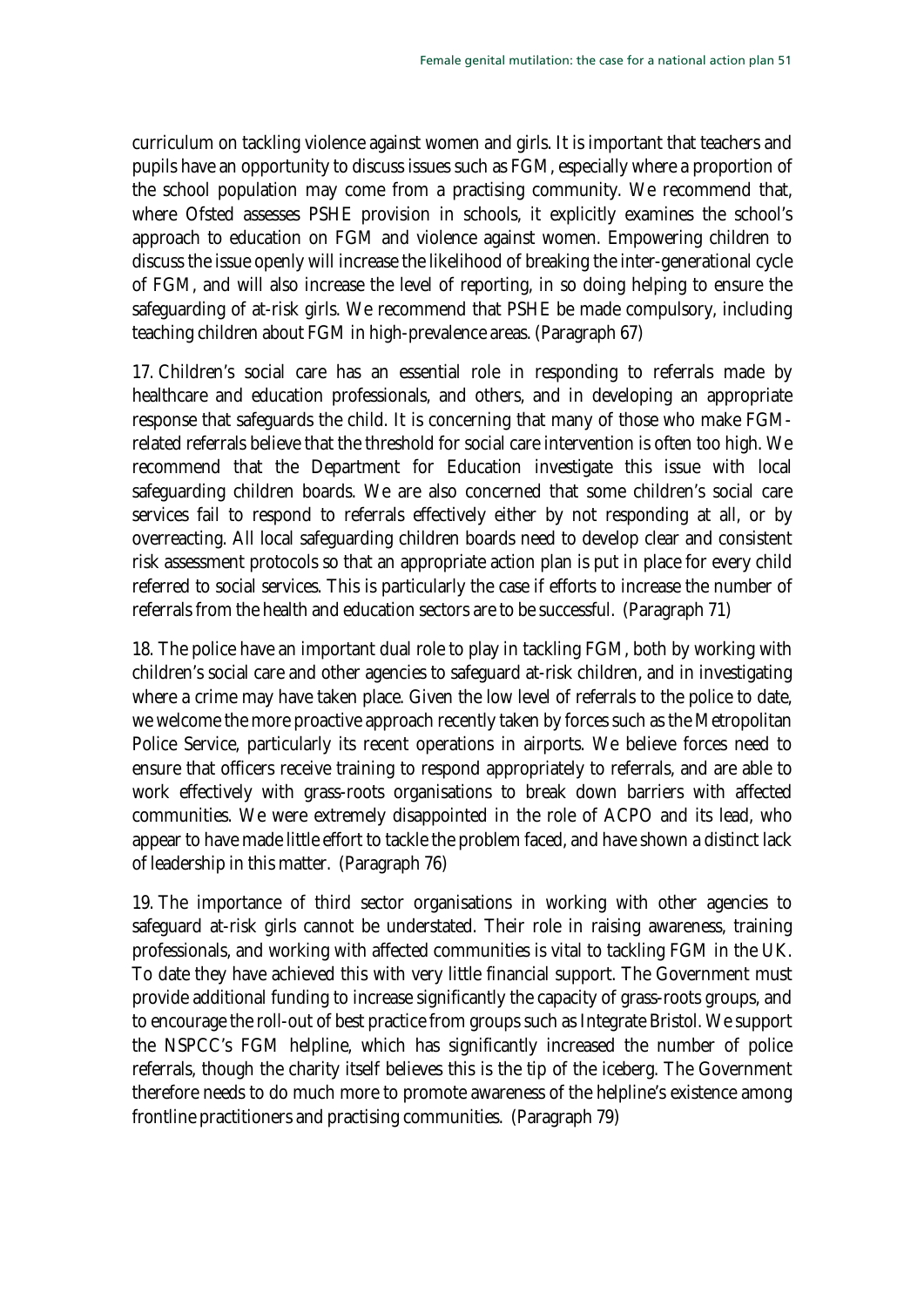curriculum on tackling violence against women and girls. It is important that teachers and pupils have an opportunity to discuss issues such as FGM, especially where a proportion of the school population may come from a practising community. **We recommend that, where Ofsted assesses PSHE provision in schools, it explicitly examines the school's approach to education on FGM and violence against women. Empowering children to discuss the issue openly will increase the likelihood of breaking the inter-generational cycle of FGM, and will also increase the level of reporting, in so doing helping to ensure the safeguarding of at-risk girls. We recommend that PSHE be made compulsory, including teaching children about FGM in high-prevalence areas.** (Paragraph 67)

17. Children's social care has an essential role in responding to referrals made by healthcare and education professionals, and others, and in developing an appropriate response that safeguards the child. It is concerning that many of those who make FGM-related referrals believe that the threshold for social care intervention is often too high. **We recommend that the Department for Education investigate this issue with local safeguarding children boards.** We are also concerned that some children's social care services fail to respond to referrals effectively either by not responding at all, or by overreacting. **All local safeguarding children boards need to develop clear and consistent risk assessment protocols so that an appropriate action plan is put in place for every child referred to social services. This is particularly the case if efforts to increase the number of referrals from the health and education sectors are to be successful.** (Paragraph 71)

18. The police have an important dual role to play in tackling FGM, both by working with children's social care and other agencies to safeguard at-risk children, and in investigating where a crime may have taken place. Given the low level of referrals to the police to date, we welcome the more proactive approach recently taken by forces such as the Metropolitan Police Service, particularly its recent operations in airports. **We believe forces need to ensure that officers receive training to respond appropriately to referrals, and are able to work effectively with grass-roots organisations to break down barriers with affected communities. We were extremely disappointed in the role of ACPO and its lead, who appear to have made little effort to tackle the problem faced, and have shown a distinct lack of leadership in this matter.** (Paragraph 76)

19. The importance of third sector organisations in working with other agencies to safeguard at-risk girls cannot be understated. Their role in raising awareness, training professionals, and working with affected communities is vital to tackling FGM in the UK. To date they have achieved this with very little financial support. **The Government must provide additional funding to increase significantly the capacity of grass-roots groups, and to encourage the roll-out of best practice from groups such as Integrate Bristol.** We support the NSPCC's FGM helpline, which has significantly increased the number of police referrals, though the charity itself believes this is the tip of the iceberg. **The Government therefore needs to do much more to promote awareness of the helpline's existence among frontline practitioners and practising communities.** (Paragraph 79)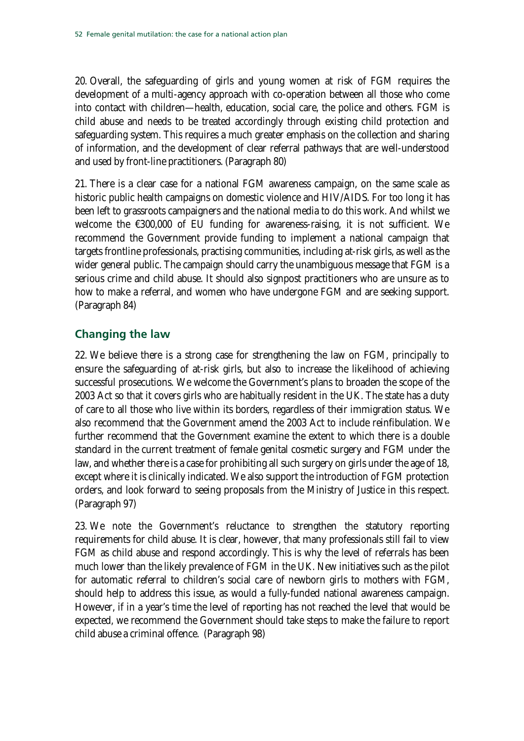20. Overall, the safeguarding of girls and young women at risk of FGM requires the development of a multi-agency approach with co-operation between all those who come into contact with children—health, education, social care, the police and others. FGM is child abuse and needs to be treated accordingly through existing child protection and safeguarding system. This requires a much greater emphasis on the collection and sharing of information, and the development of clear referral pathways that are well-understood and used by front-line practitioners. (Paragraph 80)

21. There is a clear case for a national FGM awareness campaign, on the same scale as historic public health campaigns on domestic violence and HIV/AIDS. For too long it has been left to grassroots campaigners and the national media to do this work. And whilst we welcome the €300,000 of EU funding for awareness-raising, it is not sufficient. We recommend the Government provide funding to implement a national campaign that targets frontline professionals, practising communities, including at-risk girls, as well as the wider general public. The campaign should carry the unambiguous message that FGM is a serious crime and child abuse. It should also signpost practitioners who are unsure as to how to make a referral, and women who have undergone FGM and are seeking support. (Paragraph 84)

## Changing the law

22. We believe there is a strong case for strengthening the law on FGM, principally to ensure the safeguarding of at-risk girls, but also to increase the likelihood of achieving successful prosecutions. We welcome the Government's plans to broaden the scope of the 2003 Act so that it covers girls who are habitually resident in the UK. The state has a duty of care to all those who live within its borders, regardless of their immigration status. We also recommend that the Government amend the 2003 Act to include reinfibulation. We further recommend that the Government examine the extent to which there is a double standard in the current treatment of female genital cosmetic surgery and FGM under the law, and whether there is a case for prohibiting all such surgery on girls under the age of 18, except where it is clinically indicated. We also support the introduction of FGM protection orders, and look forward to seeing proposals from the Ministry of Justice in this respect. (Paragraph 97)

23. We note the Government's reluctance to strengthen the statutory reporting requirements for child abuse. It is clear, however, that many professionals still fail to view FGM as child abuse and respond accordingly. This is why the level of referrals has been much lower than the likely prevalence of FGM in the UK. New initiatives such as the pilot for automatic referral to children's social care of newborn girls to mothers with FGM, should help to address this issue, as would a fully-funded national awareness campaign. However, if in a year's time the level of reporting has not reached the level that would be expected, we recommend the Government should take steps to make the failure to report child abuse a criminal offence. (Paragraph 98)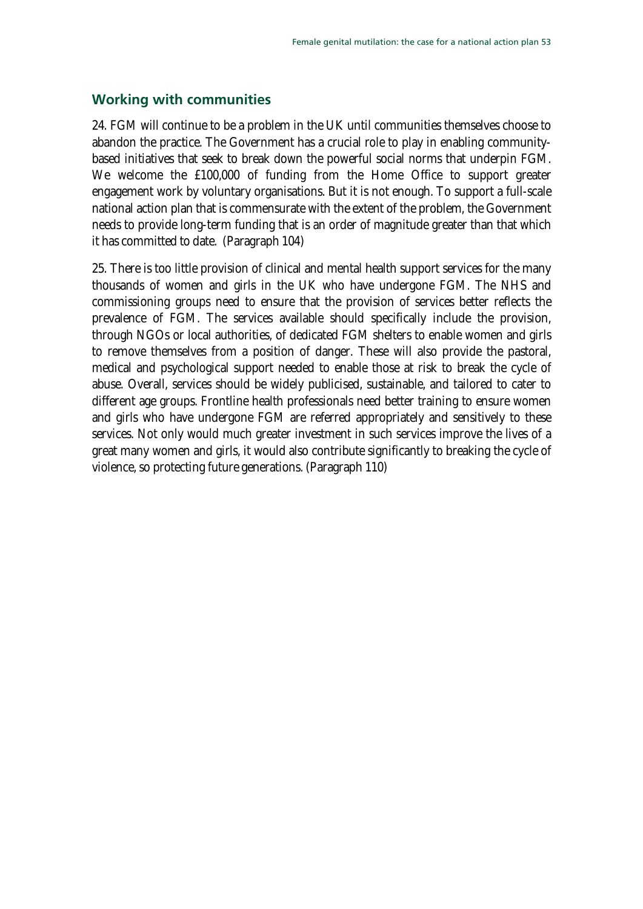## Working with communities

24. FGM will continue to be a problem in the UK until communities themselves choose to abandon the practice. The Government has a crucial role to play in enabling community-based initiatives that seek to break down the powerful social norms that underpin FGM. We welcome the £100,000 of funding from the Home Office to support greater engagement work by voluntary organisations. But it is not enough. To support a full-scale national action plan that is commensurate with the extent of the problem, the Government needs to provide long-term funding that is an order of magnitude greater than that which it has committed to date. (Paragraph 104)

25. There is too little provision of clinical and mental health support services for the many thousands of women and girls in the UK who have undergone FGM. The NHS and commissioning groups need to ensure that the provision of services better reflects the prevalence of FGM. The services available should specifically include the provision, through NGOs or local authorities, of dedicated FGM shelters to enable women and girls to remove themselves from a position of danger. These will also provide the pastoral, medical and psychological support needed to enable those at risk to break the cycle of abuse. Overall, services should be widely publicised, sustainable, and tailored to cater to different age groups. Frontline health professionals need better training to ensure women and girls who have undergone FGM are referred appropriately and sensitively to these services. Not only would much greater investment in such services improve the lives of a great many women and girls, it would also contribute significantly to breaking the cycle of violence, so protecting future generations. (Paragraph 110)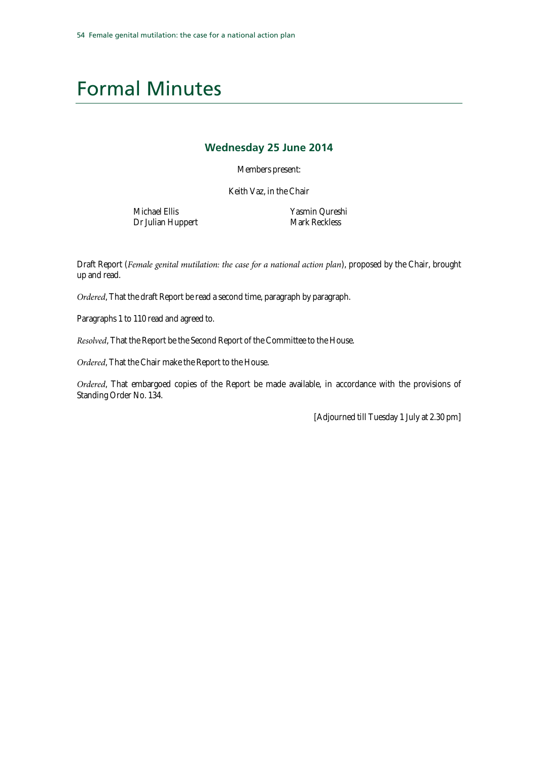# Formal Minutes

### Wednesday 25 June 2014

Members present:

Keith Vaz, in the Chair

Michael Ellis
Dr Julian Huppert
Yasmin Qureshi
Mark Reckless

Draft Report (*Female genital mutilation: the case for a national action plan*), proposed by the Chair, brought up and read.

*Ordered*, That the draft Report be read a second time, paragraph by paragraph.

Paragraphs 1 to 110 read and agreed to.

*Resolved*, That the Report be the Second Report of the Committee to the House.

*Ordered*, That the Chair make the Report to the House.

*Ordered*, That embargoed copies of the Report be made available, in accordance with the provisions of Standing Order No. 134.

[Adjourned till Tuesday 1 July at 2.30 pm]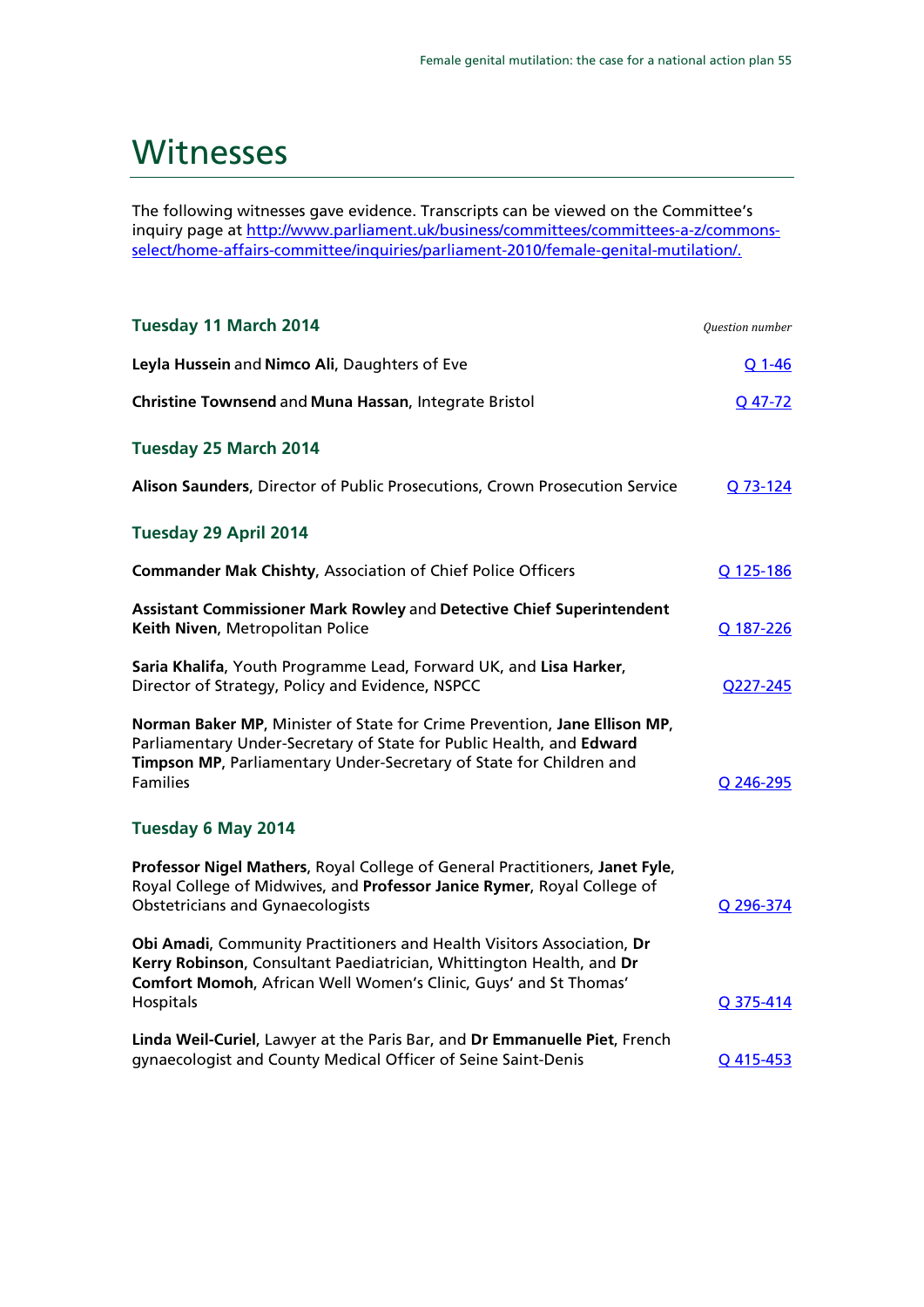# Witnesses

The following witnesses gave evidence. Transcripts can be viewed on the Committee's inquiry page at [http://www.parliament.uk/business/committees/committees-a-z/commons-select/home-affairs-committee/inquiries/parliament-2010/female-genital-mutilation/.](http://www.parliament.uk/business/committees/committees-a-z/commons-select/home-affairs-committee/inquiries/parliament-2010/female-genital-mutilation/)

### Tuesday 11 March 2014

*Question number*

**Leyla Hussein** and **Nimco Ali**, Daughters of Eve — Q 1-46

**Christine Townsend** and **Muna Hassan**, Integrate Bristol — Q 47-72

### Tuesday 25 March 2014

**Alison Saunders**, Director of Public Prosecutions, Crown Prosecution Service — Q 73-124

### Tuesday 29 April 2014

**Commander Mak Chishty**, Association of Chief Police Officers — Q 125-186

**Assistant Commissioner Mark Rowley** and **Detective Chief Superintendent Keith Niven**, Metropolitan Police — Q 187-226

**Saria Khalifa**, Youth Programme Lead, Forward UK, and **Lisa Harker**, Director of Strategy, Policy and Evidence, NSPCC — Q227-245

**Norman Baker MP**, Minister of State for Crime Prevention, **Jane Ellison MP**, Parliamentary Under-Secretary of State for Public Health, and **Edward Timpson MP**, Parliamentary Under-Secretary of State for Children and Families — Q 246-295

### Tuesday 6 May 2014

**Professor Nigel Mathers**, Royal College of General Practitioners, **Janet Fyle**, Royal College of Midwives, and **Professor Janice Rymer**, Royal College of Obstetricians and Gynaecologists — Q 296-374

**Obi Amadi**, Community Practitioners and Health Visitors Association, **Dr Kerry Robinson**, Consultant Paediatrician, Whittington Health, and **Dr Comfort Momoh**, African Well Women's Clinic, Guys' and St Thomas' Hospitals — Q 375-414

**Linda Weil-Curiel**, Lawyer at the Paris Bar, and **Dr Emmanuelle Piet**, French gynaecologist and County Medical Officer of Seine Saint-Denis — Q 415-453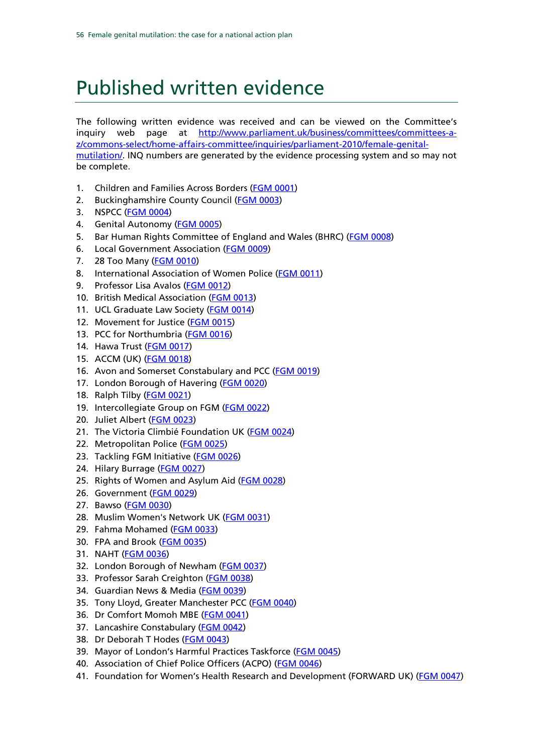# Published written evidence

The following written evidence was received and can be viewed on the Committee's inquiry web page at http://www.parliament.uk/business/committees/committees-a-z/commons-select/home-affairs-committee/inquiries/parliament-2010/female-genital-mutilation/. INQ numbers are generated by the evidence processing system and so may not be complete.

1. Children and Families Across Borders (FGM 0001)
2. Buckinghamshire County Council (FGM 0003)
3. NSPCC (FGM 0004)
4. Genital Autonomy (FGM 0005)
5. Bar Human Rights Committee of England and Wales (BHRC) (FGM 0008)
6. Local Government Association (FGM 0009)
7. 28 Too Many (FGM 0010)
8. International Association of Women Police (FGM 0011)
9. Professor Lisa Avalos (FGM 0012)
10. British Medical Association (FGM 0013)
11. UCL Graduate Law Society (FGM 0014)
12. Movement for Justice (FGM 0015)
13. PCC for Northumbria (FGM 0016)
14. Hawa Trust (FGM 0017)
15. ACCM (UK) (FGM 0018)
16. Avon and Somerset Constabulary and PCC (FGM 0019)
17. London Borough of Havering (FGM 0020)
18. Ralph Tilby (FGM 0021)
19. Intercollegiate Group on FGM (FGM 0022)
20. Juliet Albert (FGM 0023)
21. The Victoria Climbié Foundation UK (FGM 0024)
22. Metropolitan Police (FGM 0025)
23. Tackling FGM Initiative (FGM 0026)
24. Hilary Burrage (FGM 0027)
25. Rights of Women and Asylum Aid (FGM 0028)
26. Government (FGM 0029)
27. Bawso (FGM 0030)
28. Muslim Women's Network UK (FGM 0031)
29. Fahma Mohamed (FGM 0033)
30. FPA and Brook (FGM 0035)
31. NAHT (FGM 0036)
32. London Borough of Newham (FGM 0037)
33. Professor Sarah Creighton (FGM 0038)
34. Guardian News & Media (FGM 0039)
35. Tony Lloyd, Greater Manchester PCC (FGM 0040)
36. Dr Comfort Momoh MBE (FGM 0041)
37. Lancashire Constabulary (FGM 0042)
38. Dr Deborah T Hodes (FGM 0043)
39. Mayor of London's Harmful Practices Taskforce (FGM 0045)
40. Association of Chief Police Officers (ACPO) (FGM 0046)
41. Foundation for Women's Health Research and Development (FORWARD UK) (FGM 0047)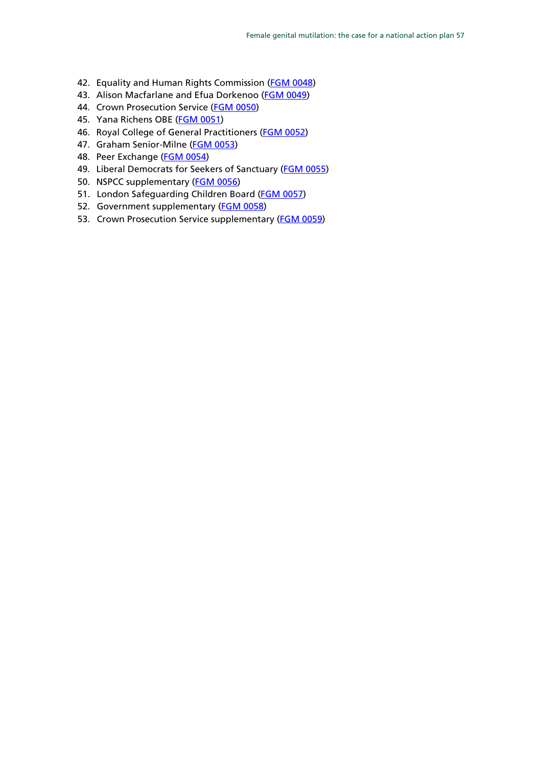42. Equality and Human Rights Commission (FGM 0048)
43. Alison Macfarlane and Efua Dorkenoo (FGM 0049)
44. Crown Prosecution Service (FGM 0050)
45. Yana Richens OBE (FGM 0051)
46. Royal College of General Practitioners (FGM 0052)
47. Graham Senior-Milne (FGM 0053)
48. Peer Exchange (FGM 0054)
49. Liberal Democrats for Seekers of Sanctuary (FGM 0055)
50. NSPCC supplementary (FGM 0056)
51. London Safeguarding Children Board (FGM 0057)
52. Government supplementary (FGM 0058)
53. Crown Prosecution Service supplementary (FGM 0059)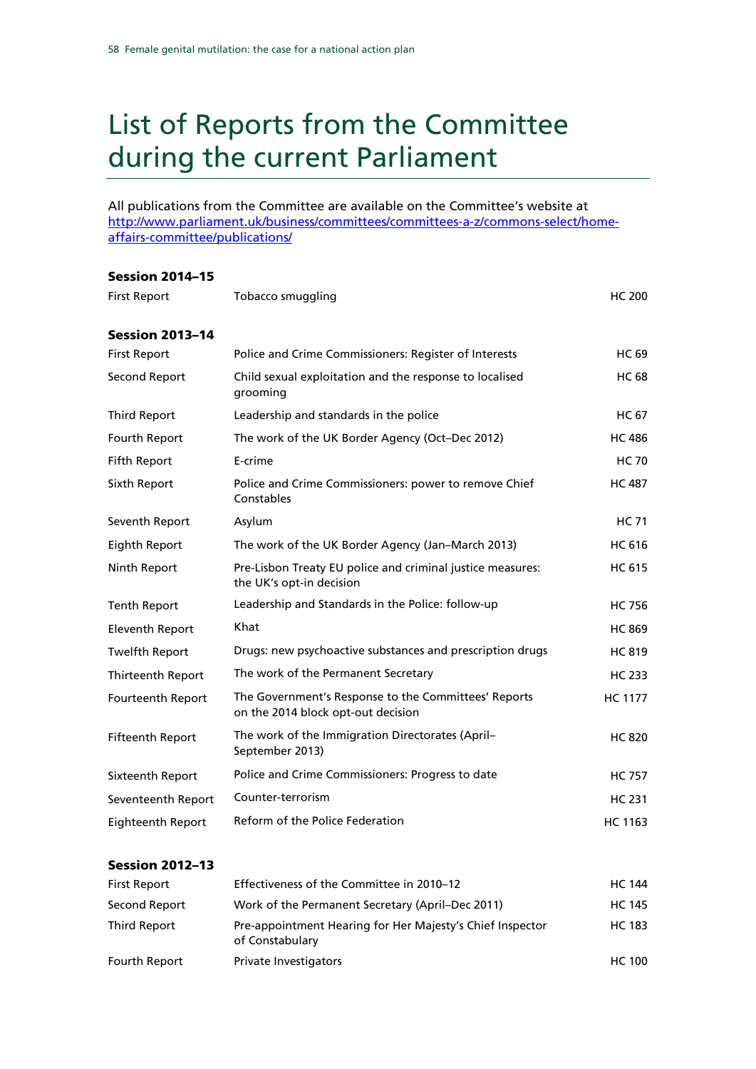# List of Reports from the Committee during the current Parliament

All publications from the Committee are available on the Committee's website at http://www.parliament.uk/business/committees/committees-a-z/commons-select/home-affairs-committee/publications/

### Session 2014–15

| | | |
|---|---|---|
| First Report | Tobacco smuggling | HC 200 |

### Session 2013–14

| | | |
|---|---|---|
| First Report | Police and Crime Commissioners: Register of Interests | HC 69 |
| Second Report | Child sexual exploitation and the response to localised grooming | HC 68 |
| Third Report | Leadership and standards in the police | HC 67 |
| Fourth Report | The work of the UK Border Agency (Oct–Dec 2012) | HC 486 |
| Fifth Report | E-crime | HC 70 |
| Sixth Report | Police and Crime Commissioners: power to remove Chief Constables | HC 487 |
| Seventh Report | Asylum | HC 71 |
| Eighth Report | The work of the UK Border Agency (Jan–March 2013) | HC 616 |
| Ninth Report | Pre-Lisbon Treaty EU police and criminal justice measures: the UK's opt-in decision | HC 615 |
| Tenth Report | Leadership and Standards in the Police: follow-up | HC 756 |
| Eleventh Report | Khat | HC 869 |
| Twelfth Report | Drugs: new psychoactive substances and prescription drugs | HC 819 |
| Thirteenth Report | The work of the Permanent Secretary | HC 233 |
| Fourteenth Report | The Government's Response to the Committees' Reports on the 2014 block opt-out decision | HC 1177 |
| Fifteenth Report | The work of the Immigration Directorates (April–September 2013) | HC 820 |
| Sixteenth Report | Police and Crime Commissioners: Progress to date | HC 757 |
| Seventeenth Report | Counter-terrorism | HC 231 |
| Eighteenth Report | Reform of the Police Federation | HC 1163 |

### Session 2012–13

| | | |
|---|---|---|
| First Report | Effectiveness of the Committee in 2010–12 | HC 144 |
| Second Report | Work of the Permanent Secretary (April–Dec 2011) | HC 145 |
| Third Report | Pre-appointment Hearing for Her Majesty's Chief Inspector of Constabulary | HC 183 |
| Fourth Report | Private Investigators | HC 100 |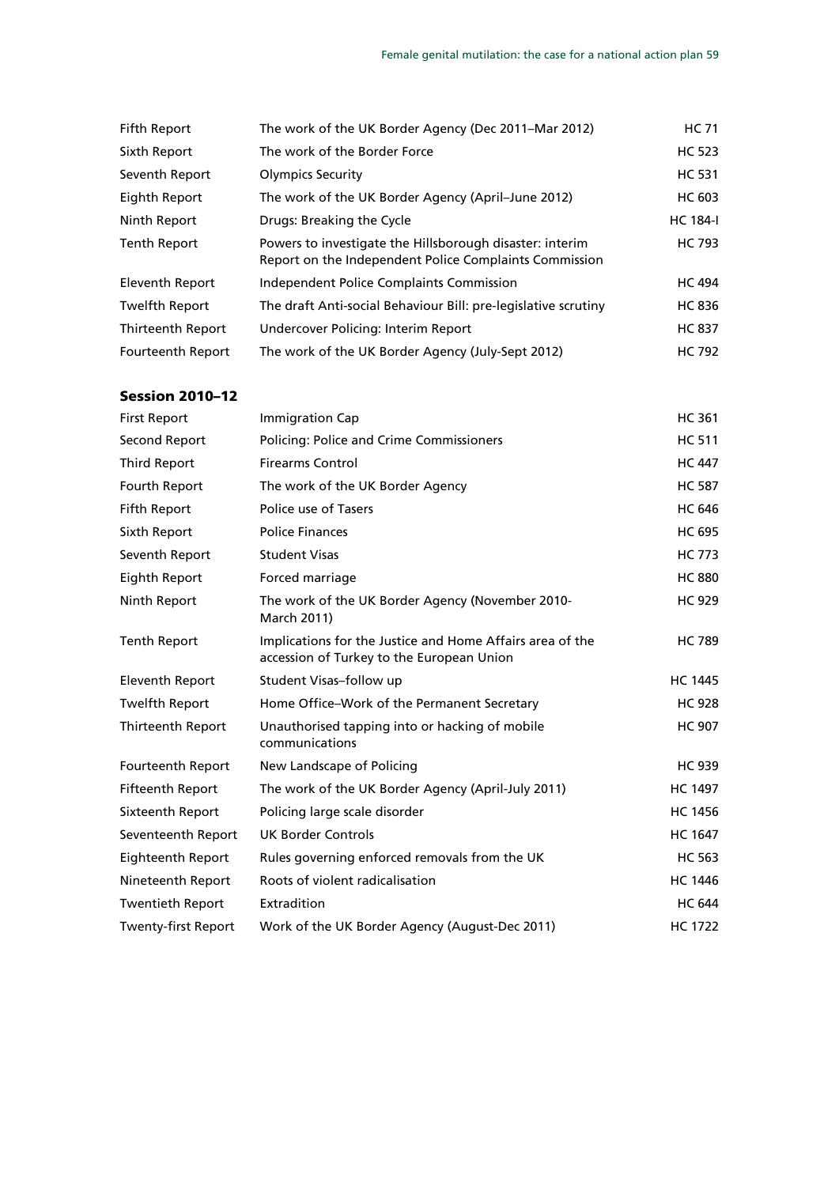| | | |
|---|---|---|
| Fifth Report | The work of the UK Border Agency (Dec 2011–Mar 2012) | HC 71 |
| Sixth Report | The work of the Border Force | HC 523 |
| Seventh Report | Olympics Security | HC 531 |
| Eighth Report | The work of the UK Border Agency (April–June 2012) | HC 603 |
| Ninth Report | Drugs: Breaking the Cycle | HC 184-I |
| Tenth Report | Powers to investigate the Hillsborough disaster: interim Report on the Independent Police Complaints Commission | HC 793 |
| Eleventh Report | Independent Police Complaints Commission | HC 494 |
| Twelfth Report | The draft Anti-social Behaviour Bill: pre-legislative scrutiny | HC 836 |
| Thirteenth Report | Undercover Policing: Interim Report | HC 837 |
| Fourteenth Report | The work of the UK Border Agency (July-Sept 2012) | HC 792 |

### Session 2010–12

| | | |
|---|---|---|
| First Report | Immigration Cap | HC 361 |
| Second Report | Policing: Police and Crime Commissioners | HC 511 |
| Third Report | Firearms Control | HC 447 |
| Fourth Report | The work of the UK Border Agency | HC 587 |
| Fifth Report | Police use of Tasers | HC 646 |
| Sixth Report | Police Finances | HC 695 |
| Seventh Report | Student Visas | HC 773 |
| Eighth Report | Forced marriage | HC 880 |
| Ninth Report | The work of the UK Border Agency (November 2010-March 2011) | HC 929 |
| Tenth Report | Implications for the Justice and Home Affairs area of the accession of Turkey to the European Union | HC 789 |
| Eleventh Report | Student Visas–follow up | HC 1445 |
| Twelfth Report | Home Office–Work of the Permanent Secretary | HC 928 |
| Thirteenth Report | Unauthorised tapping into or hacking of mobile communications | HC 907 |
| Fourteenth Report | New Landscape of Policing | HC 939 |
| Fifteenth Report | The work of the UK Border Agency (April-July 2011) | HC 1497 |
| Sixteenth Report | Policing large scale disorder | HC 1456 |
| Seventeenth Report | UK Border Controls | HC 1647 |
| Eighteenth Report | Rules governing enforced removals from the UK | HC 563 |
| Nineteenth Report | Roots of violent radicalisation | HC 1446 |
| Twentieth Report | Extradition | HC 644 |
| Twenty-first Report | Work of the UK Border Agency (August-Dec 2011) | HC 1722 |